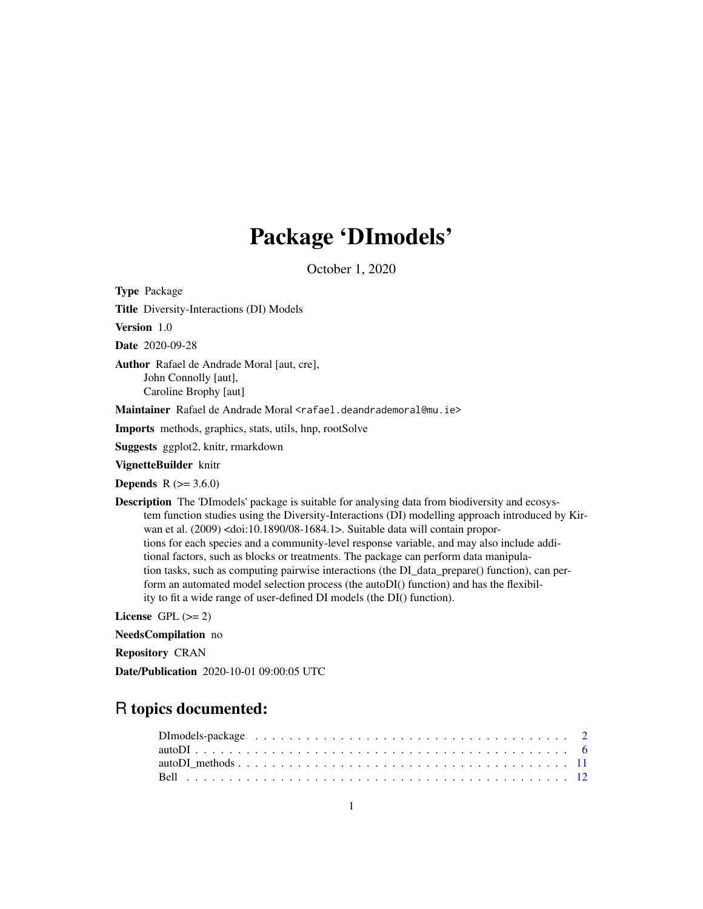# Package 'DImodels'

October 1, 2020

**Type** Package

**Title** Diversity-Interactions (DI) Models

**Version** 1.0

**Date** 2020-09-28

**Author** Rafael de Andrade Moral [aut, cre],
John Connolly [aut],
Caroline Brophy [aut]

**Maintainer** Rafael de Andrade Moral <rafael.deandrademoral@mu.ie>

**Imports** methods, graphics, stats, utils, hnp, rootSolve

**Suggests** ggplot2, knitr, rmarkdown

**VignetteBuilder** knitr

**Depends** R (>= 3.6.0)

**Description** The 'DImodels' package is suitable for analysing data from biodiversity and ecosystem function studies using the Diversity-Interactions (DI) modelling approach introduced by Kirwan et al. (2009) <doi:10.1890/08-1684.1>. Suitable data will contain proportions for each species and a community-level response variable, and may also include additional factors, such as blocks or treatments. The package can perform data manipulation tasks, such as computing pairwise interactions (the DI_data_prepare() function), can perform an automated model selection process (the autoDI() function) and has the flexibility to fit a wide range of user-defined DI models (the DI() function).

**License** GPL (>= 2)

**NeedsCompilation** no

**Repository** CRAN

**Date/Publication** 2020-10-01 09:00:05 UTC

## R topics documented:

| | |
|---|---|
| DImodels-package | 2 |
| autoDI | 6 |
| autoDI_methods | 11 |
| Bell | 12 |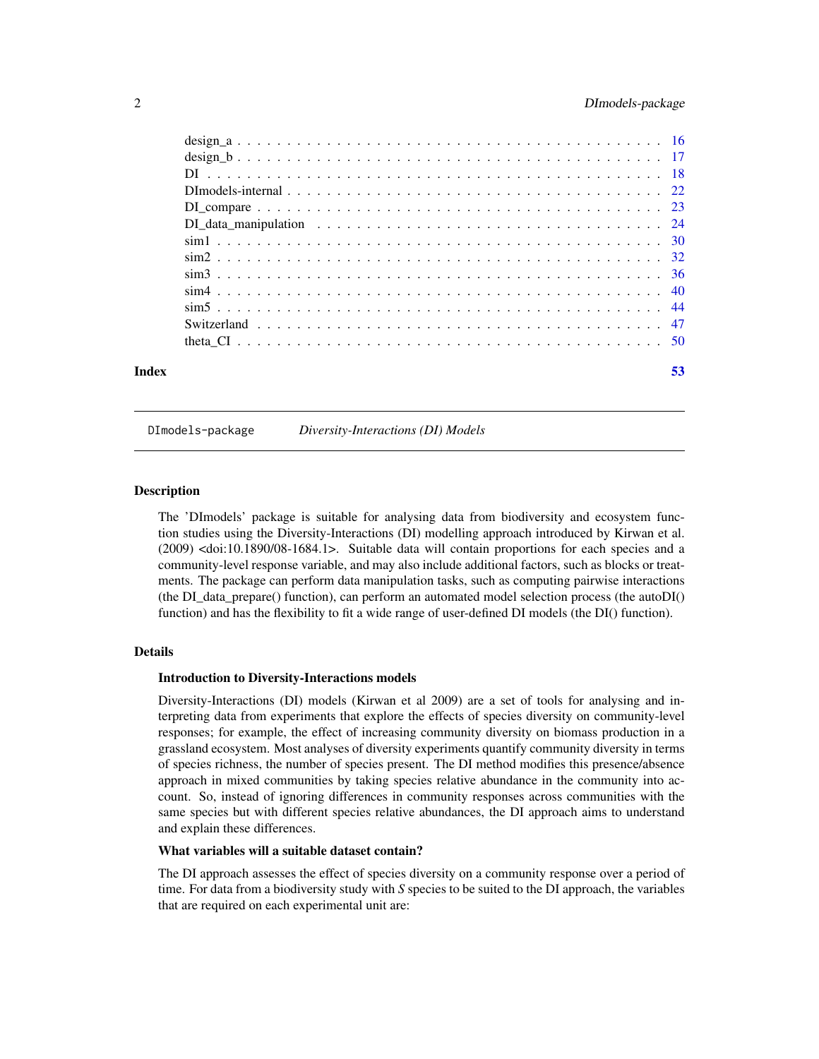design_a . . . . . . . . . . . . . . . . . . . . . . . . . . . . . . . . . . . . . . . 16
design_b . . . . . . . . . . . . . . . . . . . . . . . . . . . . . . . . . . . . . . . 17
DI . . . . . . . . . . . . . . . . . . . . . . . . . . . . . . . . . . . . . . . . . . 18
DImodels-internal . . . . . . . . . . . . . . . . . . . . . . . . . . . . . . . . . . 22
DI_compare . . . . . . . . . . . . . . . . . . . . . . . . . . . . . . . . . . . . . . 23
DI_data_manipulation . . . . . . . . . . . . . . . . . . . . . . . . . . . . . . . . 24
sim1 . . . . . . . . . . . . . . . . . . . . . . . . . . . . . . . . . . . . . . . . . 30
sim2 . . . . . . . . . . . . . . . . . . . . . . . . . . . . . . . . . . . . . . . . . 32
sim3 . . . . . . . . . . . . . . . . . . . . . . . . . . . . . . . . . . . . . . . . . 36
sim4 . . . . . . . . . . . . . . . . . . . . . . . . . . . . . . . . . . . . . . . . . 40
sim5 . . . . . . . . . . . . . . . . . . . . . . . . . . . . . . . . . . . . . . . . . 44
Switzerland . . . . . . . . . . . . . . . . . . . . . . . . . . . . . . . . . . . . . 47
theta_CI . . . . . . . . . . . . . . . . . . . . . . . . . . . . . . . . . . . . . . . 50

**Index** 53

---

`DImodels-package` *Diversity-Interactions (DI) Models*

---

## Description

The 'DImodels' package is suitable for analysing data from biodiversity and ecosystem function studies using the Diversity-Interactions (DI) modelling approach introduced by Kirwan et al. (2009) <doi:10.1890/08-1684.1>. Suitable data will contain proportions for each species and a community-level response variable, and may also include additional factors, such as blocks or treatments. The package can perform data manipulation tasks, such as computing pairwise interactions (the DI_data_prepare() function), can perform an automated model selection process (the autoDI() function) and has the flexibility to fit a wide range of user-defined DI models (the DI() function).

## Details

### Introduction to Diversity-Interactions models

Diversity-Interactions (DI) models (Kirwan et al 2009) are a set of tools for analysing and interpreting data from experiments that explore the effects of species diversity on community-level responses; for example, the effect of increasing community diversity on biomass production in a grassland ecosystem. Most analyses of diversity experiments quantify community diversity in terms of species richness, the number of species present. The DI method modifies this presence/absence approach in mixed communities by taking species relative abundance in the community into account. So, instead of ignoring differences in community responses across communities with the same species but with different species relative abundances, the DI approach aims to understand and explain these differences.

### What variables will a suitable dataset contain?

The DI approach assesses the effect of species diversity on a community response over a period of time. For data from a biodiversity study with $S$ species to be suited to the DI approach, the variables that are required on each experimental unit are: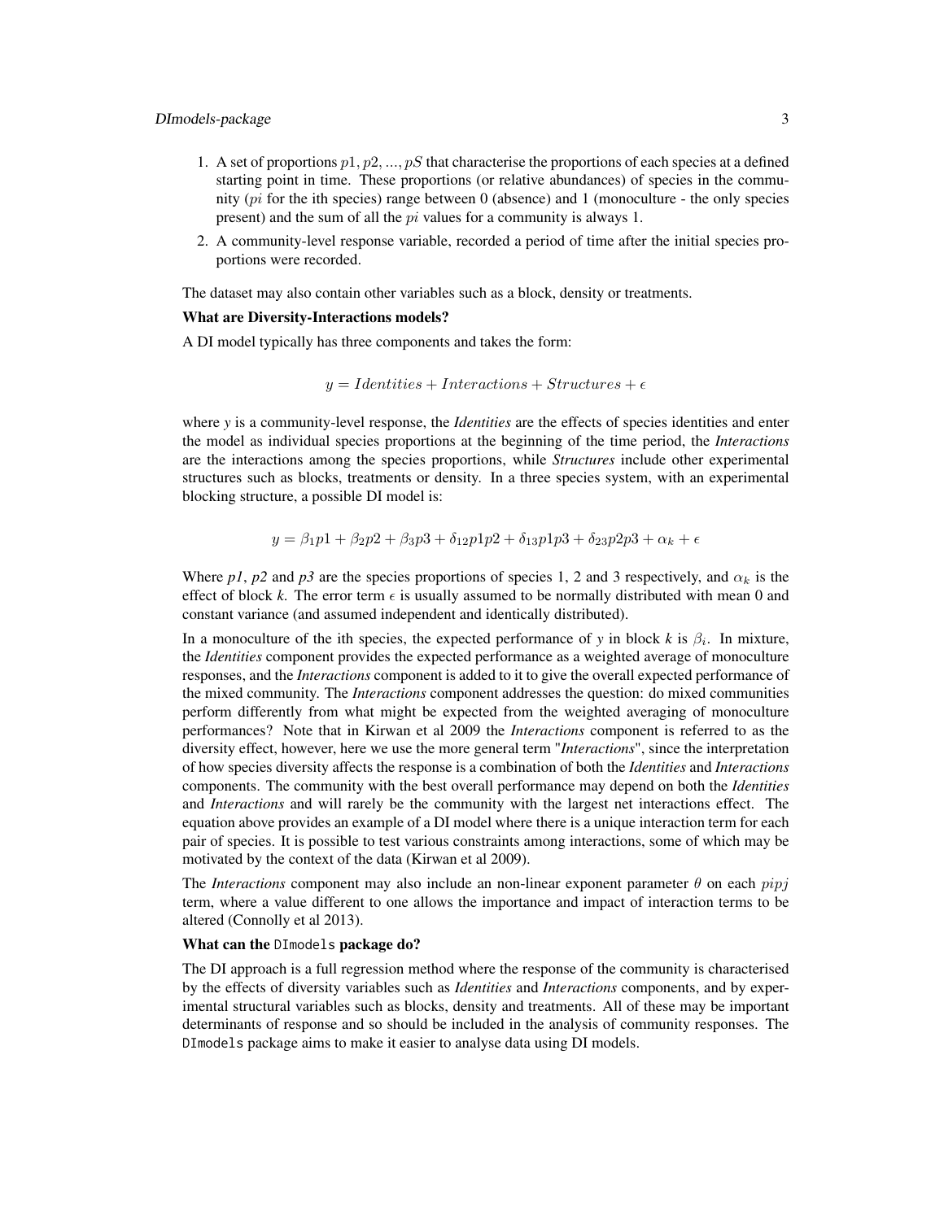1. A set of proportions $p1, p2, ..., pS$ that characterise the proportions of each species at a defined starting point in time. These proportions (or relative abundances) of species in the community ($pi$ for the ith species) range between 0 (absence) and 1 (monoculture - the only species present) and the sum of all the $pi$ values for a community is always 1.
2. A community-level response variable, recorded a period of time after the initial species proportions were recorded.

The dataset may also contain other variables such as a block, density or treatments.

**What are Diversity-Interactions models?**

A DI model typically has three components and takes the form:

$$y = Identities + Interactions + Structures + \epsilon$$

where *y* is a community-level response, the *Identities* are the effects of species identities and enter the model as individual species proportions at the beginning of the time period, the *Interactions* are the interactions among the species proportions, while *Structures* include other experimental structures such as blocks, treatments or density. In a three species system, with an experimental blocking structure, a possible DI model is:

$$y = \beta_1 p1 + \beta_2 p2 + \beta_3 p3 + \delta_{12} p1p2 + \delta_{13} p1p3 + \delta_{23} p2p3 + \alpha_k + \epsilon$$

Where *p1*, *p2* and *p3* are the species proportions of species 1, 2 and 3 respectively, and $\alpha_k$ is the effect of block *k*. The error term $\epsilon$ is usually assumed to be normally distributed with mean 0 and constant variance (and assumed independent and identically distributed).

In a monoculture of the ith species, the expected performance of *y* in block *k* is $\beta_i$. In mixture, the *Identities* component provides the expected performance as a weighted average of monoculture responses, and the *Interactions* component is added to it to give the overall expected performance of the mixed community. The *Interactions* component addresses the question: do mixed communities perform differently from what might be expected from the weighted averaging of monoculture performances? Note that in Kirwan et al 2009 the *Interactions* component is referred to as the diversity effect, however, here we use the more general term "*Interactions*", since the interpretation of how species diversity affects the response is a combination of both the *Identities* and *Interactions* components. The community with the best overall performance may depend on both the *Identities* and *Interactions* and will rarely be the community with the largest net interactions effect. The equation above provides an example of a DI model where there is a unique interaction term for each pair of species. It is possible to test various constraints among interactions, some of which may be motivated by the context of the data (Kirwan et al 2009).

The *Interactions* component may also include an non-linear exponent parameter $\theta$ on each $pipj$ term, where a value different to one allows the importance and impact of interaction terms to be altered (Connolly et al 2013).

**What can the `DImodels` package do?**

The DI approach is a full regression method where the response of the community is characterised by the effects of diversity variables such as *Identities* and *Interactions* components, and by experimental structural variables such as blocks, density and treatments. All of these may be important determinants of response and so should be included in the analysis of community responses. The `DImodels` package aims to make it easier to analyse data using DI models.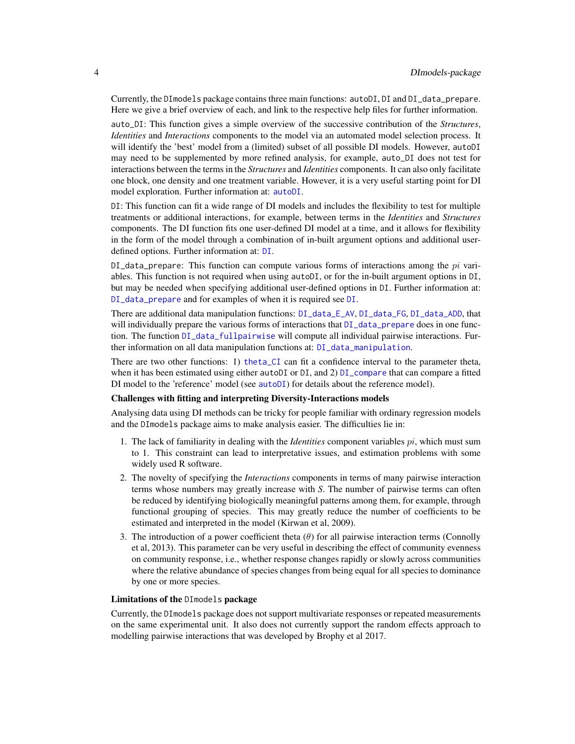Currently, the DImodels package contains three main functions: autoDI, DI and DI_data_prepare. Here we give a brief overview of each, and link to the respective help files for further information.

auto_DI: This function gives a simple overview of the successive contribution of the *Structures*, *Identities* and *Interactions* components to the model via an automated model selection process. It will identify the 'best' model from a (limited) subset of all possible DI models. However, autoDI may need to be supplemented by more refined analysis, for example, auto_DI does not test for interactions between the terms in the *Structures* and *Identities* components. It can also only facilitate one block, one density and one treatment variable. However, it is a very useful starting point for DI model exploration. Further information at: autoDI.

DI: This function can fit a wide range of DI models and includes the flexibility to test for multiple treatments or additional interactions, for example, between terms in the *Identities* and *Structures* components. The DI function fits one user-defined DI model at a time, and it allows for flexibility in the form of the model through a combination of in-built argument options and additional user-defined options. Further information at: DI.

DI_data_prepare: This function can compute various forms of interactions among the $pi$ variables. This function is not required when using autoDI, or for the in-built argument options in DI, but may be needed when specifying additional user-defined options in DI. Further information at: DI_data_prepare and for examples of when it is required see DI.

There are additional data manipulation functions: DI_data_E_AV, DI_data_FG, DI_data_ADD, that will individually prepare the various forms of interactions that DI_data_prepare does in one function. The function DI_data_fullpairwise will compute all individual pairwise interactions. Further information on all data manipulation functions at: DI_data_manipulation.

There are two other functions: 1) theta_CI can fit a confidence interval to the parameter theta, when it has been estimated using either autoDI or DI, and 2) DI_compare that can compare a fitted DI model to the 'reference' model (see autoDI) for details about the reference model).

**Challenges with fitting and interpreting Diversity-Interactions models**

Analysing data using DI methods can be tricky for people familiar with ordinary regression models and the DImodels package aims to make analysis easier. The difficulties lie in:

1. The lack of familiarity in dealing with the *Identities* component variables $pi$, which must sum to 1. This constraint can lead to interpretative issues, and estimation problems with some widely used R software.
2. The novelty of specifying the *Interactions* components in terms of many pairwise interaction terms whose numbers may greatly increase with *S*. The number of pairwise terms can often be reduced by identifying biologically meaningful patterns among them, for example, through functional grouping of species. This may greatly reduce the number of coefficients to be estimated and interpreted in the model (Kirwan et al, 2009).
3. The introduction of a power coefficient theta ($\theta$) for all pairwise interaction terms (Connolly et al, 2013). This parameter can be very useful in describing the effect of community evenness on community response, i.e., whether response changes rapidly or slowly across communities where the relative abundance of species changes from being equal for all species to dominance by one or more species.

**Limitations of the DImodels package**

Currently, the DImodels package does not support multivariate responses or repeated measurements on the same experimental unit. It also does not currently support the random effects approach to modelling pairwise interactions that was developed by Brophy et al 2017.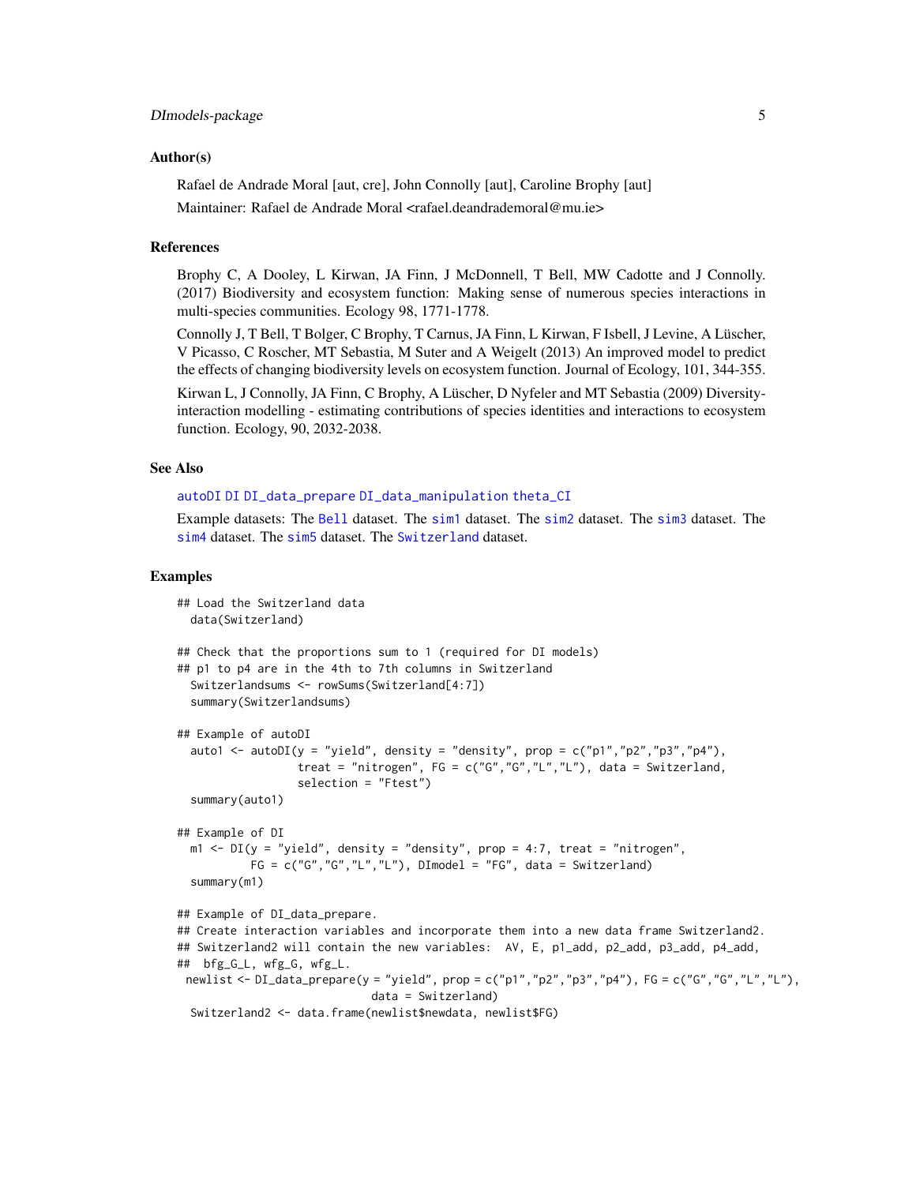### Author(s)

Rafael de Andrade Moral [aut, cre], John Connolly [aut], Caroline Brophy [aut]

Maintainer: Rafael de Andrade Moral <rafael.deandrademoral@mu.ie>

### References

Brophy C, A Dooley, L Kirwan, JA Finn, J McDonnell, T Bell, MW Cadotte and J Connolly. (2017) Biodiversity and ecosystem function: Making sense of numerous species interactions in multi-species communities. Ecology 98, 1771-1778.

Connolly J, T Bell, T Bolger, C Brophy, T Carnus, JA Finn, L Kirwan, F Isbell, J Levine, A Lüscher, V Picasso, C Roscher, MT Sebastia, M Suter and A Weigelt (2013) An improved model to predict the effects of changing biodiversity levels on ecosystem function. Journal of Ecology, 101, 344-355.

Kirwan L, J Connolly, JA Finn, C Brophy, A Lüscher, D Nyfeler and MT Sebastia (2009) Diversity-interaction modelling - estimating contributions of species identities and interactions to ecosystem function. Ecology, 90, 2032-2038.

### See Also

`autoDI` `DI` `DI_data_prepare` `DI_data_manipulation` `theta_CI`

Example datasets: The `Bell` dataset. The `sim1` dataset. The `sim2` dataset. The `sim3` dataset. The `sim4` dataset. The `sim5` dataset. The `Switzerland` dataset.

### Examples

```
## Load the Switzerland data
  data(Switzerland)

## Check that the proportions sum to 1 (required for DI models)
## p1 to p4 are in the 4th to 7th columns in Switzerland
  Switzerlandsums <- rowSums(Switzerland[4:7])
  summary(Switzerlandsums)

## Example of autoDI
  auto1 <- autoDI(y = "yield", density = "density", prop = c("p1","p2","p3","p4"),
                  treat = "nitrogen", FG = c("G","G","L","L"), data = Switzerland,
                  selection = "Ftest")
  summary(auto1)

## Example of DI
  m1 <- DI(y = "yield", density = "density", prop = 4:7, treat = "nitrogen",
           FG = c("G","G","L","L"), DImodel = "FG", data = Switzerland)
  summary(m1)

## Example of DI_data_prepare.
## Create interaction variables and incorporate them into a new data frame Switzerland2.
## Switzerland2 will contain the new variables:  AV, E, p1_add, p2_add, p3_add, p4_add,
##  bfg_G_L, wfg_G, wfg_L.
 newlist <- DI_data_prepare(y = "yield", prop = c("p1","p2","p3","p4"), FG = c("G","G","L","L"),
                            data = Switzerland)
  Switzerland2 <- data.frame(newlist$newdata, newlist$FG)
```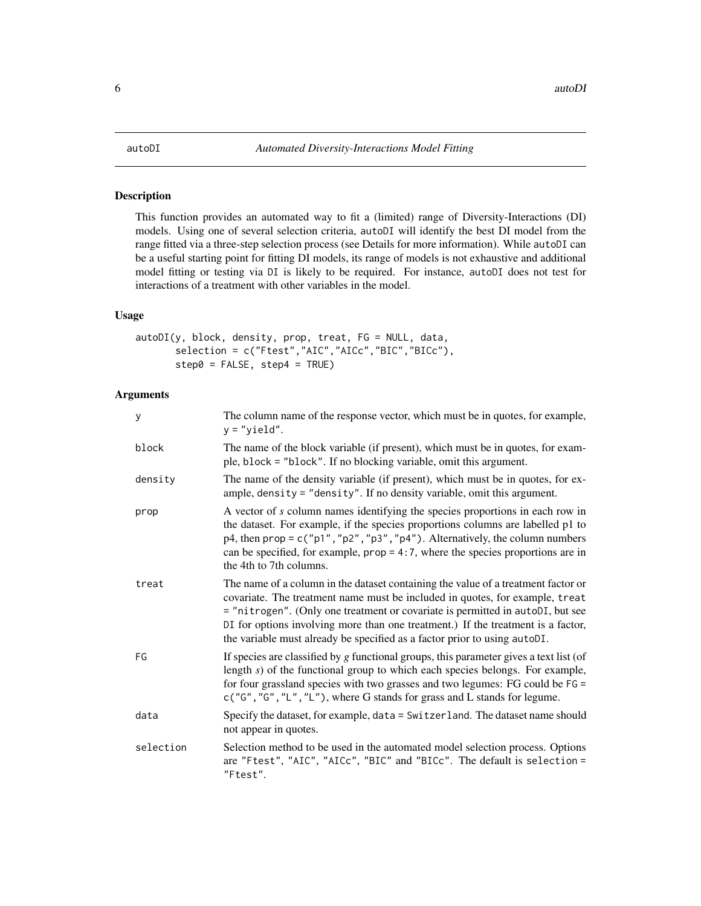# autoDI — *Automated Diversity-Interactions Model Fitting*

## Description

This function provides an automated way to fit a (limited) range of Diversity-Interactions (DI) models. Using one of several selection criteria, `autoDI` will identify the best DI model from the range fitted via a three-step selection process (see Details for more information). While `autoDI` can be a useful starting point for fitting DI models, its range of models is not exhaustive and additional model fitting or testing via `DI` is likely to be required. For instance, `autoDI` does not test for interactions of a treatment with other variables in the model.

## Usage

```
autoDI(y, block, density, prop, treat, FG = NULL, data,
       selection = c("Ftest","AIC","AICc","BIC","BICc"),
       step0 = FALSE, step4 = TRUE)
```

## Arguments

| Argument | Description |
|---|---|
| `y` | The column name of the response vector, which must be in quotes, for example, `y = "yield"`. |
| `block` | The name of the block variable (if present), which must be in quotes, for example, `block = "block"`. If no blocking variable, omit this argument. |
| `density` | The name of the density variable (if present), which must be in quotes, for example, `density = "density"`. If no density variable, omit this argument. |
| `prop` | A vector of *s* column names identifying the species proportions in each row in the dataset. For example, if the species proportions columns are labelled p1 to p4, then `prop = c("p1","p2","p3","p4")`. Alternatively, the column numbers can be specified, for example, `prop = 4:7`, where the species proportions are in the 4th to 7th columns. |
| `treat` | The name of a column in the dataset containing the value of a treatment factor or covariate. The treatment name must be included in quotes, for example, `treat = "nitrogen"`. (Only one treatment or covariate is permitted in `autoDI`, but see `DI` for options involving more than one treatment.) If the treatment is a factor, the variable must already be specified as a factor prior to using `autoDI`. |
| `FG` | If species are classified by *g* functional groups, this parameter gives a text list (of length *s*) of the functional group to which each species belongs. For example, for four grassland species with two grasses and two legumes: FG could be `FG = c("G","G","L","L")`, where G stands for grass and L stands for legume. |
| `data` | Specify the dataset, for example, `data = Switzerland`. The dataset name should not appear in quotes. |
| `selection` | Selection method to be used in the automated model selection process. Options are `"Ftest"`, `"AIC"`, `"AICc"`, `"BIC"` and `"BICc"`. The default is `selection = "Ftest"`. |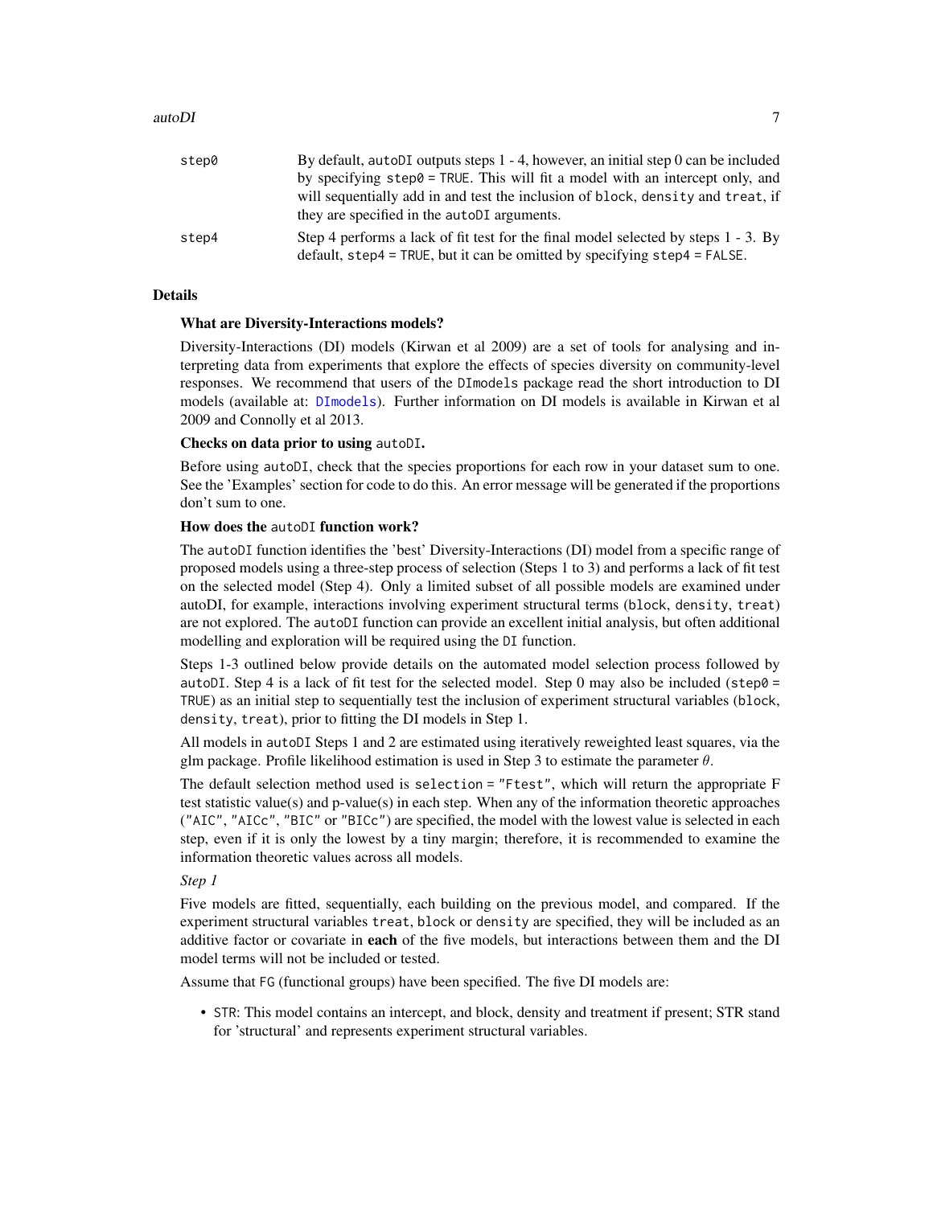| | |
|---|---|
| step0 | By default, autoDI outputs steps 1 - 4, however, an initial step 0 can be included by specifying step0 = TRUE. This will fit a model with an intercept only, and will sequentially add in and test the inclusion of block, density and treat, if they are specified in the autoDI arguments. |
| step4 | Step 4 performs a lack of fit test for the final model selected by steps 1 - 3. By default, step4 = TRUE, but it can be omitted by specifying step4 = FALSE. |

## Details

**What are Diversity-Interactions models?**

Diversity-Interactions (DI) models (Kirwan et al 2009) are a set of tools for analysing and interpreting data from experiments that explore the effects of species diversity on community-level responses. We recommend that users of the DImodels package read the short introduction to DI models (available at: DImodels). Further information on DI models is available in Kirwan et al 2009 and Connolly et al 2013.

**Checks on data prior to using autoDI.**

Before using autoDI, check that the species proportions for each row in your dataset sum to one. See the 'Examples' section for code to do this. An error message will be generated if the proportions don't sum to one.

**How does the autoDI function work?**

The autoDI function identifies the 'best' Diversity-Interactions (DI) model from a specific range of proposed models using a three-step process of selection (Steps 1 to 3) and performs a lack of fit test on the selected model (Step 4). Only a limited subset of all possible models are examined under autoDI, for example, interactions involving experiment structural terms (block, density, treat) are not explored. The autoDI function can provide an excellent initial analysis, but often additional modelling and exploration will be required using the DI function.

Steps 1-3 outlined below provide details on the automated model selection process followed by autoDI. Step 4 is a lack of fit test for the selected model. Step 0 may also be included (step0 = TRUE) as an initial step to sequentially test the inclusion of experiment structural variables (block, density, treat), prior to fitting the DI models in Step 1.

All models in autoDI Steps 1 and 2 are estimated using iteratively reweighted least squares, via the glm package. Profile likelihood estimation is used in Step 3 to estimate the parameter $\theta$.

The default selection method used is selection = "Ftest", which will return the appropriate F test statistic value(s) and p-value(s) in each step. When any of the information theoretic approaches ("AIC", "AICc", "BIC" or "BICc") are specified, the model with the lowest value is selected in each step, even if it is only the lowest by a tiny margin; therefore, it is recommended to examine the information theoretic values across all models.

*Step 1*

Five models are fitted, sequentially, each building on the previous model, and compared. If the experiment structural variables treat, block or density are specified, they will be included as an additive factor or covariate in **each** of the five models, but interactions between them and the DI model terms will not be included or tested.

Assume that FG (functional groups) have been specified. The five DI models are:

- STR: This model contains an intercept, and block, density and treatment if present; STR stand for 'structural' and represents experiment structural variables.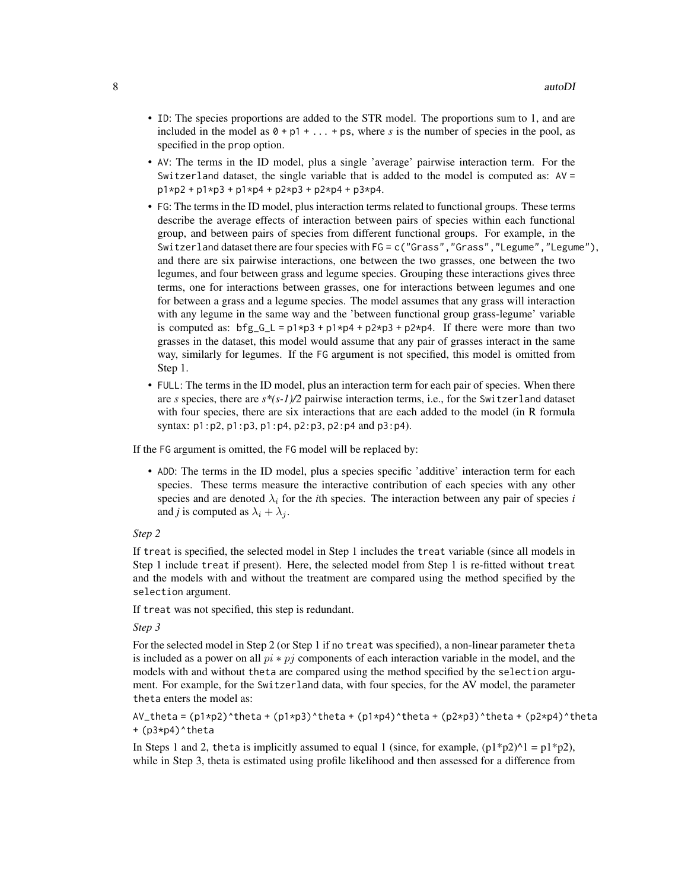- `ID`: The species proportions are added to the STR model. The proportions sum to 1, and are included in the model as `0 + p1 + ... + ps`, where *s* is the number of species in the pool, as specified in the `prop` option.
- `AV`: The terms in the ID model, plus a single 'average' pairwise interaction term. For the `Switzerland` dataset, the single variable that is added to the model is computed as: `AV = p1*p2 + p1*p3 + p1*p4 + p2*p3 + p2*p4 + p3*p4`.
- `FG`: The terms in the ID model, plus interaction terms related to functional groups. These terms describe the average effects of interaction between pairs of species within each functional group, and between pairs of species from different functional groups. For example, in the `Switzerland` dataset there are four species with `FG = c("Grass","Grass","Legume","Legume")`, and there are six pairwise interactions, one between the two grasses, one between the two legumes, and four between grass and legume species. Grouping these interactions gives three terms, one for interactions between grasses, one for interactions between legumes and one for between a grass and a legume species. The model assumes that any grass will interaction with any legume in the same way and the 'between functional group grass-legume' variable is computed as: `bfg_G_L = p1*p3 + p1*p4 + p2*p3 + p2*p4`. If there were more than two grasses in the dataset, this model would assume that any pair of grasses interact in the same way, similarly for legumes. If the `FG` argument is not specified, this model is omitted from Step 1.
- `FULL`: The terms in the ID model, plus an interaction term for each pair of species. When there are *s* species, there are *s\*(s-1)/2* pairwise interaction terms, i.e., for the `Switzerland` dataset with four species, there are six interactions that are each added to the model (in R formula syntax: `p1:p2`, `p1:p3`, `p1:p4`, `p2:p3`, `p2:p4` and `p3:p4`).

If the `FG` argument is omitted, the `FG` model will be replaced by:

- `ADD`: The terms in the ID model, plus a species specific 'additive' interaction term for each species. These terms measure the interactive contribution of each species with any other species and are denoted $\lambda_i$ for the *i*th species. The interaction between any pair of species *i* and *j* is computed as $\lambda_i + \lambda_j$.

*Step 2*

If `treat` is specified, the selected model in Step 1 includes the `treat` variable (since all models in Step 1 include `treat` if present). Here, the selected model from Step 1 is re-fitted without `treat` and the models with and without the treatment are compared using the method specified by the `selection` argument.

If `treat` was not specified, this step is redundant.

*Step 3*

For the selected model in Step 2 (or Step 1 if no `treat` was specified), a non-linear parameter `theta` is included as a power on all $pi * pj$ components of each interaction variable in the model, and the models with and without `theta` are compared using the method specified by the `selection` argument. For example, for the `Switzerland` data, with four species, for the AV model, the parameter `theta` enters the model as:

`AV_theta = (p1*p2)^theta + (p1*p3)^theta + (p1*p4)^theta + (p2*p3)^theta + (p2*p4)^theta + (p3*p4)^theta`

In Steps 1 and 2, `theta` is implicitly assumed to equal 1 (since, for example, (p1\*p2)^1 = p1\*p2), while in Step 3, theta is estimated using profile likelihood and then assessed for a difference from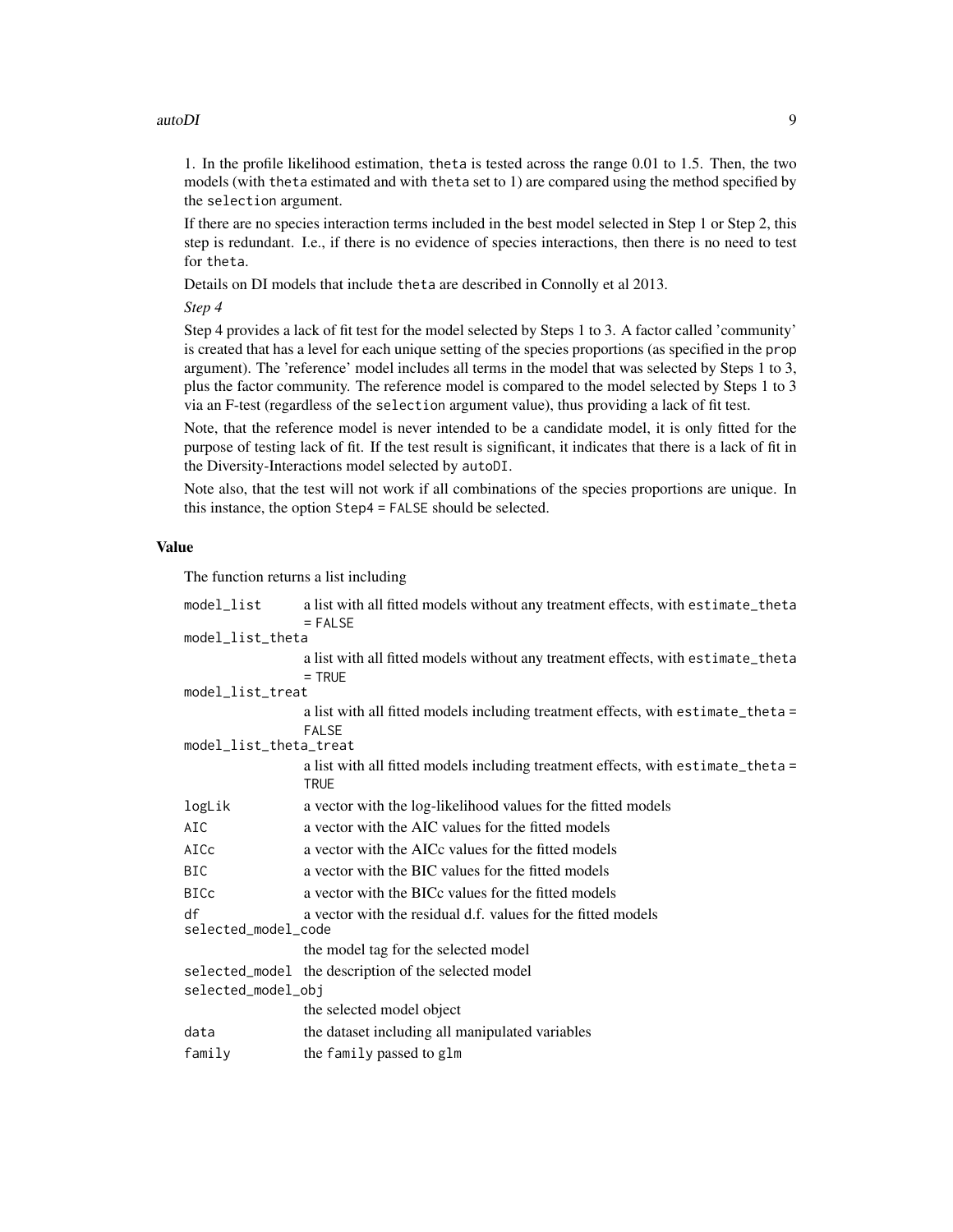1. In the profile likelihood estimation, `theta` is tested across the range 0.01 to 1.5. Then, the two models (with `theta` estimated and with `theta` set to 1) are compared using the method specified by the `selection` argument.

If there are no species interaction terms included in the best model selected in Step 1 or Step 2, this step is redundant. I.e., if there is no evidence of species interactions, then there is no need to test for `theta`.

Details on DI models that include `theta` are described in Connolly et al 2013.

*Step 4*

Step 4 provides a lack of fit test for the model selected by Steps 1 to 3. A factor called 'community' is created that has a level for each unique setting of the species proportions (as specified in the `prop` argument). The 'reference' model includes all terms in the model that was selected by Steps 1 to 3, plus the factor community. The reference model is compared to the model selected by Steps 1 to 3 via an F-test (regardless of the `selection` argument value), thus providing a lack of fit test.

Note, that the reference model is never intended to be a candidate model, it is only fitted for the purpose of testing lack of fit. If the test result is significant, it indicates that there is a lack of fit in the Diversity-Interactions model selected by `autoDI`.

Note also, that the test will not work if all combinations of the species proportions are unique. In this instance, the option `Step4 = FALSE` should be selected.

## Value

The function returns a list including

| | |
|---|---|
| `model_list` | a list with all fitted models without any treatment effects, with `estimate_theta = FALSE` |
| `model_list_theta` | a list with all fitted models without any treatment effects, with `estimate_theta = TRUE` |
| `model_list_treat` | a list with all fitted models including treatment effects, with `estimate_theta = FALSE` |
| `model_list_theta_treat` | a list with all fitted models including treatment effects, with `estimate_theta = TRUE` |
| `logLik` | a vector with the log-likelihood values for the fitted models |
| `AIC` | a vector with the AIC values for the fitted models |
| `AICc` | a vector with the AICc values for the fitted models |
| `BIC` | a vector with the BIC values for the fitted models |
| `BICc` | a vector with the BICc values for the fitted models |
| `df` | a vector with the residual d.f. values for the fitted models |
| `selected_model_code` | the model tag for the selected model |
| `selected_model` | the description of the selected model |
| `selected_model_obj` | the selected model object |
| `data` | the dataset including all manipulated variables |
| `family` | the `family` passed to `glm` |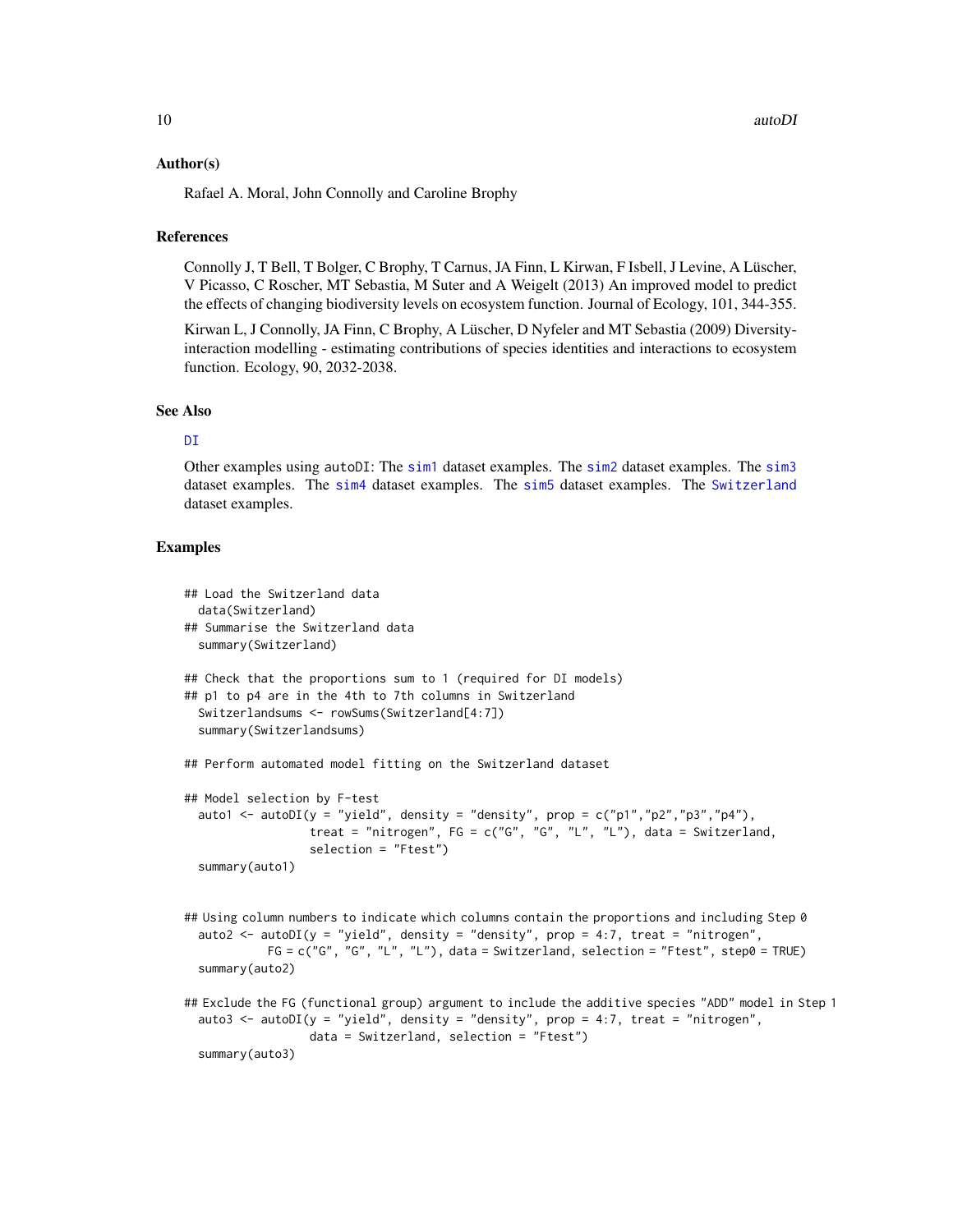### Author(s)

Rafael A. Moral, John Connolly and Caroline Brophy

### References

Connolly J, T Bell, T Bolger, C Brophy, T Carnus, JA Finn, L Kirwan, F Isbell, J Levine, A Lüscher, V Picasso, C Roscher, MT Sebastia, M Suter and A Weigelt (2013) An improved model to predict the effects of changing biodiversity levels on ecosystem function. Journal of Ecology, 101, 344-355.

Kirwan L, J Connolly, JA Finn, C Brophy, A Lüscher, D Nyfeler and MT Sebastia (2009) Diversity-interaction modelling - estimating contributions of species identities and interactions to ecosystem function. Ecology, 90, 2032-2038.

### See Also

DI

Other examples using autoDI: The sim1 dataset examples. The sim2 dataset examples. The sim3 dataset examples. The sim4 dataset examples. The sim5 dataset examples. The Switzerland dataset examples.

### Examples

```
## Load the Switzerland data
  data(Switzerland)
## Summarise the Switzerland data
  summary(Switzerland)

## Check that the proportions sum to 1 (required for DI models)
## p1 to p4 are in the 4th to 7th columns in Switzerland
  Switzerlandsums <- rowSums(Switzerland[4:7])
  summary(Switzerlandsums)

## Perform automated model fitting on the Switzerland dataset

## Model selection by F-test
  auto1 <- autoDI(y = "yield", density = "density", prop = c("p1","p2","p3","p4"),
                  treat = "nitrogen", FG = c("G", "G", "L", "L"), data = Switzerland,
                  selection = "Ftest")
  summary(auto1)


## Using column numbers to indicate which columns contain the proportions and including Step 0
  auto2 <- autoDI(y = "yield", density = "density", prop = 4:7, treat = "nitrogen",
            FG = c("G", "G", "L", "L"), data = Switzerland, selection = "Ftest", step0 = TRUE)
  summary(auto2)

## Exclude the FG (functional group) argument to include the additive species "ADD" model in Step 1
  auto3 <- autoDI(y = "yield", density = "density", prop = 4:7, treat = "nitrogen",
                  data = Switzerland, selection = "Ftest")
  summary(auto3)
```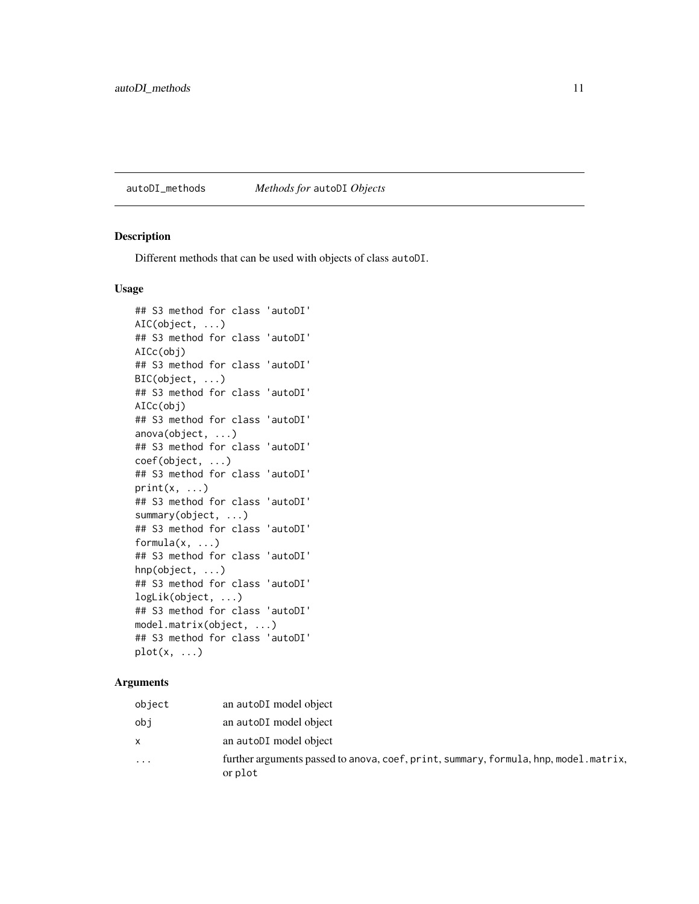autoDI_methods *Methods for* autoDI *Objects*

## Description

Different methods that can be used with objects of class autoDI.

## Usage

```
## S3 method for class 'autoDI'
AIC(object, ...)
## S3 method for class 'autoDI'
AICc(obj)
## S3 method for class 'autoDI'
BIC(object, ...)
## S3 method for class 'autoDI'
AICc(obj)
## S3 method for class 'autoDI'
anova(object, ...)
## S3 method for class 'autoDI'
coef(object, ...)
## S3 method for class 'autoDI'
print(x, ...)
## S3 method for class 'autoDI'
summary(object, ...)
## S3 method for class 'autoDI'
formula(x, ...)
## S3 method for class 'autoDI'
hnp(object, ...)
## S3 method for class 'autoDI'
logLik(object, ...)
## S3 method for class 'autoDI'
model.matrix(object, ...)
## S3 method for class 'autoDI'
plot(x, ...)
```

## Arguments

| | |
|---|---|
| object | an autoDI model object |
| obj | an autoDI model object |
| x | an autoDI model object |
| ... | further arguments passed to anova, coef, print, summary, formula, hnp, model.matrix, or plot |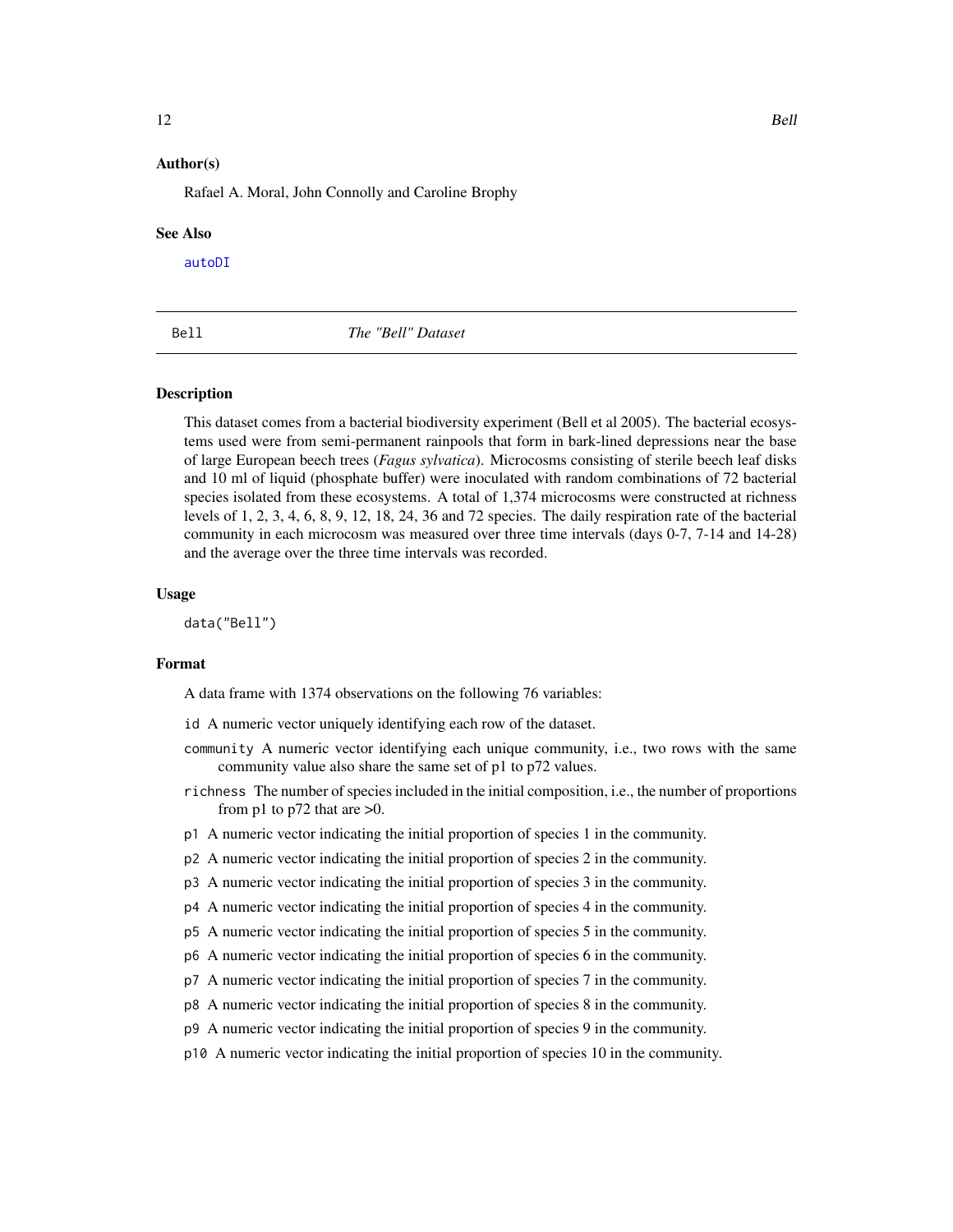### Author(s)

Rafael A. Moral, John Connolly and Caroline Brophy

### See Also

autoDI

---

## Bell — *The "Bell" Dataset*

### Description

This dataset comes from a bacterial biodiversity experiment (Bell et al 2005). The bacterial ecosystems used were from semi-permanent rainpools that form in bark-lined depressions near the base of large European beech trees (*Fagus sylvatica*). Microcosms consisting of sterile beech leaf disks and 10 ml of liquid (phosphate buffer) were inoculated with random combinations of 72 bacterial species isolated from these ecosystems. A total of 1,374 microcosms were constructed at richness levels of 1, 2, 3, 4, 6, 8, 9, 12, 18, 24, 36 and 72 species. The daily respiration rate of the bacterial community in each microcosm was measured over three time intervals (days 0-7, 7-14 and 14-28) and the average over the three time intervals was recorded.

### Usage

```
data("Bell")
```

### Format

A data frame with 1374 observations on the following 76 variables:

`id` A numeric vector uniquely identifying each row of the dataset.

`community` A numeric vector identifying each unique community, i.e., two rows with the same community value also share the same set of p1 to p72 values.

`richness` The number of species included in the initial composition, i.e., the number of proportions from p1 to p72 that are >0.

`p1` A numeric vector indicating the initial proportion of species 1 in the community.

`p2` A numeric vector indicating the initial proportion of species 2 in the community.

`p3` A numeric vector indicating the initial proportion of species 3 in the community.

`p4` A numeric vector indicating the initial proportion of species 4 in the community.

`p5` A numeric vector indicating the initial proportion of species 5 in the community.

`p6` A numeric vector indicating the initial proportion of species 6 in the community.

`p7` A numeric vector indicating the initial proportion of species 7 in the community.

`p8` A numeric vector indicating the initial proportion of species 8 in the community.

`p9` A numeric vector indicating the initial proportion of species 9 in the community.

`p10` A numeric vector indicating the initial proportion of species 10 in the community.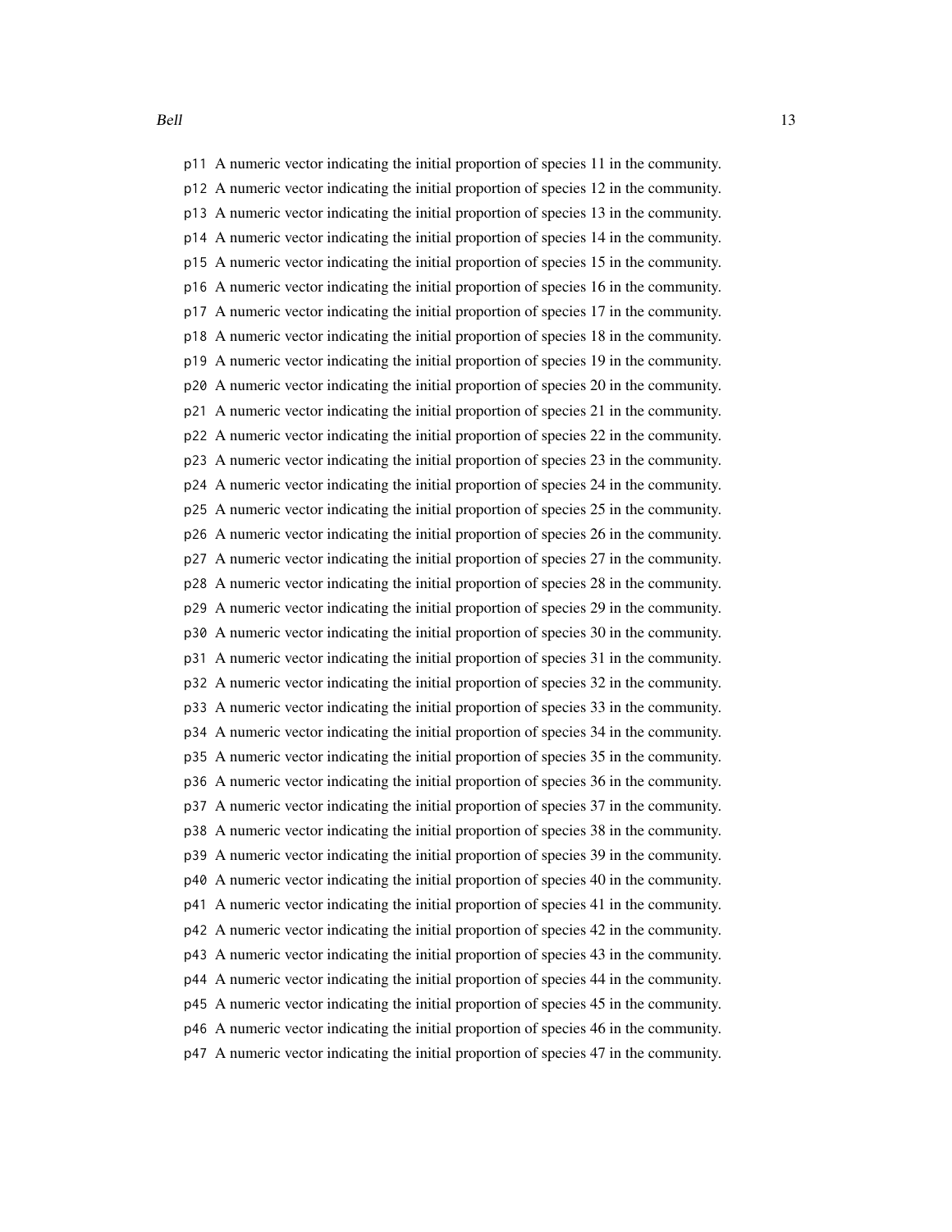`p11` A numeric vector indicating the initial proportion of species 11 in the community.
`p12` A numeric vector indicating the initial proportion of species 12 in the community.
`p13` A numeric vector indicating the initial proportion of species 13 in the community.
`p14` A numeric vector indicating the initial proportion of species 14 in the community.
`p15` A numeric vector indicating the initial proportion of species 15 in the community.
`p16` A numeric vector indicating the initial proportion of species 16 in the community.
`p17` A numeric vector indicating the initial proportion of species 17 in the community.
`p18` A numeric vector indicating the initial proportion of species 18 in the community.
`p19` A numeric vector indicating the initial proportion of species 19 in the community.
`p20` A numeric vector indicating the initial proportion of species 20 in the community.
`p21` A numeric vector indicating the initial proportion of species 21 in the community.
`p22` A numeric vector indicating the initial proportion of species 22 in the community.
`p23` A numeric vector indicating the initial proportion of species 23 in the community.
`p24` A numeric vector indicating the initial proportion of species 24 in the community.
`p25` A numeric vector indicating the initial proportion of species 25 in the community.
`p26` A numeric vector indicating the initial proportion of species 26 in the community.
`p27` A numeric vector indicating the initial proportion of species 27 in the community.
`p28` A numeric vector indicating the initial proportion of species 28 in the community.
`p29` A numeric vector indicating the initial proportion of species 29 in the community.
`p30` A numeric vector indicating the initial proportion of species 30 in the community.
`p31` A numeric vector indicating the initial proportion of species 31 in the community.
`p32` A numeric vector indicating the initial proportion of species 32 in the community.
`p33` A numeric vector indicating the initial proportion of species 33 in the community.
`p34` A numeric vector indicating the initial proportion of species 34 in the community.
`p35` A numeric vector indicating the initial proportion of species 35 in the community.
`p36` A numeric vector indicating the initial proportion of species 36 in the community.
`p37` A numeric vector indicating the initial proportion of species 37 in the community.
`p38` A numeric vector indicating the initial proportion of species 38 in the community.
`p39` A numeric vector indicating the initial proportion of species 39 in the community.
`p40` A numeric vector indicating the initial proportion of species 40 in the community.
`p41` A numeric vector indicating the initial proportion of species 41 in the community.
`p42` A numeric vector indicating the initial proportion of species 42 in the community.
`p43` A numeric vector indicating the initial proportion of species 43 in the community.
`p44` A numeric vector indicating the initial proportion of species 44 in the community.
`p45` A numeric vector indicating the initial proportion of species 45 in the community.
`p46` A numeric vector indicating the initial proportion of species 46 in the community.
`p47` A numeric vector indicating the initial proportion of species 47 in the community.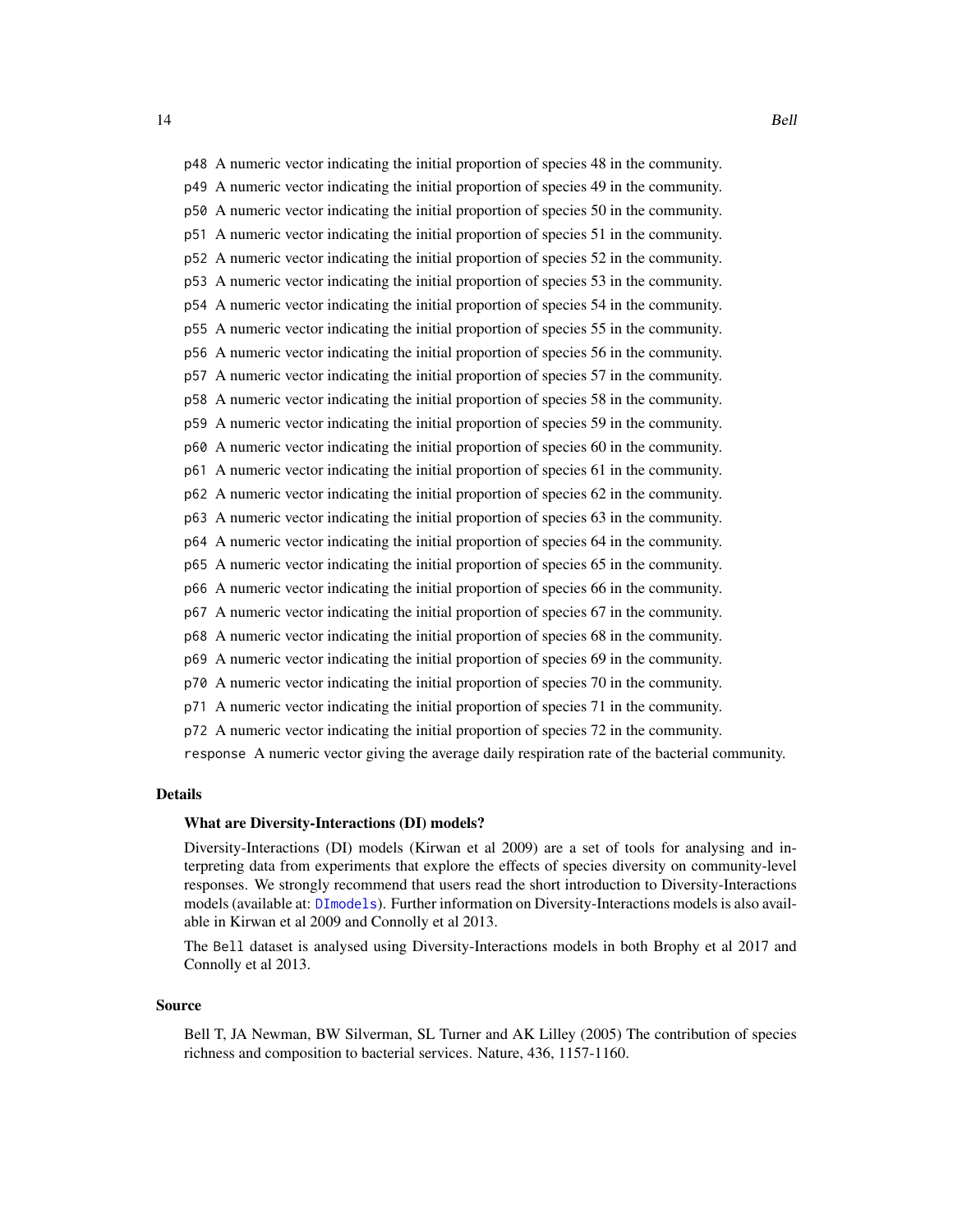p48 A numeric vector indicating the initial proportion of species 48 in the community.

p49 A numeric vector indicating the initial proportion of species 49 in the community.

p50 A numeric vector indicating the initial proportion of species 50 in the community.

p51 A numeric vector indicating the initial proportion of species 51 in the community.

p52 A numeric vector indicating the initial proportion of species 52 in the community.

p53 A numeric vector indicating the initial proportion of species 53 in the community.

p54 A numeric vector indicating the initial proportion of species 54 in the community.

p55 A numeric vector indicating the initial proportion of species 55 in the community.

p56 A numeric vector indicating the initial proportion of species 56 in the community.

p57 A numeric vector indicating the initial proportion of species 57 in the community.

p58 A numeric vector indicating the initial proportion of species 58 in the community.

p59 A numeric vector indicating the initial proportion of species 59 in the community.

p60 A numeric vector indicating the initial proportion of species 60 in the community.

p61 A numeric vector indicating the initial proportion of species 61 in the community.

p62 A numeric vector indicating the initial proportion of species 62 in the community.

p63 A numeric vector indicating the initial proportion of species 63 in the community.

p64 A numeric vector indicating the initial proportion of species 64 in the community.

p65 A numeric vector indicating the initial proportion of species 65 in the community.

p66 A numeric vector indicating the initial proportion of species 66 in the community.

p67 A numeric vector indicating the initial proportion of species 67 in the community.

p68 A numeric vector indicating the initial proportion of species 68 in the community.

p69 A numeric vector indicating the initial proportion of species 69 in the community.

p70 A numeric vector indicating the initial proportion of species 70 in the community.

p71 A numeric vector indicating the initial proportion of species 71 in the community.

p72 A numeric vector indicating the initial proportion of species 72 in the community.

response A numeric vector giving the average daily respiration rate of the bacterial community.

## Details

### What are Diversity-Interactions (DI) models?

Diversity-Interactions (DI) models (Kirwan et al 2009) are a set of tools for analysing and interpreting data from experiments that explore the effects of species diversity on community-level responses. We strongly recommend that users read the short introduction to Diversity-Interactions models (available at: DImodels). Further information on Diversity-Interactions models is also available in Kirwan et al 2009 and Connolly et al 2013.

The Bell dataset is analysed using Diversity-Interactions models in both Brophy et al 2017 and Connolly et al 2013.

## Source

Bell T, JA Newman, BW Silverman, SL Turner and AK Lilley (2005) The contribution of species richness and composition to bacterial services. Nature, 436, 1157-1160.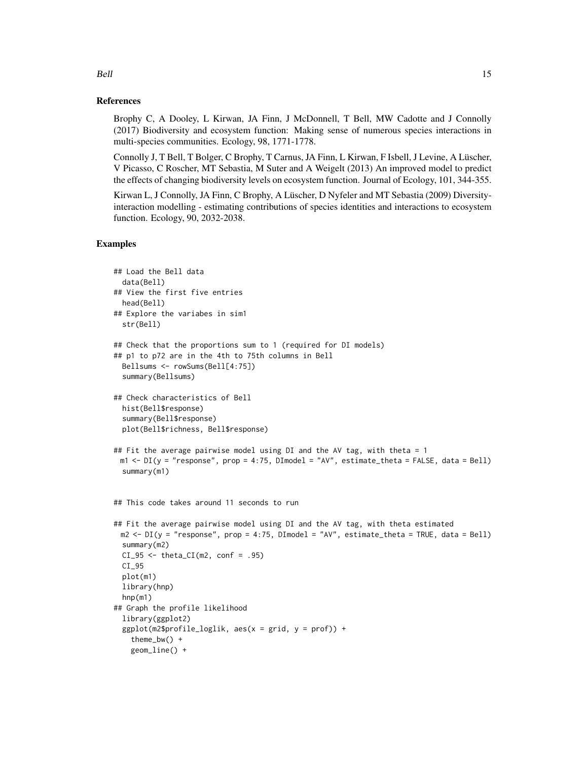## References

Brophy C, A Dooley, L Kirwan, JA Finn, J McDonnell, T Bell, MW Cadotte and J Connolly (2017) Biodiversity and ecosystem function: Making sense of numerous species interactions in multi-species communities. Ecology, 98, 1771-1778.

Connolly J, T Bell, T Bolger, C Brophy, T Carnus, JA Finn, L Kirwan, F Isbell, J Levine, A Lüscher, V Picasso, C Roscher, MT Sebastia, M Suter and A Weigelt (2013) An improved model to predict the effects of changing biodiversity levels on ecosystem function. Journal of Ecology, 101, 344-355.

Kirwan L, J Connolly, JA Finn, C Brophy, A Lüscher, D Nyfeler and MT Sebastia (2009) Diversity-interaction modelling - estimating contributions of species identities and interactions to ecosystem function. Ecology, 90, 2032-2038.

## Examples

```
## Load the Bell data
  data(Bell)
## View the first five entries
  head(Bell)
## Explore the variabes in sim1
  str(Bell)

## Check that the proportions sum to 1 (required for DI models)
## p1 to p72 are in the 4th to 75th columns in Bell
  Bellsums <- rowSums(Bell[4:75])
  summary(Bellsums)

## Check characteristics of Bell
  hist(Bell$response)
  summary(Bell$response)
  plot(Bell$richness, Bell$response)

## Fit the average pairwise model using DI and the AV tag, with theta = 1
 m1 <- DI(y = "response", prop = 4:75, DImodel = "AV", estimate_theta = FALSE, data = Bell)
  summary(m1)


## This code takes around 11 seconds to run

## Fit the average pairwise model using DI and the AV tag, with theta estimated
 m2 <- DI(y = "response", prop = 4:75, DImodel = "AV", estimate_theta = TRUE, data = Bell)
  summary(m2)
  CI_95 <- theta_CI(m2, conf = .95)
  CI_95
  plot(m1)
  library(hnp)
  hnp(m1)
## Graph the profile likelihood
  library(ggplot2)
  ggplot(m2$profile_loglik, aes(x = grid, y = prof)) +
    theme_bw() +
    geom_line() +
```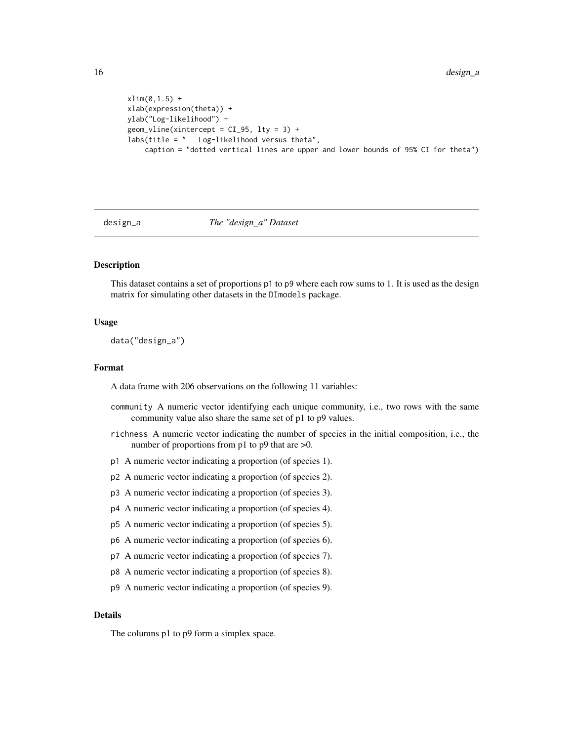```
xlim(0,1.5) +
xlab(expression(theta)) +
ylab("Log-likelihood") +
geom_vline(xintercept = CI_95, lty = 3) +
labs(title = "   Log-likelihood versus theta",
    caption = "dotted vertical lines are upper and lower bounds of 95% CI for theta")
```

---

## design_a    *The "design_a" Dataset*

### Description

This dataset contains a set of proportions p1 to p9 where each row sums to 1. It is used as the design matrix for simulating other datasets in the DImodels package.

### Usage

```
data("design_a")
```

### Format

A data frame with 206 observations on the following 11 variables:

- community A numeric vector identifying each unique community, i.e., two rows with the same community value also share the same set of p1 to p9 values.
- richness A numeric vector indicating the number of species in the initial composition, i.e., the number of proportions from p1 to p9 that are >0.
- p1 A numeric vector indicating a proportion (of species 1).
- p2 A numeric vector indicating a proportion (of species 2).
- p3 A numeric vector indicating a proportion (of species 3).
- p4 A numeric vector indicating a proportion (of species 4).
- p5 A numeric vector indicating a proportion (of species 5).
- p6 A numeric vector indicating a proportion (of species 6).
- p7 A numeric vector indicating a proportion (of species 7).
- p8 A numeric vector indicating a proportion (of species 8).
- p9 A numeric vector indicating a proportion (of species 9).

### Details

The columns p1 to p9 form a simplex space.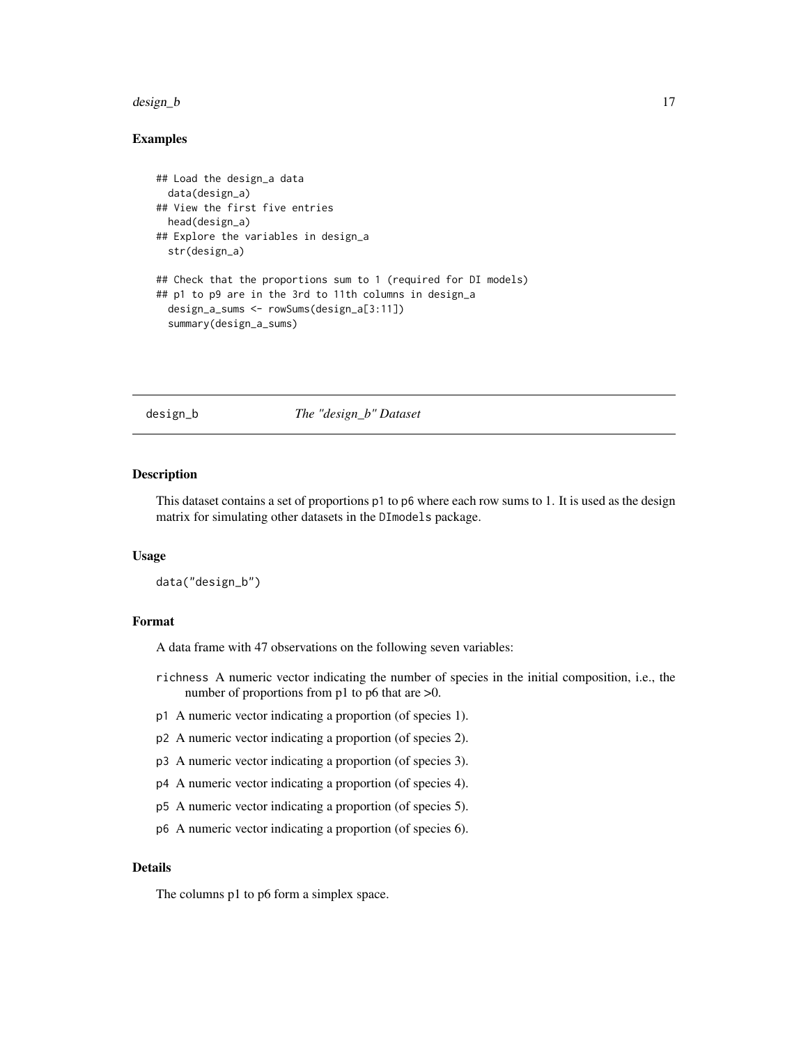## Examples

```
## Load the design_a data
  data(design_a)
## View the first five entries
  head(design_a)
## Explore the variables in design_a
  str(design_a)

## Check that the proportions sum to 1 (required for DI models)
## p1 to p9 are in the 3rd to 11th columns in design_a
  design_a_sums <- rowSums(design_a[3:11])
  summary(design_a_sums)
```

---

# design_b — *The "design_b" Dataset*

---

## Description

This dataset contains a set of proportions p1 to p6 where each row sums to 1. It is used as the design matrix for simulating other datasets in the DImodels package.

## Usage

```
data("design_b")
```

## Format

A data frame with 47 observations on the following seven variables:

- `richness` A numeric vector indicating the number of species in the initial composition, i.e., the number of proportions from p1 to p6 that are >0.
- `p1` A numeric vector indicating a proportion (of species 1).
- `p2` A numeric vector indicating a proportion (of species 2).
- `p3` A numeric vector indicating a proportion (of species 3).
- `p4` A numeric vector indicating a proportion (of species 4).
- `p5` A numeric vector indicating a proportion (of species 5).
- `p6` A numeric vector indicating a proportion (of species 6).

## Details

The columns p1 to p6 form a simplex space.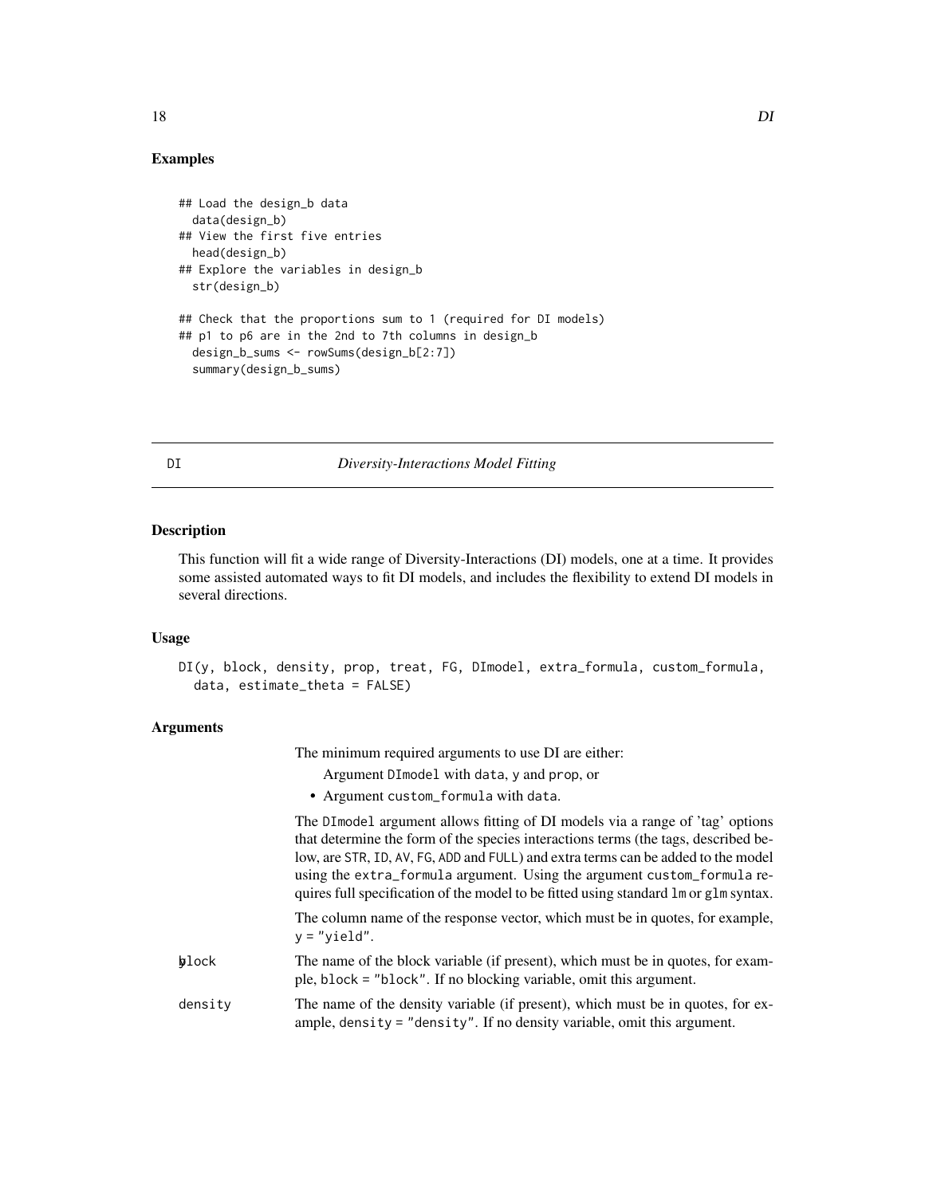## Examples

```
## Load the design_b data
  data(design_b)
## View the first five entries
  head(design_b)
## Explore the variables in design_b
  str(design_b)

## Check that the proportions sum to 1 (required for DI models)
## p1 to p6 are in the 2nd to 7th columns in design_b
  design_b_sums <- rowSums(design_b[2:7])
  summary(design_b_sums)
```

---

DI *Diversity-Interactions Model Fitting*

---

### Description

This function will fit a wide range of Diversity-Interactions (DI) models, one at a time. It provides some assisted automated ways to fit DI models, and includes the flexibility to extend DI models in several directions.

### Usage

```
DI(y, block, density, prop, treat, FG, DImodel, extra_formula, custom_formula,
  data, estimate_theta = FALSE)
```

### Arguments

The minimum required arguments to use DI are either:

Argument `DImodel` with `data`, `y` and `prop`, or

- Argument `custom_formula` with `data`.

The `DImodel` argument allows fitting of DI models via a range of 'tag' options that determine the form of the species interactions terms (the tags, described below, are `STR`, `ID`, `AV`, `FG`, `ADD` and `FULL`) and extra terms can be added to the model using the `extra_formula` argument. Using the argument `custom_formula` requires full specification of the model to be fitted using standard `lm` or `glm` syntax.

The column name of the response vector, which must be in quotes, for example, `y = "yield"`.

| | |
|---|---|
| `block` | The name of the block variable (if present), which must be in quotes, for example, `block = "block"`. If no blocking variable, omit this argument. |
| `density` | The name of the density variable (if present), which must be in quotes, for example, `density = "density"`. If no density variable, omit this argument. |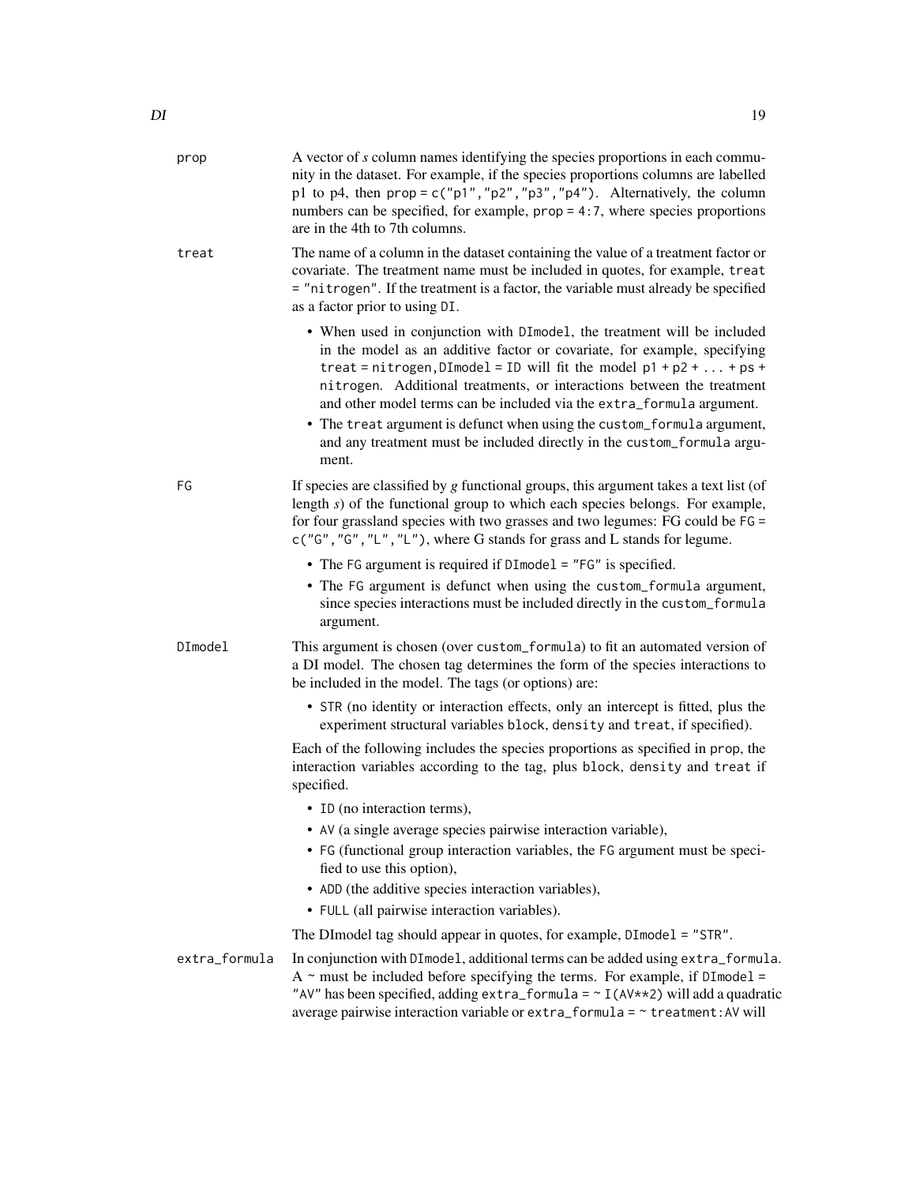**prop** A vector of *s* column names identifying the species proportions in each community in the dataset. For example, if the species proportions columns are labelled p1 to p4, then `prop = c("p1","p2","p3","p4")`. Alternatively, the column numbers can be specified, for example, `prop = 4:7`, where species proportions are in the 4th to 7th columns.

**treat** The name of a column in the dataset containing the value of a treatment factor or covariate. The treatment name must be included in quotes, for example, `treat = "nitrogen"`. If the treatment is a factor, the variable must already be specified as a factor prior to using `DI`.

- When used in conjunction with `DImodel`, the treatment will be included in the model as an additive factor or covariate, for example, specifying `treat = nitrogen,DImodel = ID` will fit the model `p1 + p2 + ... + ps + nitrogen`. Additional treatments, or interactions between the treatment and other model terms can be included via the `extra_formula` argument.
- The `treat` argument is defunct when using the `custom_formula` argument, and any treatment must be included directly in the `custom_formula` argument.

**FG** If species are classified by *g* functional groups, this argument takes a text list (of length *s*) of the functional group to which each species belongs. For example, for four grassland species with two grasses and two legumes: FG could be `FG = c("G","G","L","L")`, where G stands for grass and L stands for legume.

- The `FG` argument is required if `DImodel = "FG"` is specified.
- The `FG` argument is defunct when using the `custom_formula` argument, since species interactions must be included directly in the `custom_formula` argument.

**DImodel** This argument is chosen (over `custom_formula`) to fit an automated version of a DI model. The chosen tag determines the form of the species interactions to be included in the model. The tags (or options) are:

- `STR` (no identity or interaction effects, only an intercept is fitted, plus the experiment structural variables `block`, `density` and `treat`, if specified).

Each of the following includes the species proportions as specified in `prop`, the interaction variables according to the tag, plus `block`, `density` and `treat` if specified.

- `ID` (no interaction terms),
- `AV` (a single average species pairwise interaction variable),
- `FG` (functional group interaction variables, the `FG` argument must be specified to use this option),
- `ADD` (the additive species interaction variables),
- `FULL` (all pairwise interaction variables).

The DImodel tag should appear in quotes, for example, `DImodel = "STR"`.

**extra_formula** In conjunction with `DImodel`, additional terms can be added using `extra_formula`. A `~` must be included before specifying the terms. For example, if `DImodel = "AV"` has been specified, adding `extra_formula = ~ I(AV**2)` will add a quadratic average pairwise interaction variable or `extra_formula = ~ treatment:AV` will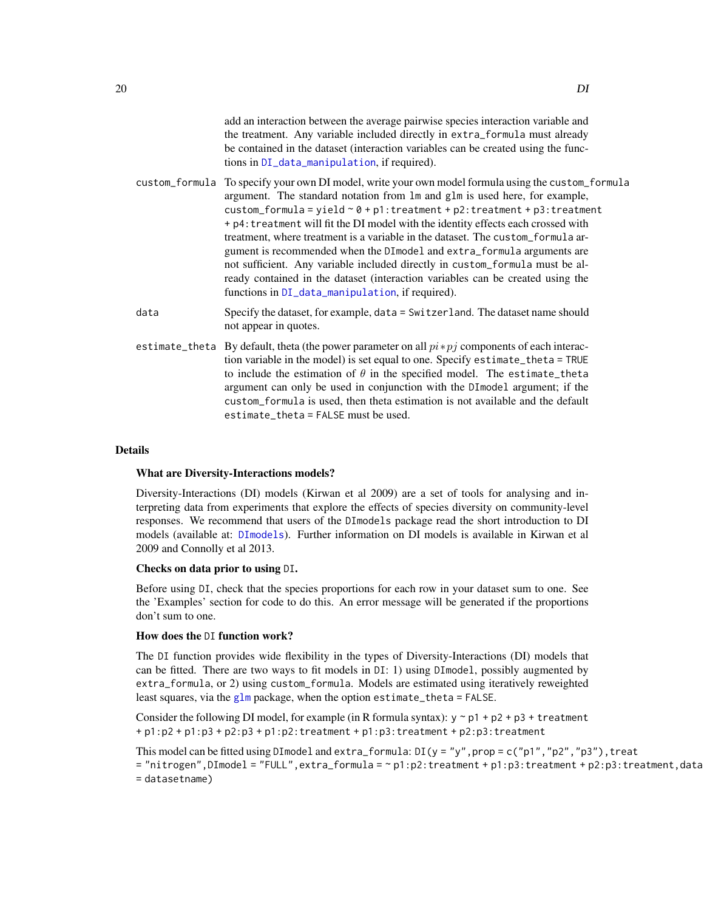add an interaction between the average pairwise species interaction variable and the treatment. Any variable included directly in `extra_formula` must already be contained in the dataset (interaction variables can be created using the functions in `DI_data_manipulation`, if required).

`custom_formula` To specify your own DI model, write your own model formula using the `custom_formula` argument. The standard notation from `lm` and `glm` is used here, for example, `custom_formula = yield ~ 0 + p1:treatment + p2:treatment + p3:treatment + p4:treatment` will fit the DI model with the identity effects each crossed with treatment, where treatment is a variable in the dataset. The `custom_formula` argument is recommended when the `DImodel` and `extra_formula` arguments are not sufficient. Any variable included directly in `custom_formula` must be already contained in the dataset (interaction variables can be created using the functions in `DI_data_manipulation`, if required).

`data` Specify the dataset, for example, `data = Switzerland`. The dataset name should not appear in quotes.

`estimate_theta` By default, theta (the power parameter on all $pi * pj$ components of each interaction variable in the model) is set equal to one. Specify `estimate_theta = TRUE` to include the estimation of $\theta$ in the specified model. The `estimate_theta` argument can only be used in conjunction with the `DImodel` argument; if the `custom_formula` is used, then theta estimation is not available and the default `estimate_theta = FALSE` must be used.

## Details

### What are Diversity-Interactions models?

Diversity-Interactions (DI) models (Kirwan et al 2009) are a set of tools for analysing and interpreting data from experiments that explore the effects of species diversity on community-level responses. We recommend that users of the `DImodels` package read the short introduction to DI models (available at: `DImodels`). Further information on DI models is available in Kirwan et al 2009 and Connolly et al 2013.

### Checks on data prior to using `DI`.

Before using `DI`, check that the species proportions for each row in your dataset sum to one. See the 'Examples' section for code to do this. An error message will be generated if the proportions don't sum to one.

### How does the `DI` function work?

The `DI` function provides wide flexibility in the types of Diversity-Interactions (DI) models that can be fitted. There are two ways to fit models in `DI`: 1) using `DImodel`, possibly augmented by `extra_formula`, or 2) using `custom_formula`. Models are estimated using iteratively reweighted least squares, via the `glm` package, when the option `estimate_theta = FALSE`.

Consider the following DI model, for example (in R formula syntax): `y ~ p1 + p2 + p3 + treatment + p1:p2 + p1:p3 + p2:p3 + p1:p2:treatment + p1:p3:treatment + p2:p3:treatment`

This model can be fitted using `DImodel` and `extra_formula`: `DI(y = "y", prop = c("p1", "p2", "p3"), treat = "nitrogen", DImodel = "FULL", extra_formula = ~ p1:p2:treatment + p1:p3:treatment + p2:p3:treatment, data = datasetname)`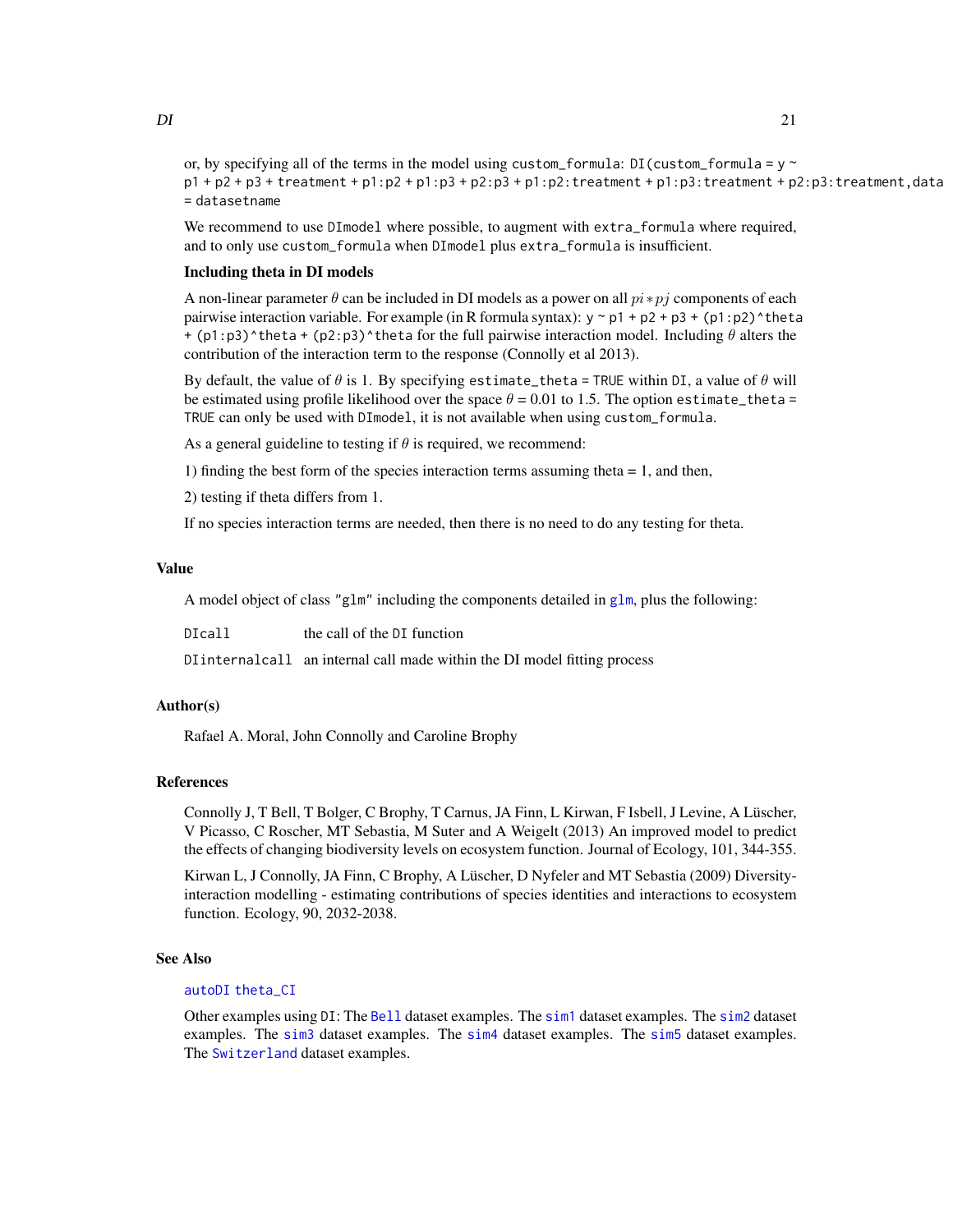or, by specifying all of the terms in the model using `custom_formula`: `DI(custom_formula = y ~ p1 + p2 + p3 + treatment + p1:p2 + p1:p3 + p2:p3 + p1:p2:treatment + p1:p3:treatment + p2:p3:treatment,data = datasetname`

We recommend to use `DImodel` where possible, to augment with `extra_formula` where required, and to only use `custom_formula` when `DImodel` plus `extra_formula` is insufficient.

**Including theta in DI models**

A non-linear parameter $\theta$ can be included in DI models as a power on all $pi * pj$ components of each pairwise interaction variable. For example (in R formula syntax): `y ~ p1 + p2 + p3 + (p1:p2)^theta + (p1:p3)^theta + (p2:p3)^theta` for the full pairwise interaction model. Including $\theta$ alters the contribution of the interaction term to the response (Connolly et al 2013).

By default, the value of $\theta$ is 1. By specifying `estimate_theta = TRUE` within `DI`, a value of $\theta$ will be estimated using profile likelihood over the space $\theta$ = 0.01 to 1.5. The option `estimate_theta = TRUE` can only be used with `DImodel`, it is not available when using `custom_formula`.

As a general guideline to testing if $\theta$ is required, we recommend:

1) finding the best form of the species interaction terms assuming theta = 1, and then,

2) testing if theta differs from 1.

If no species interaction terms are needed, then there is no need to do any testing for theta.

## Value

A model object of class `"glm"` including the components detailed in `glm`, plus the following:

| | |
|---|---|
| `DIcall` | the call of the `DI` function |
| `DIinternalcall` | an internal call made within the DI model fitting process |

## Author(s)

Rafael A. Moral, John Connolly and Caroline Brophy

## References

Connolly J, T Bell, T Bolger, C Brophy, T Carnus, JA Finn, L Kirwan, F Isbell, J Levine, A Lüscher, V Picasso, C Roscher, MT Sebastia, M Suter and A Weigelt (2013) An improved model to predict the effects of changing biodiversity levels on ecosystem function. Journal of Ecology, 101, 344-355.

Kirwan L, J Connolly, JA Finn, C Brophy, A Lüscher, D Nyfeler and MT Sebastia (2009) Diversity-interaction modelling - estimating contributions of species identities and interactions to ecosystem function. Ecology, 90, 2032-2038.

## See Also

`autoDI` `theta_CI`

Other examples using `DI`: The `Bell` dataset examples. The `sim1` dataset examples. The `sim2` dataset examples. The `sim3` dataset examples. The `sim4` dataset examples. The `sim5` dataset examples. The `Switzerland` dataset examples.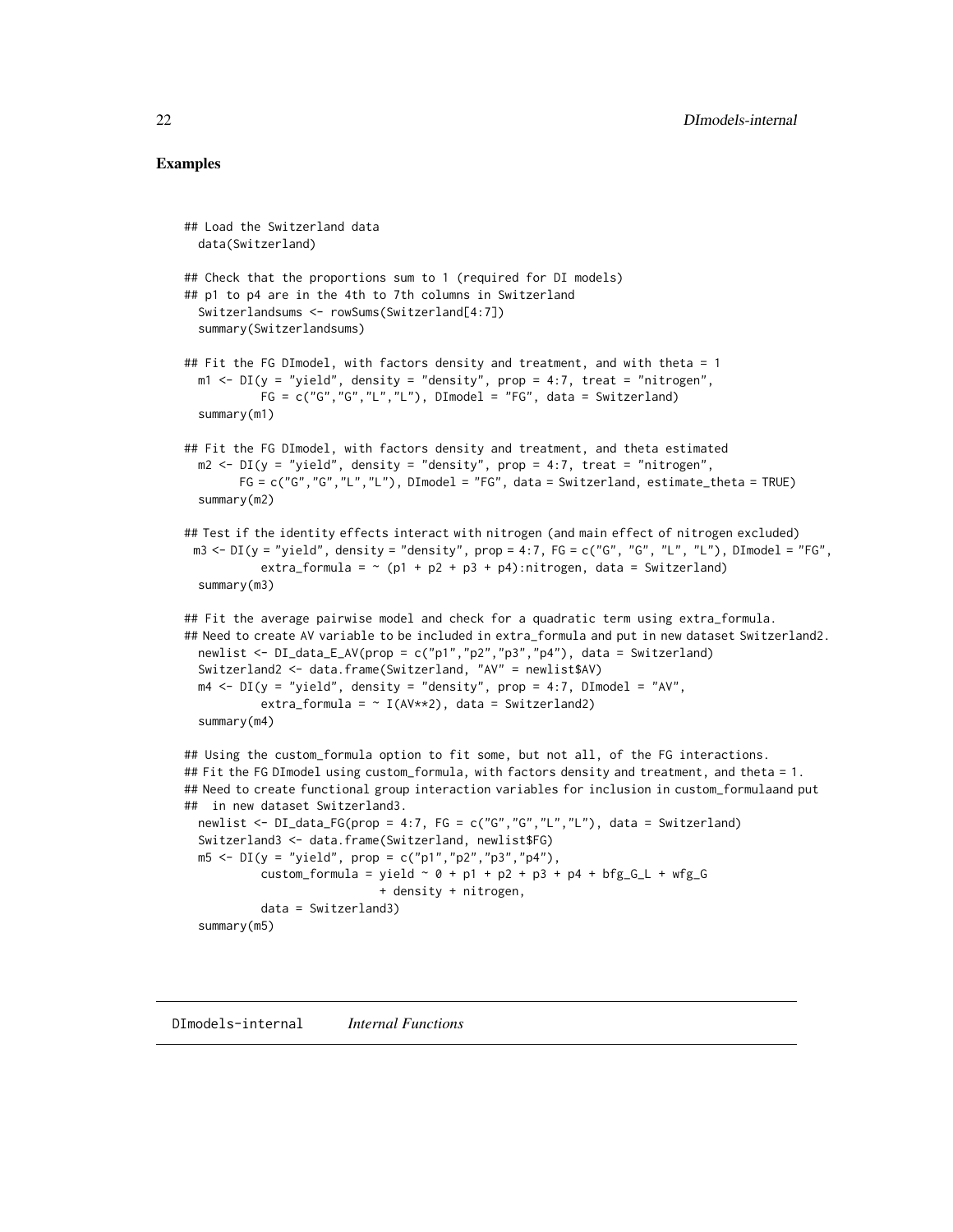## Examples

```
## Load the Switzerland data
  data(Switzerland)

## Check that the proportions sum to 1 (required for DI models)
## p1 to p4 are in the 4th to 7th columns in Switzerland
  Switzerlandsums <- rowSums(Switzerland[4:7])
  summary(Switzerlandsums)

## Fit the FG DImodel, with factors density and treatment, and with theta = 1
  m1 <- DI(y = "yield", density = "density", prop = 4:7, treat = "nitrogen",
           FG = c("G","G","L","L"), DImodel = "FG", data = Switzerland)
  summary(m1)

## Fit the FG DImodel, with factors density and treatment, and theta estimated
  m2 <- DI(y = "yield", density = "density", prop = 4:7, treat = "nitrogen",
        FG = c("G","G","L","L"), DImodel = "FG", data = Switzerland, estimate_theta = TRUE)
  summary(m2)

## Test if the identity effects interact with nitrogen (and main effect of nitrogen excluded)
 m3 <- DI(y = "yield", density = "density", prop = 4:7, FG = c("G", "G", "L", "L"), DImodel = "FG",
           extra_formula = ~ (p1 + p2 + p3 + p4):nitrogen, data = Switzerland)
  summary(m3)

## Fit the average pairwise model and check for a quadratic term using extra_formula.
## Need to create AV variable to be included in extra_formula and put in new dataset Switzerland2.
  newlist <- DI_data_E_AV(prop = c("p1","p2","p3","p4"), data = Switzerland)
  Switzerland2 <- data.frame(Switzerland, "AV" = newlist$AV)
  m4 <- DI(y = "yield", density = "density", prop = 4:7, DImodel = "AV",
           extra_formula = ~ I(AV**2), data = Switzerland2)
  summary(m4)

## Using the custom_formula option to fit some, but not all, of the FG interactions.
## Fit the FG DImodel using custom_formula, with factors density and treatment, and theta = 1.
## Need to create functional group interaction variables for inclusion in custom_formulaand put
##  in new dataset Switzerland3.
  newlist <- DI_data_FG(prop = 4:7, FG = c("G","G","L","L"), data = Switzerland)
  Switzerland3 <- data.frame(Switzerland, newlist$FG)
  m5 <- DI(y = "yield", prop = c("p1","p2","p3","p4"),
           custom_formula = yield ~ 0 + p1 + p2 + p3 + p4 + bfg_G_L + wfg_G
                            + density + nitrogen,
           data = Switzerland3)
  summary(m5)
```

---

DImodels-internal    *Internal Functions*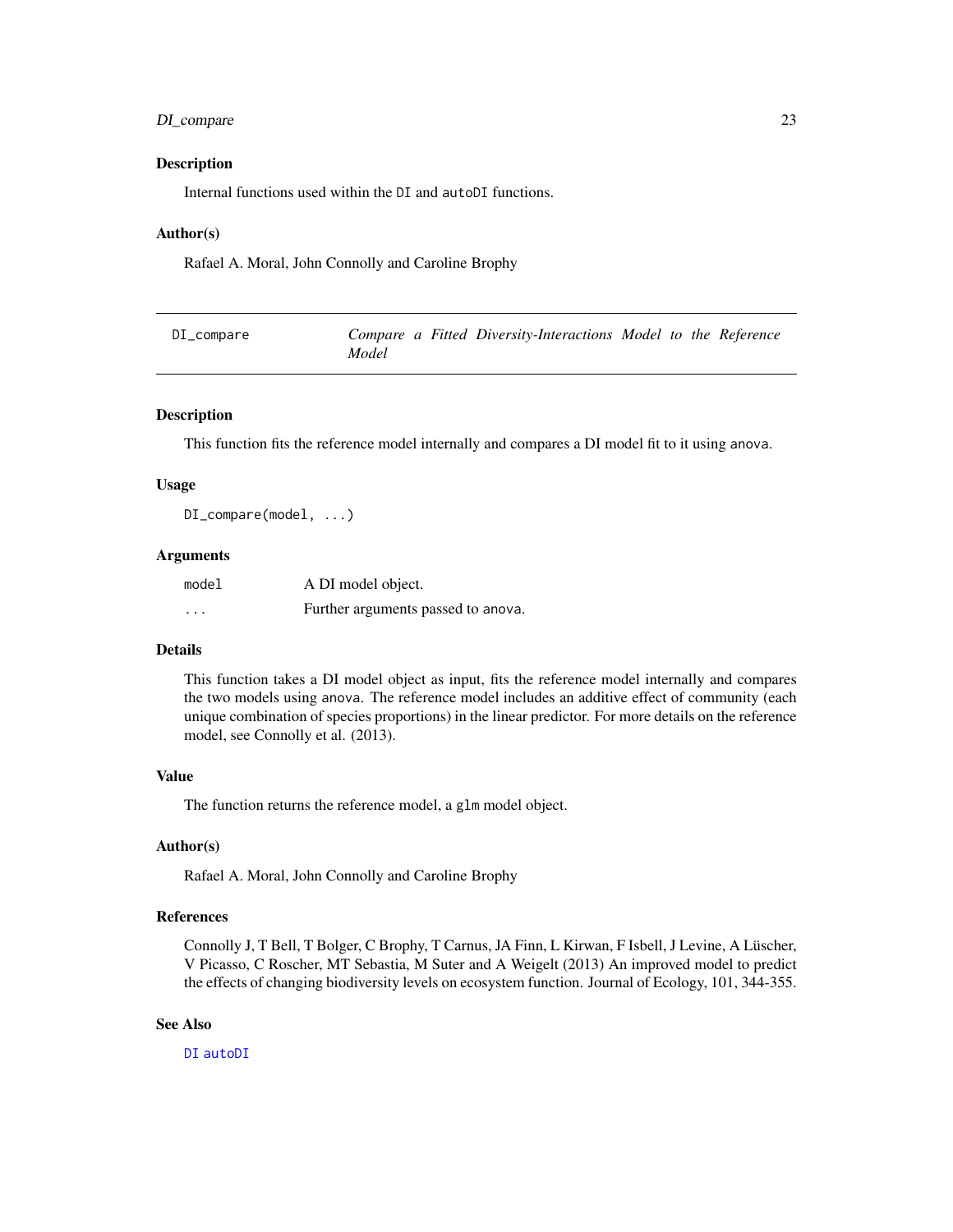### Description

Internal functions used within the DI and autoDI functions.

### Author(s)

Rafael A. Moral, John Connolly and Caroline Brophy

---

## DI_compare — *Compare a Fitted Diversity-Interactions Model to the Reference Model*

---

### Description

This function fits the reference model internally and compares a DI model fit to it using anova.

### Usage

```
DI_compare(model, ...)
```

### Arguments

| | |
|---|---|
| model | A DI model object. |
| ... | Further arguments passed to anova. |

### Details

This function takes a DI model object as input, fits the reference model internally and compares the two models using anova. The reference model includes an additive effect of community (each unique combination of species proportions) in the linear predictor. For more details on the reference model, see Connolly et al. (2013).

### Value

The function returns the reference model, a glm model object.

### Author(s)

Rafael A. Moral, John Connolly and Caroline Brophy

### References

Connolly J, T Bell, T Bolger, C Brophy, T Carnus, JA Finn, L Kirwan, F Isbell, J Levine, A Lüscher, V Picasso, C Roscher, MT Sebastia, M Suter and A Weigelt (2013) An improved model to predict the effects of changing biodiversity levels on ecosystem function. Journal of Ecology, 101, 344-355.

### See Also

DI autoDI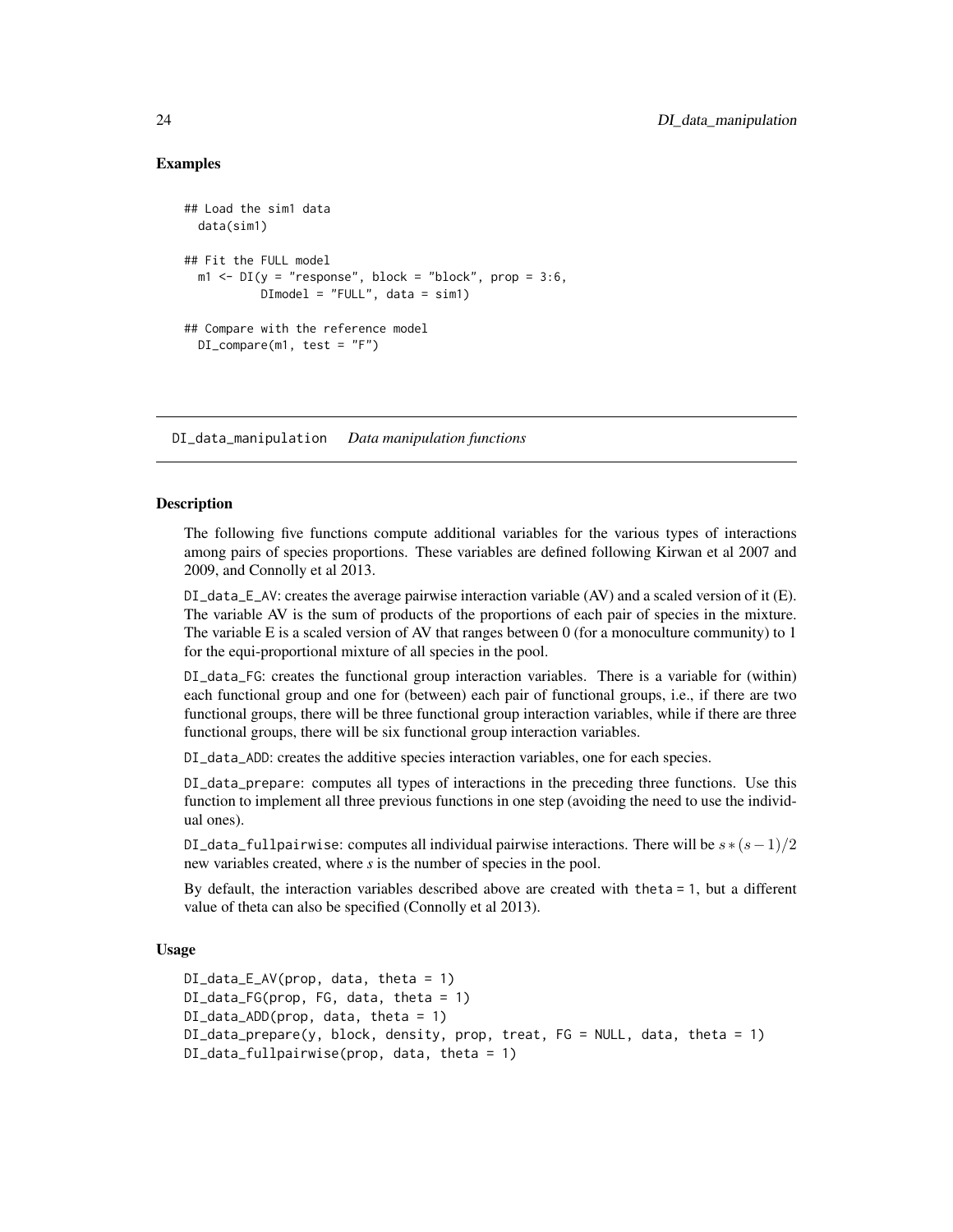### Examples

```
## Load the sim1 data
  data(sim1)

## Fit the FULL model
  m1 <- DI(y = "response", block = "block", prop = 3:6,
           DImodel = "FULL", data = sim1)

## Compare with the reference model
  DI_compare(m1, test = "F")
```

---

## DI_data_manipulation *Data manipulation functions*

---

### Description

The following five functions compute additional variables for the various types of interactions among pairs of species proportions. These variables are defined following Kirwan et al 2007 and 2009, and Connolly et al 2013.

`DI_data_E_AV`: creates the average pairwise interaction variable (AV) and a scaled version of it (E). The variable AV is the sum of products of the proportions of each pair of species in the mixture. The variable E is a scaled version of AV that ranges between 0 (for a monoculture community) to 1 for the equi-proportional mixture of all species in the pool.

`DI_data_FG`: creates the functional group interaction variables. There is a variable for (within) each functional group and one for (between) each pair of functional groups, i.e., if there are two functional groups, there will be three functional group interaction variables, while if there are three functional groups, there will be six functional group interaction variables.

`DI_data_ADD`: creates the additive species interaction variables, one for each species.

`DI_data_prepare`: computes all types of interactions in the preceding three functions. Use this function to implement all three previous functions in one step (avoiding the need to use the individual ones).

`DI_data_fullpairwise`: computes all individual pairwise interactions. There will be $s*(s-1)/2$ new variables created, where $s$ is the number of species in the pool.

By default, the interaction variables described above are created with `theta = 1`, but a different value of theta can also be specified (Connolly et al 2013).

### Usage

```
DI_data_E_AV(prop, data, theta = 1)
DI_data_FG(prop, FG, data, theta = 1)
DI_data_ADD(prop, data, theta = 1)
DI_data_prepare(y, block, density, prop, treat, FG = NULL, data, theta = 1)
DI_data_fullpairwise(prop, data, theta = 1)
```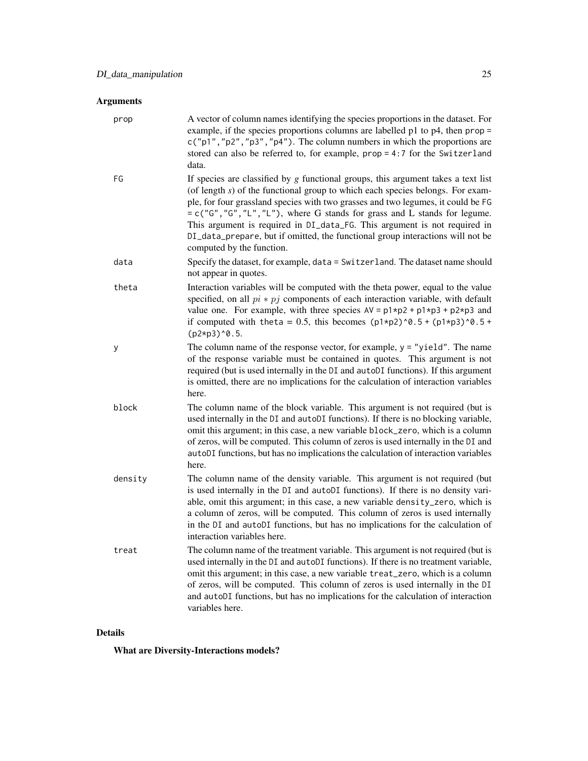## Arguments

**prop**
A vector of column names identifying the species proportions in the dataset. For example, if the species proportions columns are labelled p1 to p4, then `prop = c("p1","p2","p3","p4")`. The column numbers in which the proportions are stored can also be referred to, for example, `prop = 4:7` for the `Switzerland` data.

**FG**
If species are classified by *g* functional groups, this argument takes a text list (of length *s*) of the functional group to which each species belongs. For example, for four grassland species with two grasses and two legumes, it could be `FG = c("G","G","L","L")`, where G stands for grass and L stands for legume. This argument is required in `DI_data_FG`. This argument is not required in `DI_data_prepare`, but if omitted, the functional group interactions will not be computed by the function.

**data**
Specify the dataset, for example, `data = Switzerland`. The dataset name should not appear in quotes.

**theta**
Interaction variables will be computed with the theta power, equal to the value specified, on all $pi * pj$ components of each interaction variable, with default value one. For example, with three species `AV = p1*p2 + p1*p3 + p2*p3` and if computed with `theta = 0.5`, this becomes `(p1*p2)^0.5 + (p1*p3)^0.5 + (p2*p3)^0.5`.

**y**
The column name of the response vector, for example, `y = "yield"`. The name of the response variable must be contained in quotes. This argument is not required (but is used internally in the `DI` and `autoDI` functions). If this argument is omitted, there are no implications for the calculation of interaction variables here.

**block**
The column name of the block variable. This argument is not required (but is used internally in the `DI` and `autoDI` functions). If there is no blocking variable, omit this argument; in this case, a new variable `block_zero`, which is a column of zeros, will be computed. This column of zeros is used internally in the `DI` and `autoDI` functions, but has no implications the calculation of interaction variables here.

**density**
The column name of the density variable. This argument is not required (but is used internally in the `DI` and `autoDI` functions). If there is no density variable, omit this argument; in this case, a new variable `density_zero`, which is a column of zeros, will be computed. This column of zeros is used internally in the `DI` and `autoDI` functions, but has no implications for the calculation of interaction variables here.

**treat**
The column name of the treatment variable. This argument is not required (but is used internally in the `DI` and `autoDI` functions). If there is no treatment variable, omit this argument; in this case, a new variable `treat_zero`, which is a column of zeros, will be computed. This column of zeros is used internally in the `DI` and `autoDI` functions, but has no implications for the calculation of interaction variables here.

## Details

### What are Diversity-Interactions models?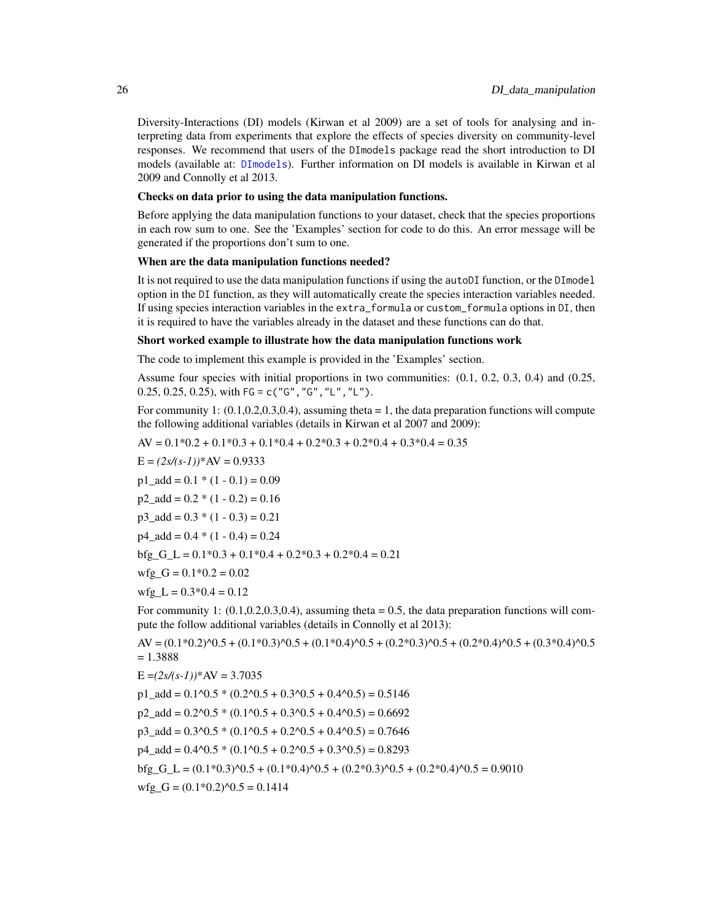Diversity-Interactions (DI) models (Kirwan et al 2009) are a set of tools for analysing and interpreting data from experiments that explore the effects of species diversity on community-level responses. We recommend that users of the `DImodels` package read the short introduction to DI models (available at: DImodels). Further information on DI models is available in Kirwan et al 2009 and Connolly et al 2013.

**Checks on data prior to using the data manipulation functions.**

Before applying the data manipulation functions to your dataset, check that the species proportions in each row sum to one. See the 'Examples' section for code to do this. An error message will be generated if the proportions don't sum to one.

**When are the data manipulation functions needed?**

It is not required to use the data manipulation functions if using the `autoDI` function, or the `DImodel` option in the `DI` function, as they will automatically create the species interaction variables needed. If using species interaction variables in the `extra_formula` or `custom_formula` options in `DI`, then it is required to have the variables already in the dataset and these functions can do that.

**Short worked example to illustrate how the data manipulation functions work**

The code to implement this example is provided in the 'Examples' section.

Assume four species with initial proportions in two communities: (0.1, 0.2, 0.3, 0.4) and (0.25, 0.25, 0.25, 0.25), with `FG = c("G","G","L","L")`.

For community 1: (0.1,0.2,0.3,0.4), assuming theta = 1, the data preparation functions will compute the following additional variables (details in Kirwan et al 2007 and 2009):

AV = 0.1*0.2 + 0.1*0.3 + 0.1*0.4 + 0.2*0.3 + 0.2*0.4 + 0.3*0.4 = 0.35

E = *(2s/(s-1))**AV = 0.9333

p1_add = 0.1 * (1 - 0.1) = 0.09

p2_add = 0.2 * (1 - 0.2) = 0.16

p3_add = 0.3 * (1 - 0.3) = 0.21

p4_add = 0.4 * (1 - 0.4) = 0.24

bfg_G_L = 0.1*0.3 + 0.1*0.4 + 0.2*0.3 + 0.2*0.4 = 0.21

wfg_G = 0.1*0.2 = 0.02

wfg_L = 0.3*0.4 = 0.12

For community 1: (0.1,0.2,0.3,0.4), assuming theta = 0.5, the data preparation functions will compute the follow additional variables (details in Connolly et al 2013):

AV = (0.1*0.2)^0.5 + (0.1*0.3)^0.5 + (0.1*0.4)^0.5 + (0.2*0.3)^0.5 + (0.2*0.4)^0.5 + (0.3*0.4)^0.5 = 1.3888

E =*(2s/(s-1))**AV = 3.7035

p1_add = 0.1^0.5 * (0.2^0.5 + 0.3^0.5 + 0.4^0.5) = 0.5146

p2_add = 0.2^0.5 * (0.1^0.5 + 0.3^0.5 + 0.4^0.5) = 0.6692

p3_add = 0.3^0.5 * (0.1^0.5 + 0.2^0.5 + 0.4^0.5) = 0.7646

p4_add = 0.4^0.5 * (0.1^0.5 + 0.2^0.5 + 0.3^0.5) = 0.8293

bfg_G_L = (0.1*0.3)^0.5 + (0.1*0.4)^0.5 + (0.2*0.3)^0.5 + (0.2*0.4)^0.5 = 0.9010

wfg_G = (0.1*0.2)^0.5 = 0.1414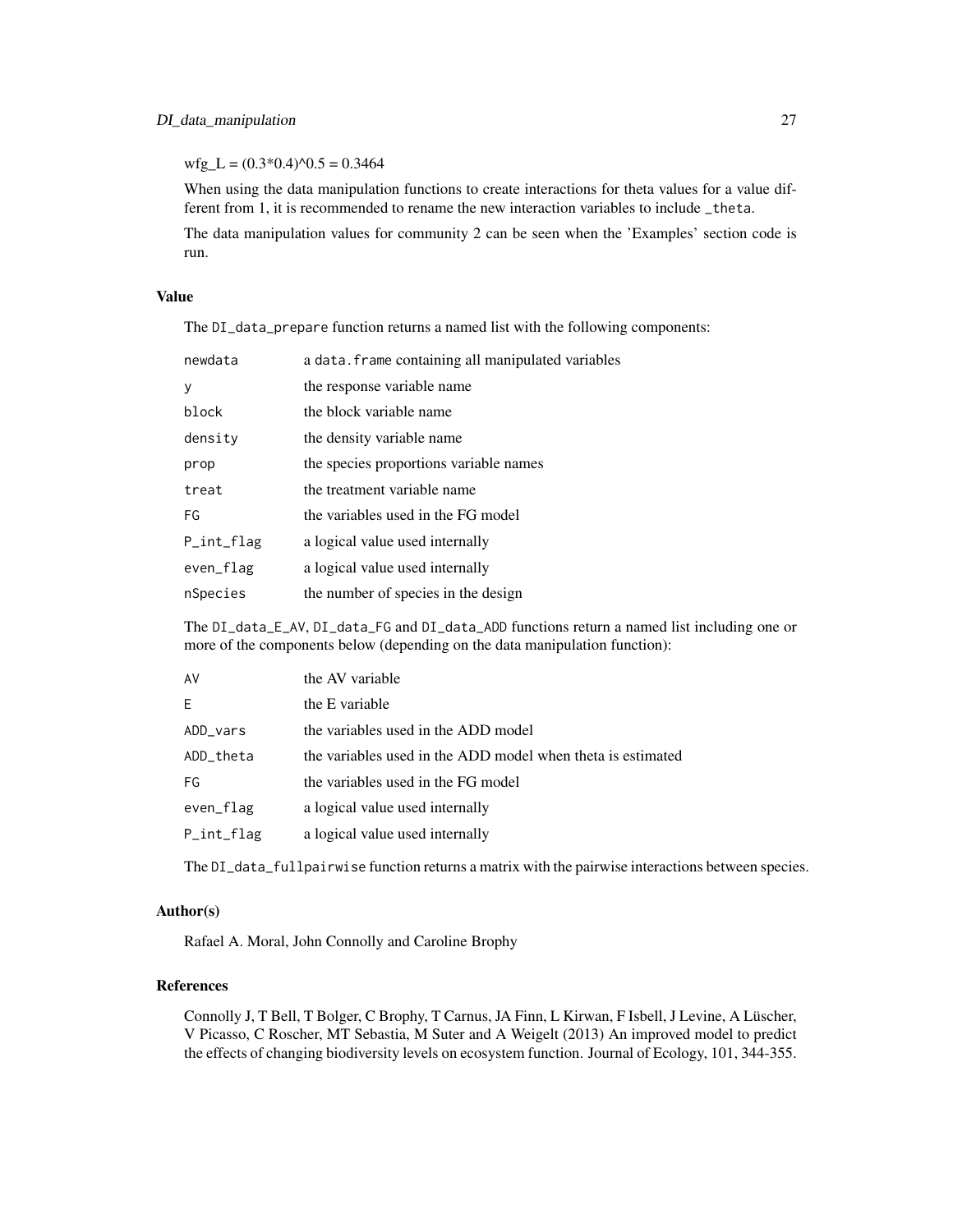$wfg\_L = (0.3*0.4)^{0.5} = 0.3464$

When using the data manipulation functions to create interactions for theta values for a value different from 1, it is recommended to rename the new interaction variables to include `_theta`.

The data manipulation values for community 2 can be seen when the 'Examples' section code is run.

### Value

The `DI_data_prepare` function returns a named list with the following components:

| | |
|---|---|
| `newdata` | a `data.frame` containing all manipulated variables |
| `y` | the response variable name |
| `block` | the block variable name |
| `density` | the density variable name |
| `prop` | the species proportions variable names |
| `treat` | the treatment variable name |
| `FG` | the variables used in the FG model |
| `P_int_flag` | a logical value used internally |
| `even_flag` | a logical value used internally |
| `nSpecies` | the number of species in the design |

The `DI_data_E_AV`, `DI_data_FG` and `DI_data_ADD` functions return a named list including one or more of the components below (depending on the data manipulation function):

| | |
|---|---|
| `AV` | the AV variable |
| `E` | the E variable |
| `ADD_vars` | the variables used in the ADD model |
| `ADD_theta` | the variables used in the ADD model when theta is estimated |
| `FG` | the variables used in the FG model |
| `even_flag` | a logical value used internally |
| `P_int_flag` | a logical value used internally |

The `DI_data_fullpairwise` function returns a matrix with the pairwise interactions between species.

### Author(s)

Rafael A. Moral, John Connolly and Caroline Brophy

### References

Connolly J, T Bell, T Bolger, C Brophy, T Carnus, JA Finn, L Kirwan, F Isbell, J Levine, A Lüscher, V Picasso, C Roscher, MT Sebastia, M Suter and A Weigelt (2013) An improved model to predict the effects of changing biodiversity levels on ecosystem function. Journal of Ecology, 101, 344-355.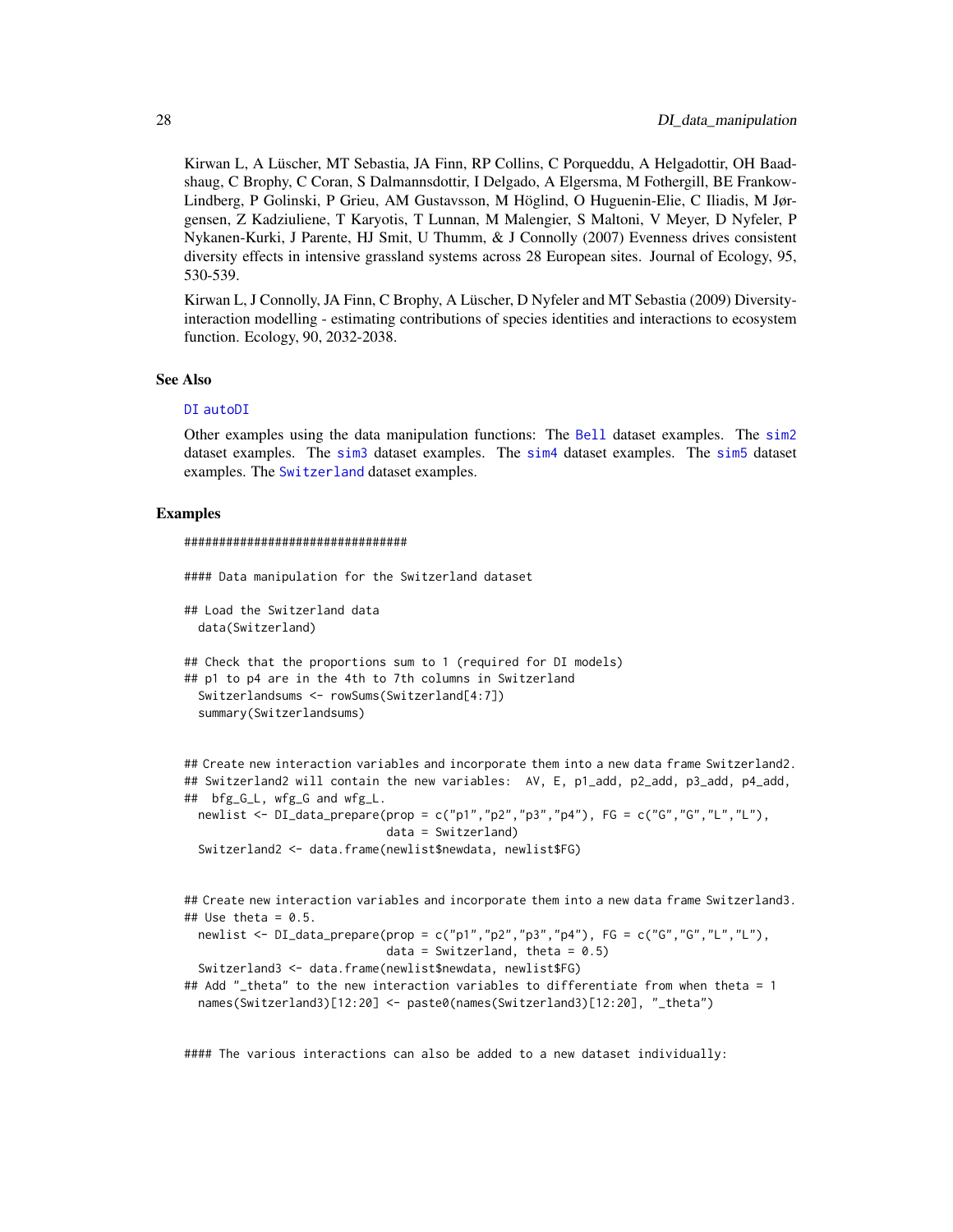Kirwan L, A Lüscher, MT Sebastia, JA Finn, RP Collins, C Porqueddu, A Helgadottir, OH Baadshaug, C Brophy, C Coran, S Dalmannsdottir, I Delgado, A Elgersma, M Fothergill, BE Frankow-Lindberg, P Golinski, P Grieu, AM Gustavsson, M Höglind, O Huguenin-Elie, C Iliadis, M Jørgensen, Z Kadziuliene, T Karyotis, T Lunnan, M Malengier, S Maltoni, V Meyer, D Nyfeler, P Nykanen-Kurki, J Parente, HJ Smit, U Thumm, & J Connolly (2007) Evenness drives consistent diversity effects in intensive grassland systems across 28 European sites. Journal of Ecology, 95, 530-539.

Kirwan L, J Connolly, JA Finn, C Brophy, A Lüscher, D Nyfeler and MT Sebastia (2009) Diversity-interaction modelling - estimating contributions of species identities and interactions to ecosystem function. Ecology, 90, 2032-2038.

## See Also

DI autoDI

Other examples using the data manipulation functions: The Bell dataset examples. The sim2 dataset examples. The sim3 dataset examples. The sim4 dataset examples. The sim5 dataset examples. The Switzerland dataset examples.

## Examples

```
################################

#### Data manipulation for the Switzerland dataset

## Load the Switzerland data
  data(Switzerland)

## Check that the proportions sum to 1 (required for DI models)
## p1 to p4 are in the 4th to 7th columns in Switzerland
  Switzerlandsums <- rowSums(Switzerland[4:7])
  summary(Switzerlandsums)


## Create new interaction variables and incorporate them into a new data frame Switzerland2.
## Switzerland2 will contain the new variables:  AV, E, p1_add, p2_add, p3_add, p4_add,
##  bfg_G_L, wfg_G and wfg_L.
  newlist <- DI_data_prepare(prop = c("p1","p2","p3","p4"), FG = c("G","G","L","L"),
                             data = Switzerland)
  Switzerland2 <- data.frame(newlist$newdata, newlist$FG)


## Create new interaction variables and incorporate them into a new data frame Switzerland3.
## Use theta = 0.5.
  newlist <- DI_data_prepare(prop = c("p1","p2","p3","p4"), FG = c("G","G","L","L"),
                             data = Switzerland, theta = 0.5)
  Switzerland3 <- data.frame(newlist$newdata, newlist$FG)
## Add "_theta" to the new interaction variables to differentiate from when theta = 1
  names(Switzerland3)[12:20] <- paste0(names(Switzerland3)[12:20], "_theta")


#### The various interactions can also be added to a new dataset individually:
```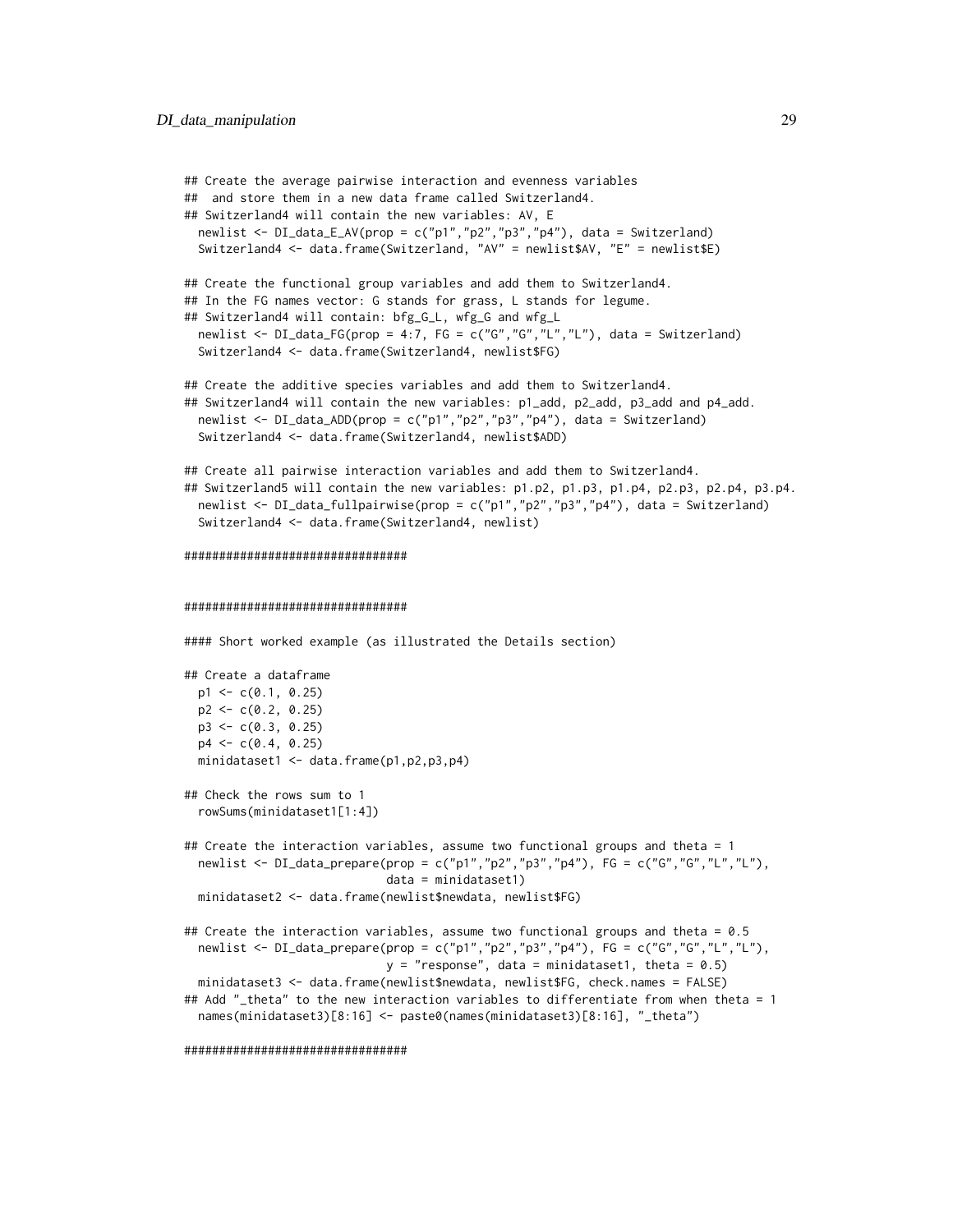```
## Create the average pairwise interaction and evenness variables
##  and store them in a new data frame called Switzerland4.
## Switzerland4 will contain the new variables: AV, E
  newlist <- DI_data_E_AV(prop = c("p1","p2","p3","p4"), data = Switzerland)
  Switzerland4 <- data.frame(Switzerland, "AV" = newlist$AV, "E" = newlist$E)

## Create the functional group variables and add them to Switzerland4.
## In the FG names vector: G stands for grass, L stands for legume.
## Switzerland4 will contain: bfg_G_L, wfg_G and wfg_L
  newlist <- DI_data_FG(prop = 4:7, FG = c("G","G","L","L"), data = Switzerland)
  Switzerland4 <- data.frame(Switzerland4, newlist$FG)

## Create the additive species variables and add them to Switzerland4.
## Switzerland4 will contain the new variables: p1_add, p2_add, p3_add and p4_add.
  newlist <- DI_data_ADD(prop = c("p1","p2","p3","p4"), data = Switzerland)
  Switzerland4 <- data.frame(Switzerland4, newlist$ADD)

## Create all pairwise interaction variables and add them to Switzerland4.
## Switzerland5 will contain the new variables: p1.p2, p1.p3, p1.p4, p2.p3, p2.p4, p3.p4.
  newlist <- DI_data_fullpairwise(prop = c("p1","p2","p3","p4"), data = Switzerland)
  Switzerland4 <- data.frame(Switzerland4, newlist)

################################


################################

#### Short worked example (as illustrated the Details section)

## Create a dataframe
  p1 <- c(0.1, 0.25)
  p2 <- c(0.2, 0.25)
  p3 <- c(0.3, 0.25)
  p4 <- c(0.4, 0.25)
  minidataset1 <- data.frame(p1,p2,p3,p4)

## Check the rows sum to 1
  rowSums(minidataset1[1:4])

## Create the interaction variables, assume two functional groups and theta = 1
  newlist <- DI_data_prepare(prop = c("p1","p2","p3","p4"), FG = c("G","G","L","L"),
                             data = minidataset1)
  minidataset2 <- data.frame(newlist$newdata, newlist$FG)

## Create the interaction variables, assume two functional groups and theta = 0.5
  newlist <- DI_data_prepare(prop = c("p1","p2","p3","p4"), FG = c("G","G","L","L"),
                             y = "response", data = minidataset1, theta = 0.5)
  minidataset3 <- data.frame(newlist$newdata, newlist$FG, check.names = FALSE)
## Add "_theta" to the new interaction variables to differentiate from when theta = 1
  names(minidataset3)[8:16] <- paste0(names(minidataset3)[8:16], "_theta")

################################
```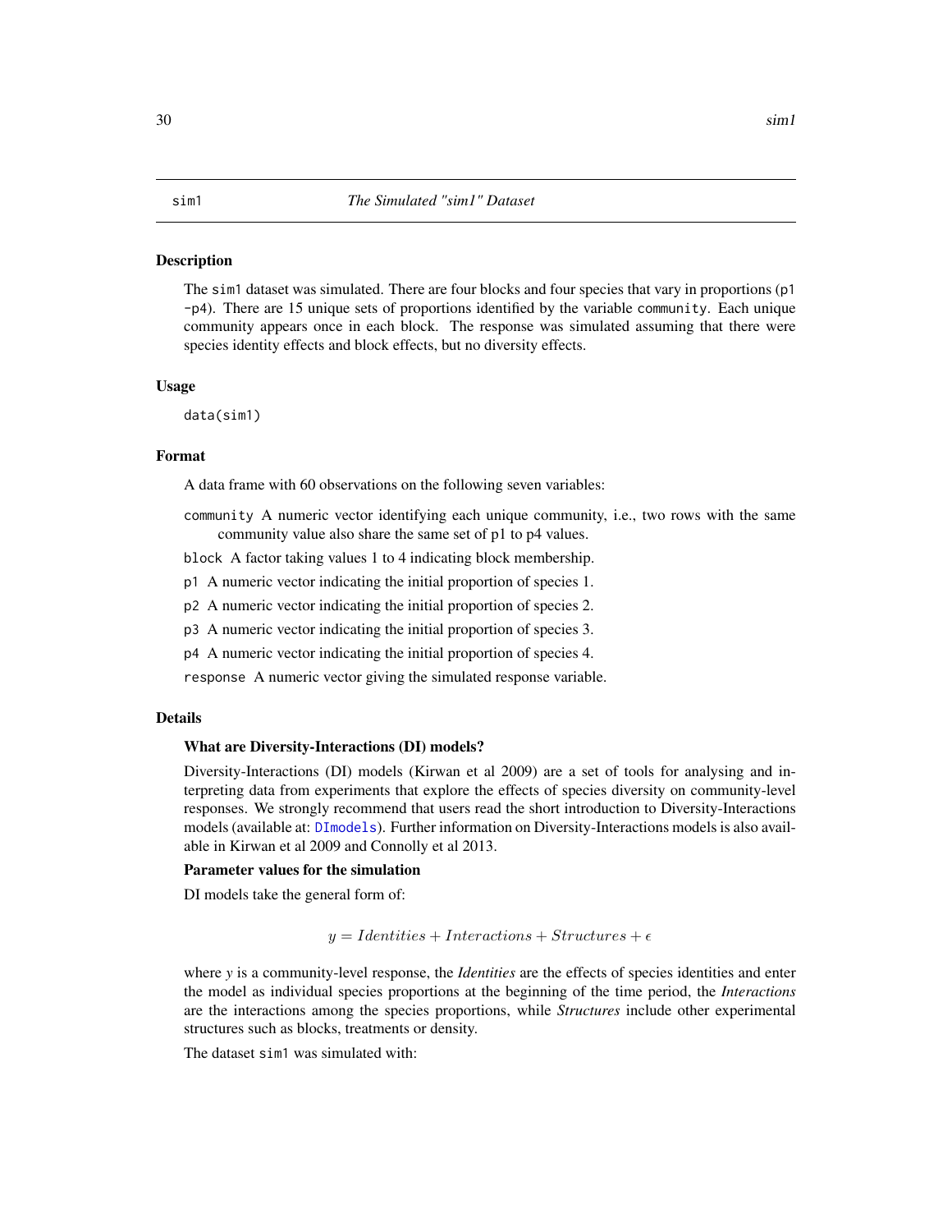## sim1 — *The Simulated "sim1" Dataset*

### Description

The `sim1` dataset was simulated. There are four blocks and four species that vary in proportions (`p1 -p4`). There are 15 unique sets of proportions identified by the variable `community`. Each unique community appears once in each block. The response was simulated assuming that there were species identity effects and block effects, but no diversity effects.

### Usage

```
data(sim1)
```

### Format

A data frame with 60 observations on the following seven variables:

- `community` A numeric vector identifying each unique community, i.e., two rows with the same community value also share the same set of p1 to p4 values.
- `block` A factor taking values 1 to 4 indicating block membership.
- `p1` A numeric vector indicating the initial proportion of species 1.
- `p2` A numeric vector indicating the initial proportion of species 2.
- `p3` A numeric vector indicating the initial proportion of species 3.
- `p4` A numeric vector indicating the initial proportion of species 4.
- `response` A numeric vector giving the simulated response variable.

### Details

**What are Diversity-Interactions (DI) models?**

Diversity-Interactions (DI) models (Kirwan et al 2009) are a set of tools for analysing and interpreting data from experiments that explore the effects of species diversity on community-level responses. We strongly recommend that users read the short introduction to Diversity-Interactions models (available at: `DImodels`). Further information on Diversity-Interactions models is also available in Kirwan et al 2009 and Connolly et al 2013.

**Parameter values for the simulation**

DI models take the general form of:

$$y = Identities + Interactions + Structures + \epsilon$$

where *y* is a community-level response, the *Identities* are the effects of species identities and enter the model as individual species proportions at the beginning of the time period, the *Interactions* are the interactions among the species proportions, while *Structures* include other experimental structures such as blocks, treatments or density.

The dataset `sim1` was simulated with: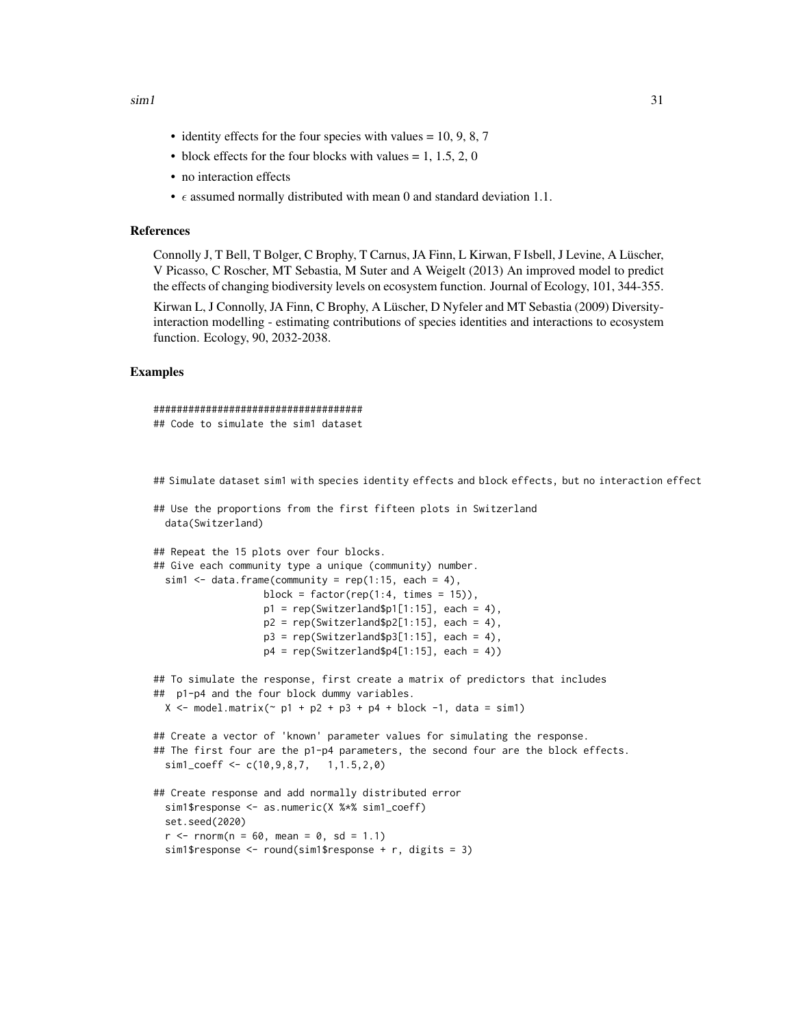- identity effects for the four species with values = 10, 9, 8, 7
- block effects for the four blocks with values = 1, 1.5, 2, 0
- no interaction effects
- $\epsilon$ assumed normally distributed with mean 0 and standard deviation 1.1.

## References

Connolly J, T Bell, T Bolger, C Brophy, T Carnus, JA Finn, L Kirwan, F Isbell, J Levine, A Lüscher, V Picasso, C Roscher, MT Sebastia, M Suter and A Weigelt (2013) An improved model to predict the effects of changing biodiversity levels on ecosystem function. Journal of Ecology, 101, 344-355.

Kirwan L, J Connolly, JA Finn, C Brophy, A Lüscher, D Nyfeler and MT Sebastia (2009) Diversity-interaction modelling - estimating contributions of species identities and interactions to ecosystem function. Ecology, 90, 2032-2038.

## Examples

```
####################################
## Code to simulate the sim1 dataset



## Simulate dataset sim1 with species identity effects and block effects, but no interaction effect

## Use the proportions from the first fifteen plots in Switzerland
  data(Switzerland)

## Repeat the 15 plots over four blocks.
## Give each community type a unique (community) number.
  sim1 <- data.frame(community = rep(1:15, each = 4),
                  block = factor(rep(1:4, times = 15)),
                  p1 = rep(Switzerland$p1[1:15], each = 4),
                  p2 = rep(Switzerland$p2[1:15], each = 4),
                  p3 = rep(Switzerland$p3[1:15], each = 4),
                  p4 = rep(Switzerland$p4[1:15], each = 4))

## To simulate the response, first create a matrix of predictors that includes
##  p1-p4 and the four block dummy variables.
  X <- model.matrix(~ p1 + p2 + p3 + p4 + block -1, data = sim1)

## Create a vector of 'known' parameter values for simulating the response.
## The first four are the p1-p4 parameters, the second four are the block effects.
  sim1_coeff <- c(10,9,8,7,   1,1.5,2,0)

## Create response and add normally distributed error
  sim1$response <- as.numeric(X %*% sim1_coeff)
  set.seed(2020)
  r <- rnorm(n = 60, mean = 0, sd = 1.1)
  sim1$response <- round(sim1$response + r, digits = 3)
```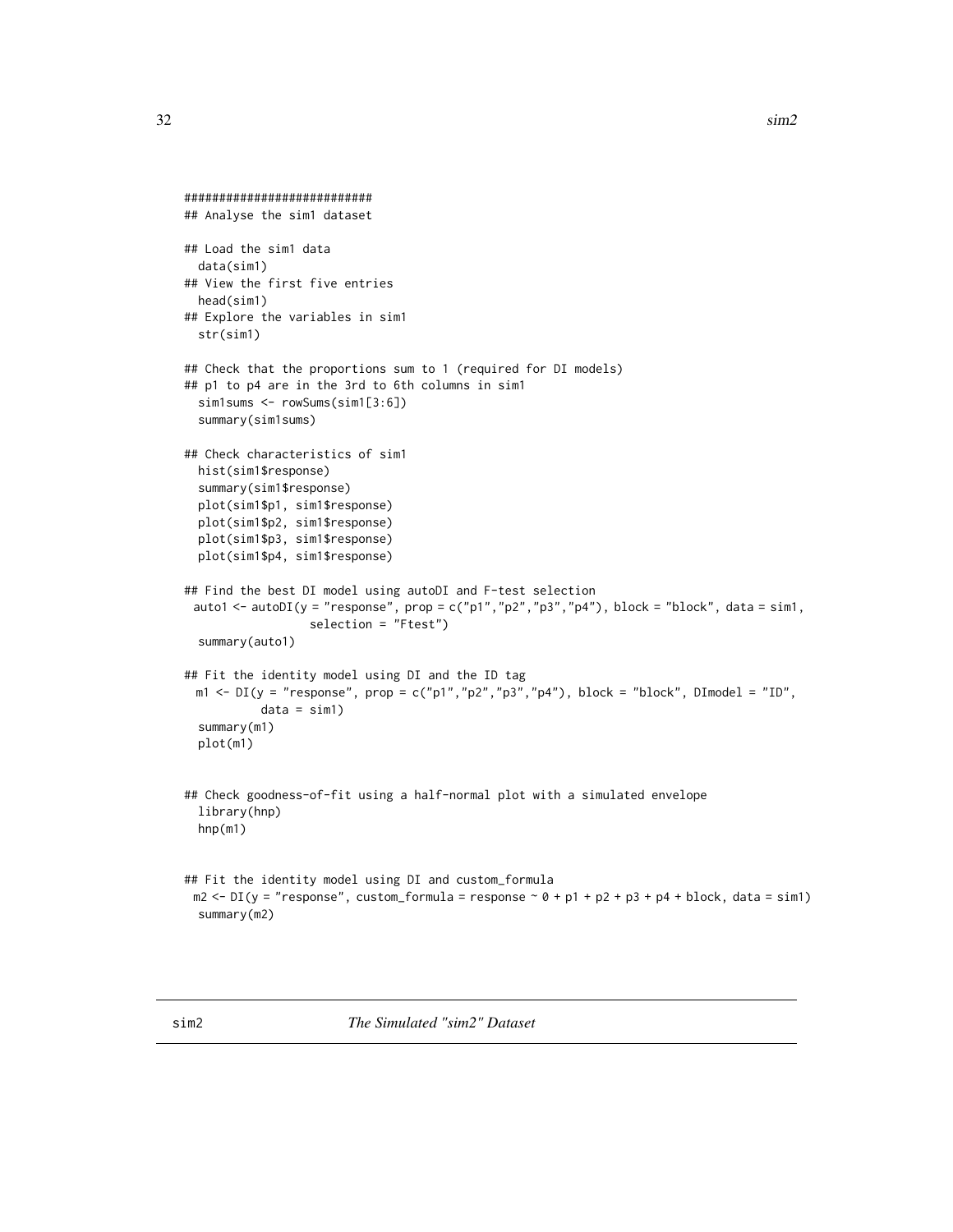```
##########################
## Analyse the sim1 dataset

## Load the sim1 data
  data(sim1)
## View the first five entries
  head(sim1)
## Explore the variables in sim1
  str(sim1)

## Check that the proportions sum to 1 (required for DI models)
## p1 to p4 are in the 3rd to 6th columns in sim1
  sim1sums <- rowSums(sim1[3:6])
  summary(sim1sums)

## Check characteristics of sim1
  hist(sim1$response)
  summary(sim1$response)
  plot(sim1$p1, sim1$response)
  plot(sim1$p2, sim1$response)
  plot(sim1$p3, sim1$response)
  plot(sim1$p4, sim1$response)

## Find the best DI model using autoDI and F-test selection
 auto1 <- autoDI(y = "response", prop = c("p1","p2","p3","p4"), block = "block", data = sim1,
                 selection = "Ftest")
  summary(auto1)

## Fit the identity model using DI and the ID tag
 m1 <- DI(y = "response", prop = c("p1","p2","p3","p4"), block = "block", DImodel = "ID",
          data = sim1)
  summary(m1)
  plot(m1)


## Check goodness-of-fit using a half-normal plot with a simulated envelope
  library(hnp)
  hnp(m1)


## Fit the identity model using DI and custom_formula
 m2 <- DI(y = "response", custom_formula = response ~ 0 + p1 + p2 + p3 + p4 + block, data = sim1)
  summary(m2)
```

---

sim2 — *The Simulated "sim2" Dataset*

---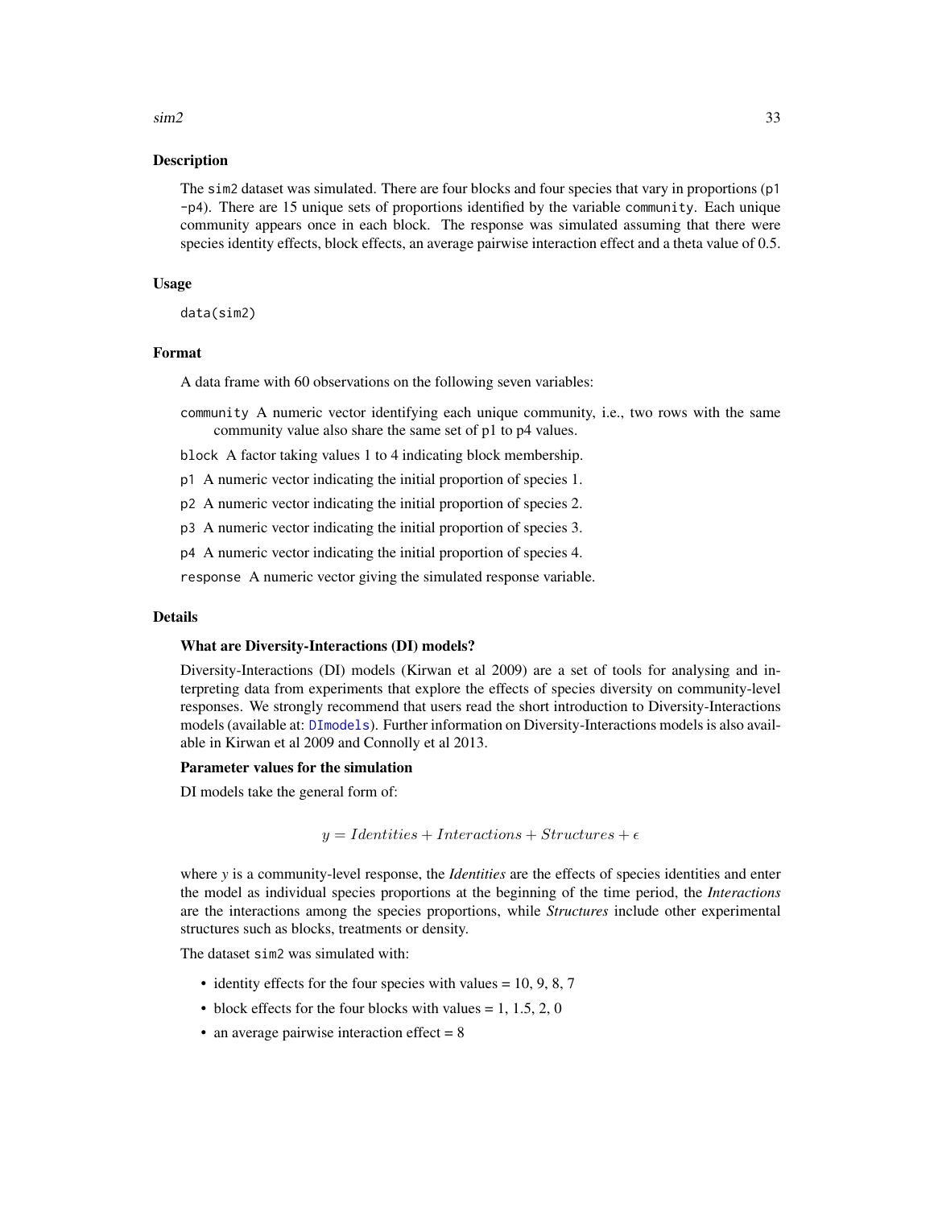## Description

The `sim2` dataset was simulated. There are four blocks and four species that vary in proportions (`p1` -`p4`). There are 15 unique sets of proportions identified by the variable `community`. Each unique community appears once in each block. The response was simulated assuming that there were species identity effects, block effects, an average pairwise interaction effect and a theta value of 0.5.

## Usage

```
data(sim2)
```

## Format

A data frame with 60 observations on the following seven variables:

`community` A numeric vector identifying each unique community, i.e., two rows with the same community value also share the same set of p1 to p4 values.

`block` A factor taking values 1 to 4 indicating block membership.

`p1` A numeric vector indicating the initial proportion of species 1.

`p2` A numeric vector indicating the initial proportion of species 2.

`p3` A numeric vector indicating the initial proportion of species 3.

`p4` A numeric vector indicating the initial proportion of species 4.

`response` A numeric vector giving the simulated response variable.

## Details

### What are Diversity-Interactions (DI) models?

Diversity-Interactions (DI) models (Kirwan et al 2009) are a set of tools for analysing and interpreting data from experiments that explore the effects of species diversity on community-level responses. We strongly recommend that users read the short introduction to Diversity-Interactions models (available at: `DImodels`). Further information on Diversity-Interactions models is also available in Kirwan et al 2009 and Connolly et al 2013.

### Parameter values for the simulation

DI models take the general form of:

$$y = Identities + Interactions + Structures + \epsilon$$

where *y* is a community-level response, the *Identities* are the effects of species identities and enter the model as individual species proportions at the beginning of the time period, the *Interactions* are the interactions among the species proportions, while *Structures* include other experimental structures such as blocks, treatments or density.

The dataset `sim2` was simulated with:

- identity effects for the four species with values = 10, 9, 8, 7
- block effects for the four blocks with values = 1, 1.5, 2, 0
- an average pairwise interaction effect = 8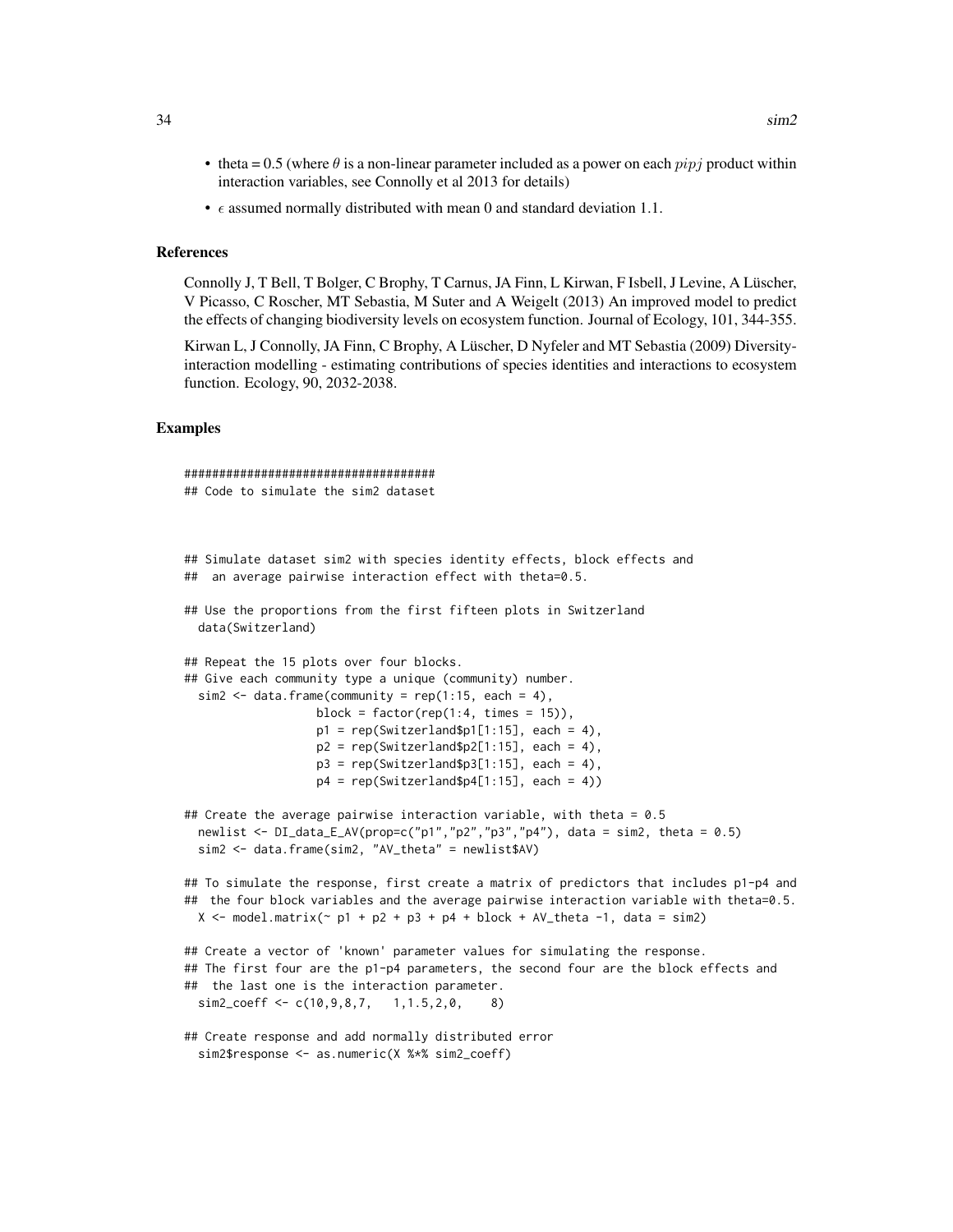- theta = 0.5 (where $\theta$ is a non-linear parameter included as a power on each $pipj$ product within interaction variables, see Connolly et al 2013 for details)
- $\epsilon$ assumed normally distributed with mean 0 and standard deviation 1.1.

### References

Connolly J, T Bell, T Bolger, C Brophy, T Carnus, JA Finn, L Kirwan, F Isbell, J Levine, A Lüscher, V Picasso, C Roscher, MT Sebastia, M Suter and A Weigelt (2013) An improved model to predict the effects of changing biodiversity levels on ecosystem function. Journal of Ecology, 101, 344-355.

Kirwan L, J Connolly, JA Finn, C Brophy, A Lüscher, D Nyfeler and MT Sebastia (2009) Diversity-interaction modelling - estimating contributions of species identities and interactions to ecosystem function. Ecology, 90, 2032-2038.

### Examples

```
####################################
## Code to simulate the sim2 dataset



## Simulate dataset sim2 with species identity effects, block effects and
##  an average pairwise interaction effect with theta=0.5.

## Use the proportions from the first fifteen plots in Switzerland
  data(Switzerland)

## Repeat the 15 plots over four blocks.
## Give each community type a unique (community) number.
  sim2 <- data.frame(community = rep(1:15, each = 4),
                   block = factor(rep(1:4, times = 15)),
                   p1 = rep(Switzerland$p1[1:15], each = 4),
                   p2 = rep(Switzerland$p2[1:15], each = 4),
                   p3 = rep(Switzerland$p3[1:15], each = 4),
                   p4 = rep(Switzerland$p4[1:15], each = 4))

## Create the average pairwise interaction variable, with theta = 0.5
  newlist <- DI_data_E_AV(prop=c("p1","p2","p3","p4"), data = sim2, theta = 0.5)
  sim2 <- data.frame(sim2, "AV_theta" = newlist$AV)

## To simulate the response, first create a matrix of predictors that includes p1-p4 and
##  the four block variables and the average pairwise interaction variable with theta=0.5.
  X <- model.matrix(~ p1 + p2 + p3 + p4 + block + AV_theta -1, data = sim2)

## Create a vector of 'known' parameter values for simulating the response.
## The first four are the p1-p4 parameters, the second four are the block effects and
##  the last one is the interaction parameter.
  sim2_coeff <- c(10,9,8,7,   1,1.5,2,0,    8)

## Create response and add normally distributed error
  sim2$response <- as.numeric(X %*% sim2_coeff)
```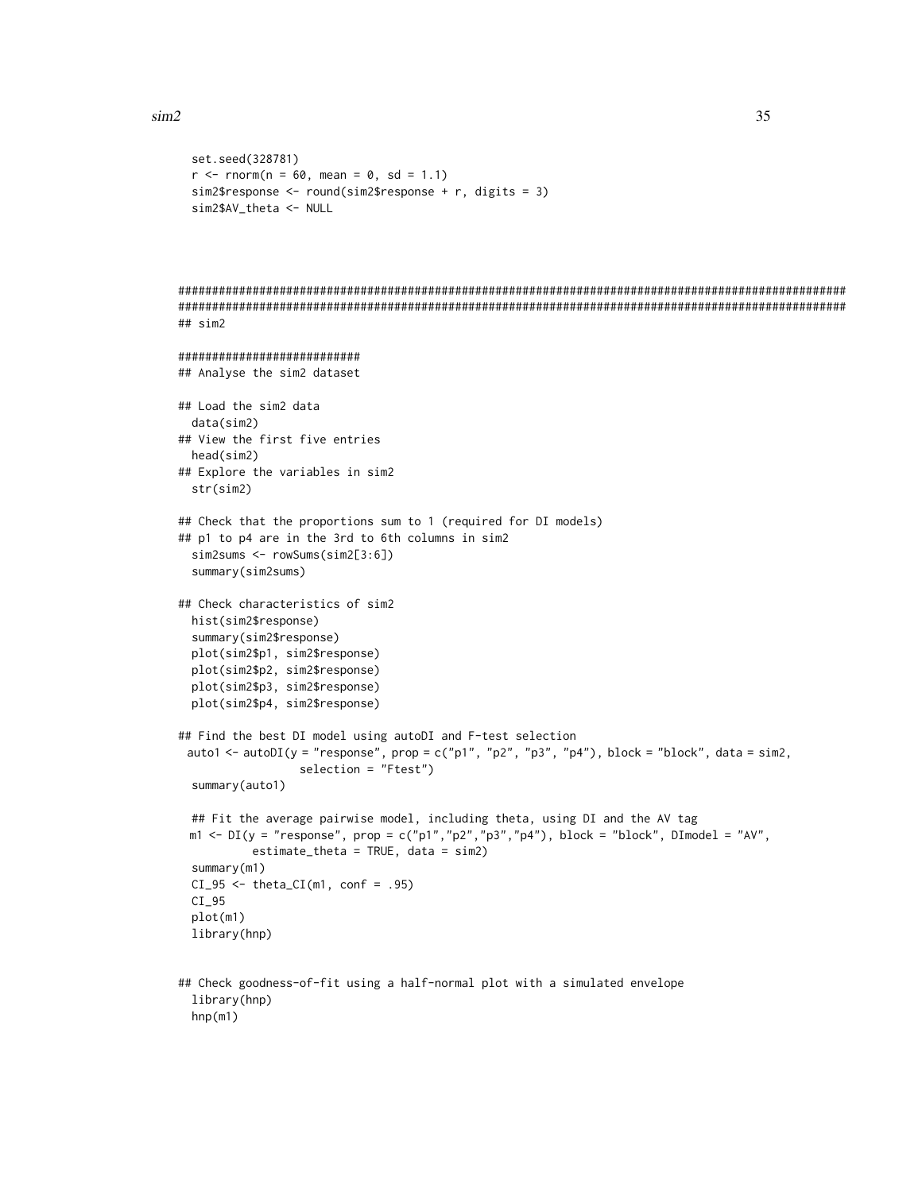```
  set.seed(328781)
  r <- rnorm(n = 60, mean = 0, sd = 1.1)
  sim2$response <- round(sim2$response + r, digits = 3)
  sim2$AV_theta <- NULL



####################################################################################################
####################################################################################################
## sim2

###########################
## Analyse the sim2 dataset

## Load the sim2 data
  data(sim2)
## View the first five entries
  head(sim2)
## Explore the variables in sim2
  str(sim2)

## Check that the proportions sum to 1 (required for DI models)
## p1 to p4 are in the 3rd to 6th columns in sim2
  sim2sums <- rowSums(sim2[3:6])
  summary(sim2sums)

## Check characteristics of sim2
  hist(sim2$response)
  summary(sim2$response)
  plot(sim2$p1, sim2$response)
  plot(sim2$p2, sim2$response)
  plot(sim2$p3, sim2$response)
  plot(sim2$p4, sim2$response)

## Find the best DI model using autoDI and F-test selection
 auto1 <- autoDI(y = "response", prop = c("p1", "p2", "p3", "p4"), block = "block", data = sim2,
                 selection = "Ftest")
  summary(auto1)

  ## Fit the average pairwise model, including theta, using DI and the AV tag
  m1 <- DI(y = "response", prop = c("p1","p2","p3","p4"), block = "block", DImodel = "AV",
           estimate_theta = TRUE, data = sim2)
  summary(m1)
  CI_95 <- theta_CI(m1, conf = .95)
  CI_95
  plot(m1)
  library(hnp)


## Check goodness-of-fit using a half-normal plot with a simulated envelope
  library(hnp)
  hnp(m1)
```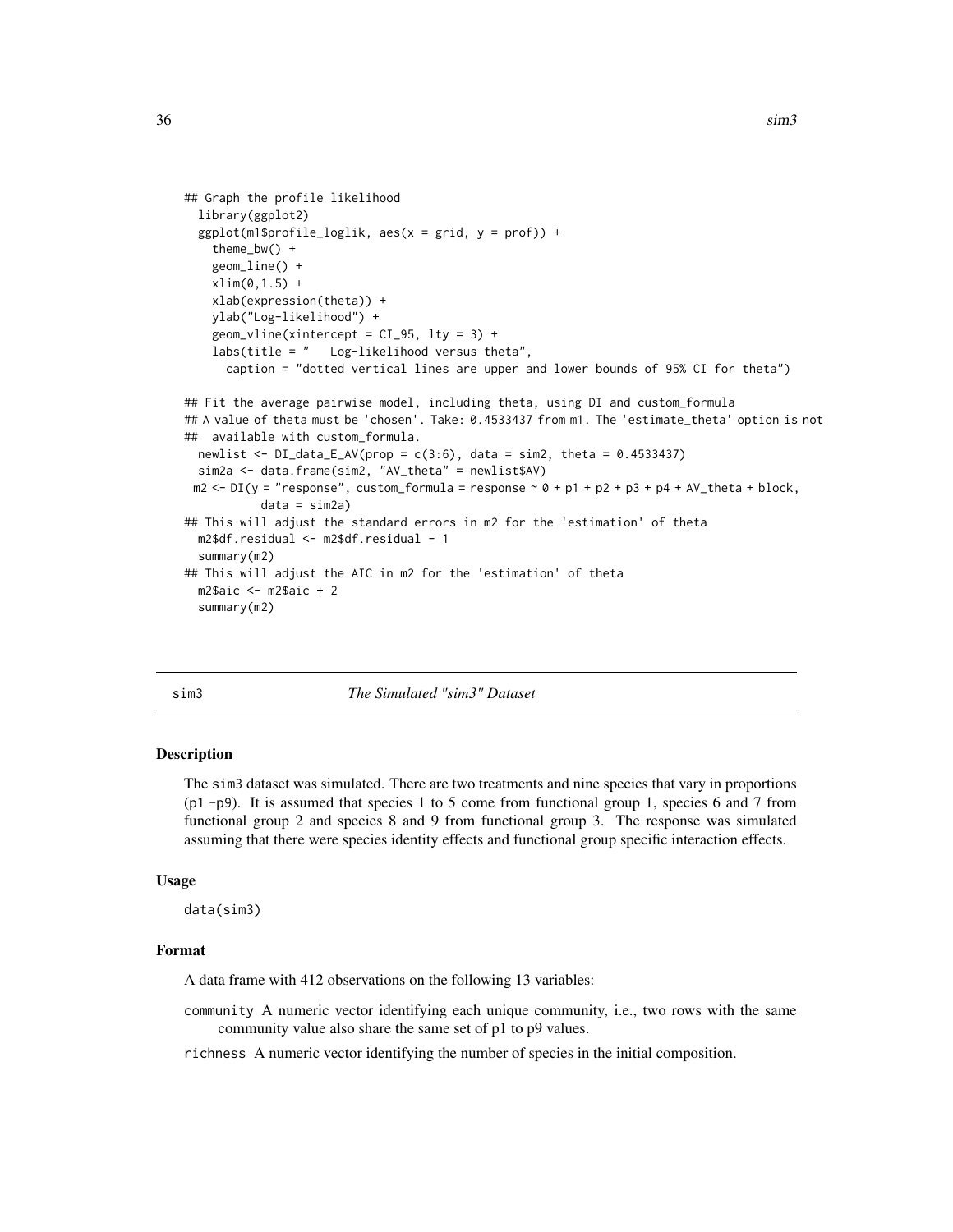```
## Graph the profile likelihood
  library(ggplot2)
  ggplot(m1$profile_loglik, aes(x = grid, y = prof)) +
    theme_bw() +
    geom_line() +
    xlim(0,1.5) +
    xlab(expression(theta)) +
    ylab("Log-likelihood") +
    geom_vline(xintercept = CI_95, lty = 3) +
    labs(title = "   Log-likelihood versus theta",
      caption = "dotted vertical lines are upper and lower bounds of 95% CI for theta")

## Fit the average pairwise model, including theta, using DI and custom_formula
## A value of theta must be 'chosen'. Take: 0.4533437 from m1. The 'estimate_theta' option is not
##  available with custom_formula.
  newlist <- DI_data_E_AV(prop = c(3:6), data = sim2, theta = 0.4533437)
  sim2a <- data.frame(sim2, "AV_theta" = newlist$AV)
 m2 <- DI(y = "response", custom_formula = response ~ 0 + p1 + p2 + p3 + p4 + AV_theta + block,
          data = sim2a)
## This will adjust the standard errors in m2 for the 'estimation' of theta
  m2$df.residual <- m2$df.residual - 1
  summary(m2)
## This will adjust the AIC in m2 for the 'estimation' of theta
  m2$aic <- m2$aic + 2
  summary(m2)
```

---

## sim3 — *The Simulated "sim3" Dataset*

### Description

The sim3 dataset was simulated. There are two treatments and nine species that vary in proportions (p1 -p9). It is assumed that species 1 to 5 come from functional group 1, species 6 and 7 from functional group 2 and species 8 and 9 from functional group 3. The response was simulated assuming that there were species identity effects and functional group specific interaction effects.

### Usage

```
data(sim3)
```

### Format

A data frame with 412 observations on the following 13 variables:

- `community` A numeric vector identifying each unique community, i.e., two rows with the same community value also share the same set of p1 to p9 values.
- `richness` A numeric vector identifying the number of species in the initial composition.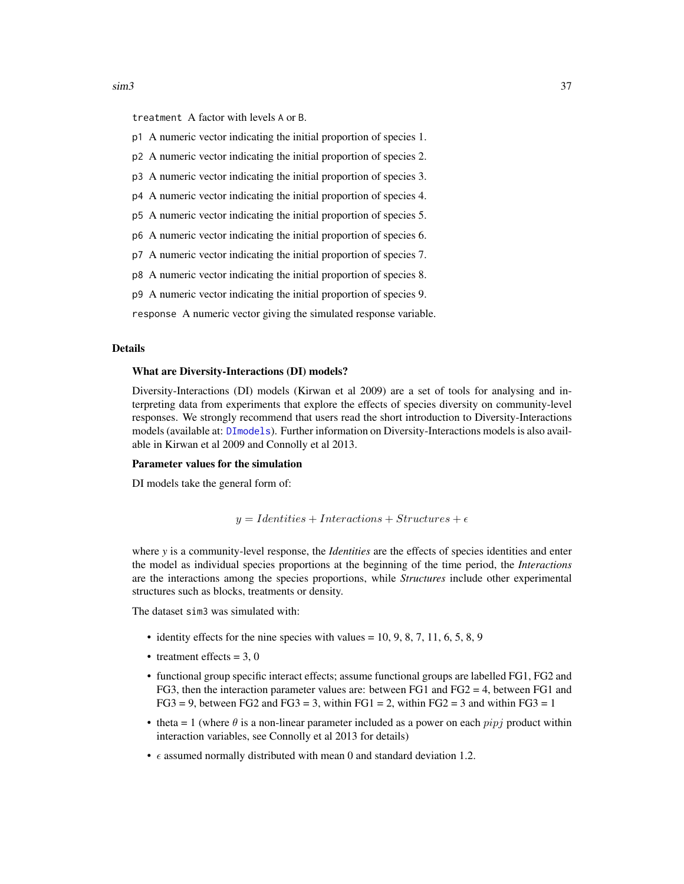treatment A factor with levels A or B.

p1 A numeric vector indicating the initial proportion of species 1.

p2 A numeric vector indicating the initial proportion of species 2.

p3 A numeric vector indicating the initial proportion of species 3.

p4 A numeric vector indicating the initial proportion of species 4.

p5 A numeric vector indicating the initial proportion of species 5.

p6 A numeric vector indicating the initial proportion of species 6.

p7 A numeric vector indicating the initial proportion of species 7.

p8 A numeric vector indicating the initial proportion of species 8.

p9 A numeric vector indicating the initial proportion of species 9.

response A numeric vector giving the simulated response variable.

## Details

### What are Diversity-Interactions (DI) models?

Diversity-Interactions (DI) models (Kirwan et al 2009) are a set of tools for analysing and interpreting data from experiments that explore the effects of species diversity on community-level responses. We strongly recommend that users read the short introduction to Diversity-Interactions models (available at: DImodels). Further information on Diversity-Interactions models is also available in Kirwan et al 2009 and Connolly et al 2013.

### Parameter values for the simulation

DI models take the general form of:

$$y = Identities + Interactions + Structures + \epsilon$$

where *y* is a community-level response, the *Identities* are the effects of species identities and enter the model as individual species proportions at the beginning of the time period, the *Interactions* are the interactions among the species proportions, while *Structures* include other experimental structures such as blocks, treatments or density.

The dataset sim3 was simulated with:

- identity effects for the nine species with values = 10, 9, 8, 7, 11, 6, 5, 8, 9
- treatment effects = 3, 0
- functional group specific interact effects; assume functional groups are labelled FG1, FG2 and FG3, then the interaction parameter values are: between FG1 and FG2 = 4, between FG1 and FG3 = 9, between FG2 and FG3 = 3, within FG1 = 2, within FG2 = 3 and within FG3 = 1
- theta = 1 (where $\theta$ is a non-linear parameter included as a power on each $pipj$ product within interaction variables, see Connolly et al 2013 for details)
- $\epsilon$ assumed normally distributed with mean 0 and standard deviation 1.2.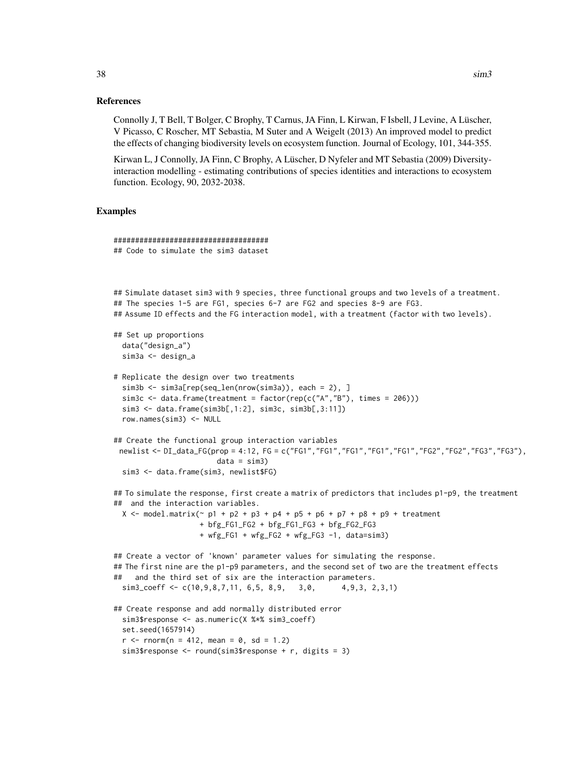### References

Connolly J, T Bell, T Bolger, C Brophy, T Carnus, JA Finn, L Kirwan, F Isbell, J Levine, A Lüscher, V Picasso, C Roscher, MT Sebastia, M Suter and A Weigelt (2013) An improved model to predict the effects of changing biodiversity levels on ecosystem function. Journal of Ecology, 101, 344-355.

Kirwan L, J Connolly, JA Finn, C Brophy, A Lüscher, D Nyfeler and MT Sebastia (2009) Diversity-interaction modelling - estimating contributions of species identities and interactions to ecosystem function. Ecology, 90, 2032-2038.

### Examples

```
####################################
## Code to simulate the sim3 dataset



## Simulate dataset sim3 with 9 species, three functional groups and two levels of a treatment.
## The species 1-5 are FG1, species 6-7 are FG2 and species 8-9 are FG3.
## Assume ID effects and the FG interaction model, with a treatment (factor with two levels).

## Set up proportions
  data("design_a")
  sim3a <- design_a

# Replicate the design over two treatments
  sim3b <- sim3a[rep(seq_len(nrow(sim3a)), each = 2), ]
  sim3c <- data.frame(treatment = factor(rep(c("A","B"), times = 206)))
  sim3 <- data.frame(sim3b[,1:2], sim3c, sim3b[,3:11])
  row.names(sim3) <- NULL

## Create the functional group interaction variables
 newlist <- DI_data_FG(prop = 4:12, FG = c("FG1","FG1","FG1","FG1","FG1","FG2","FG2","FG3","FG3"),
                        data = sim3)
  sim3 <- data.frame(sim3, newlist$FG)

## To simulate the response, first create a matrix of predictors that includes p1-p9, the treatment
##  and the interaction variables.
  X <- model.matrix(~ p1 + p2 + p3 + p4 + p5 + p6 + p7 + p8 + p9 + treatment
                    + bfg_FG1_FG2 + bfg_FG1_FG3 + bfg_FG2_FG3
                    + wfg_FG1 + wfg_FG2 + wfg_FG3 -1, data=sim3)

## Create a vector of 'known' parameter values for simulating the response.
## The first nine are the p1-p9 parameters, and the second set of two are the treatment effects
##   and the third set of six are the interaction parameters.
  sim3_coeff <- c(10,9,8,7,11, 6,5, 8,9,   3,0,      4,9,3, 2,3,1)

## Create response and add normally distributed error
  sim3$response <- as.numeric(X %*% sim3_coeff)
  set.seed(1657914)
  r <- rnorm(n = 412, mean = 0, sd = 1.2)
  sim3$response <- round(sim3$response + r, digits = 3)
```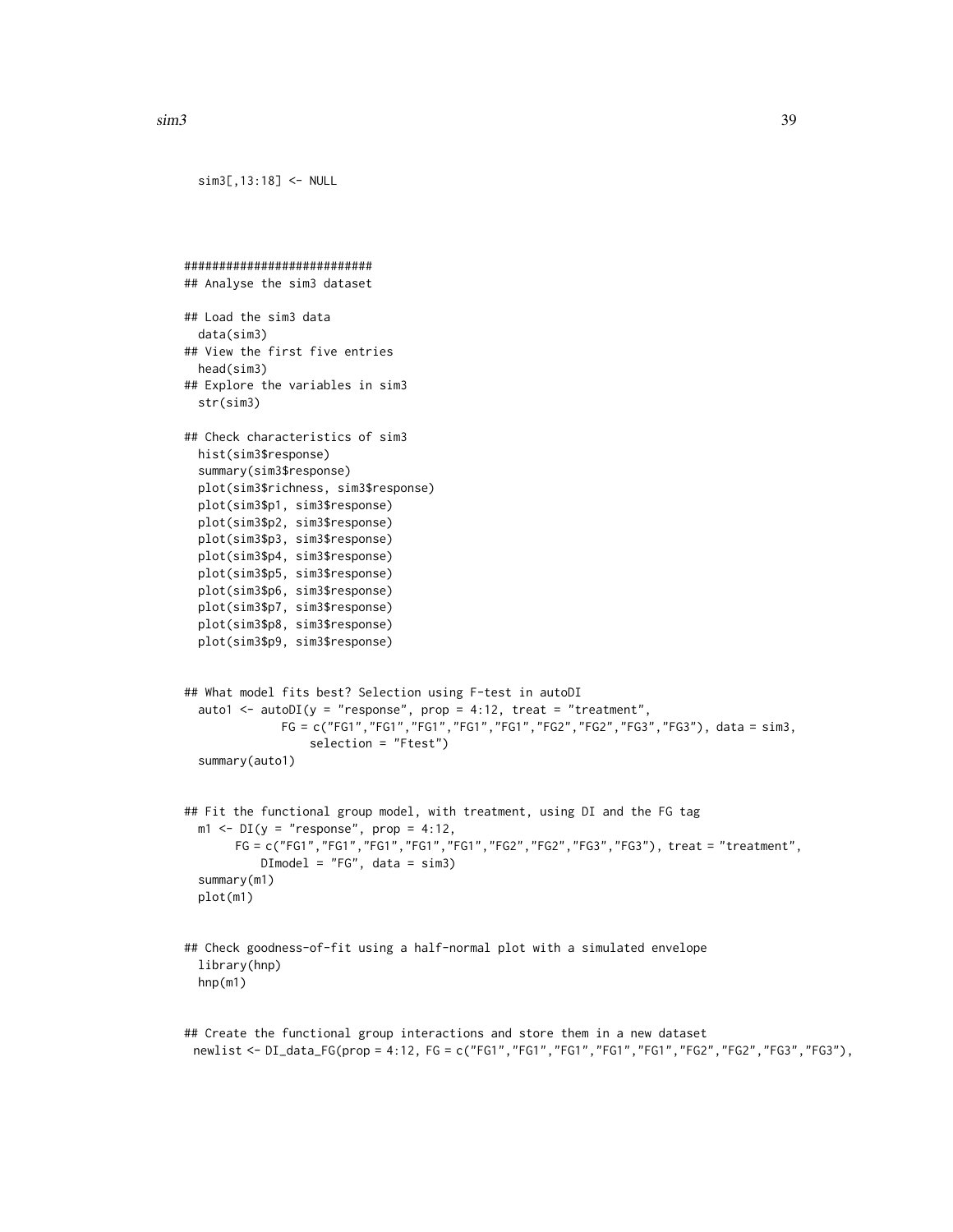```
  sim3[,13:18] <- NULL



##########################
## Analyse the sim3 dataset

## Load the sim3 data
  data(sim3)
## View the first five entries
  head(sim3)
## Explore the variables in sim3
  str(sim3)

## Check characteristics of sim3
  hist(sim3$response)
  summary(sim3$response)
  plot(sim3$richness, sim3$response)
  plot(sim3$p1, sim3$response)
  plot(sim3$p2, sim3$response)
  plot(sim3$p3, sim3$response)
  plot(sim3$p4, sim3$response)
  plot(sim3$p5, sim3$response)
  plot(sim3$p6, sim3$response)
  plot(sim3$p7, sim3$response)
  plot(sim3$p8, sim3$response)
  plot(sim3$p9, sim3$response)


## What model fits best? Selection using F-test in autoDI
  auto1 <- autoDI(y = "response", prop = 4:12, treat = "treatment",
             FG = c("FG1","FG1","FG1","FG1","FG1","FG2","FG2","FG3","FG3"), data = sim3,
                 selection = "Ftest")
  summary(auto1)


## Fit the functional group model, with treatment, using DI and the FG tag
  m1 <- DI(y = "response", prop = 4:12,
       FG = c("FG1","FG1","FG1","FG1","FG1","FG2","FG2","FG3","FG3"), treat = "treatment",
           DImodel = "FG", data = sim3)
  summary(m1)
  plot(m1)


## Check goodness-of-fit using a half-normal plot with a simulated envelope
  library(hnp)
  hnp(m1)


## Create the functional group interactions and store them in a new dataset
 newlist <- DI_data_FG(prop = 4:12, FG = c("FG1","FG1","FG1","FG1","FG1","FG2","FG2","FG3","FG3"),
```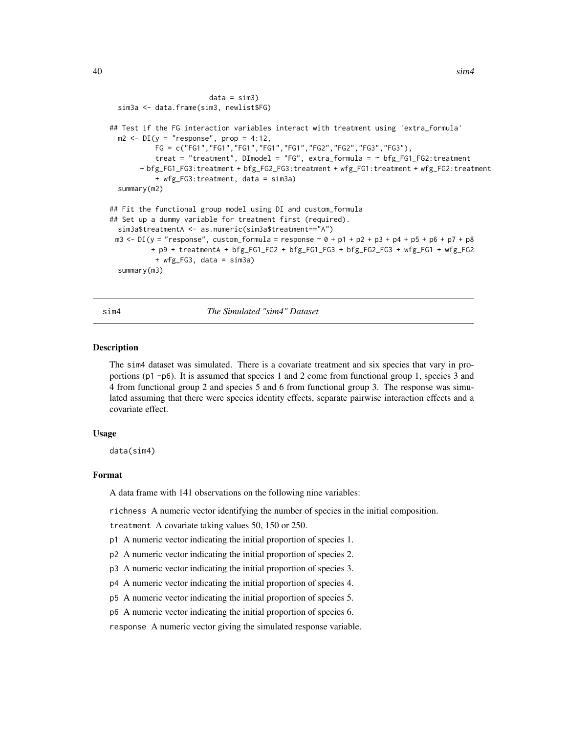```
                        data = sim3)
  sim3a <- data.frame(sim3, newlist$FG)

## Test if the FG interaction variables interact with treatment using 'extra_formula'
  m2 <- DI(y = "response", prop = 4:12,
           FG = c("FG1","FG1","FG1","FG1","FG1","FG2","FG2","FG3","FG3"),
           treat = "treatment", DImodel = "FG", extra_formula = ~ bfg_FG1_FG2:treatment
       + bfg_FG1_FG3:treatment + bfg_FG2_FG3:treatment + wfg_FG1:treatment + wfg_FG2:treatment
           + wfg_FG3:treatment, data = sim3a)
  summary(m2)

## Fit the functional group model using DI and custom_formula
## Set up a dummy variable for treatment first (required).
  sim3a$treatmentA <- as.numeric(sim3a$treatment=="A")
 m3 <- DI(y = "response", custom_formula = response ~ 0 + p1 + p2 + p3 + p4 + p5 + p6 + p7 + p8
          + p9 + treatmentA + bfg_FG1_FG2 + bfg_FG1_FG3 + bfg_FG2_FG3 + wfg_FG1 + wfg_FG2
           + wfg_FG3, data = sim3a)
  summary(m3)
```

## sim4 — *The Simulated "sim4" Dataset*

### Description

The sim4 dataset was simulated. There is a covariate treatment and six species that vary in proportions (p1 -p6). It is assumed that species 1 and 2 come from functional group 1, species 3 and 4 from functional group 2 and species 5 and 6 from functional group 3. The response was simulated assuming that there were species identity effects, separate pairwise interaction effects and a covariate effect.

### Usage

```
data(sim4)
```

### Format

A data frame with 141 observations on the following nine variables:

- `richness` A numeric vector identifying the number of species in the initial composition.
- `treatment` A covariate taking values 50, 150 or 250.
- `p1` A numeric vector indicating the initial proportion of species 1.
- `p2` A numeric vector indicating the initial proportion of species 2.
- `p3` A numeric vector indicating the initial proportion of species 3.
- `p4` A numeric vector indicating the initial proportion of species 4.
- `p5` A numeric vector indicating the initial proportion of species 5.
- `p6` A numeric vector indicating the initial proportion of species 6.
- `response` A numeric vector giving the simulated response variable.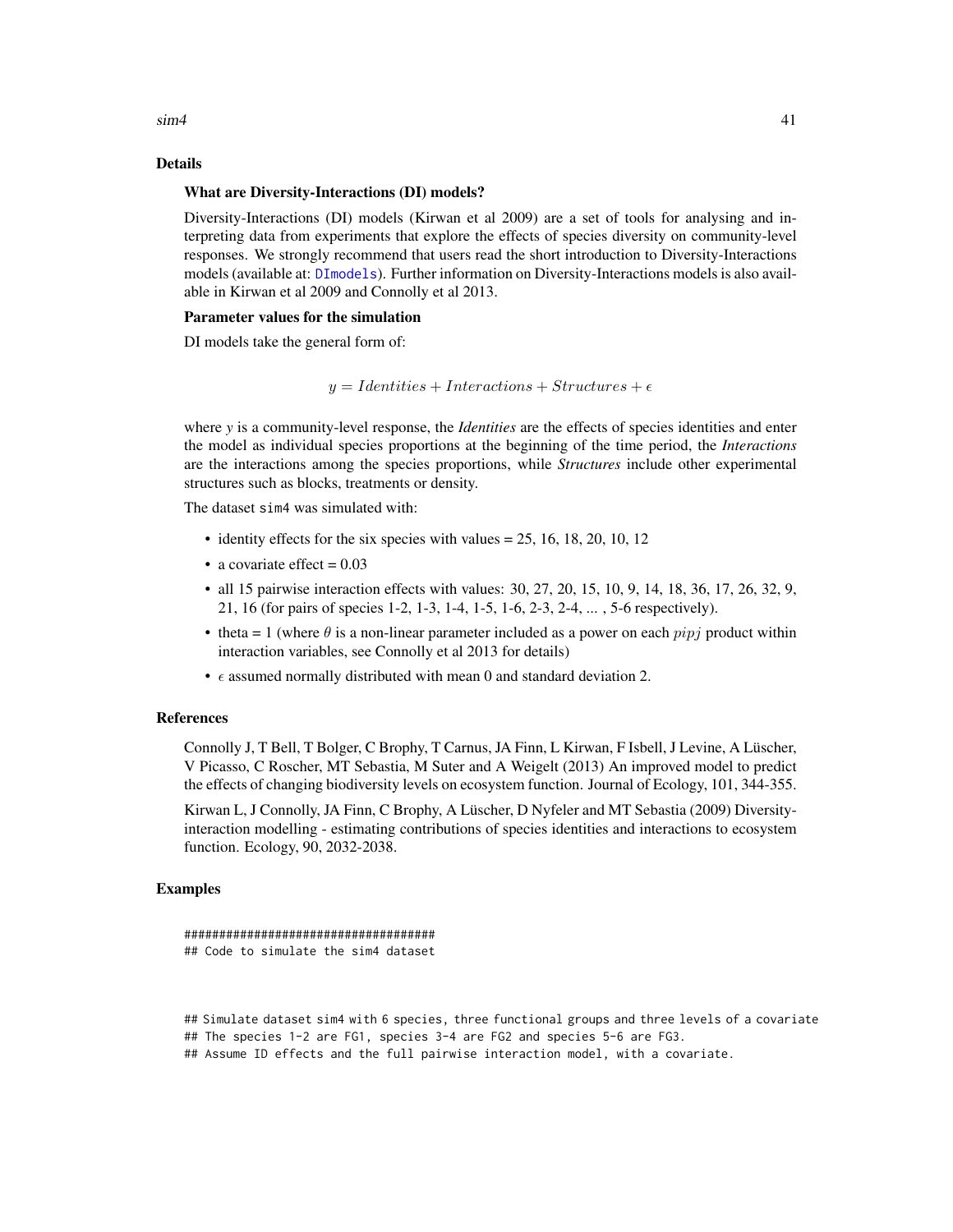## Details

### What are Diversity-Interactions (DI) models?

Diversity-Interactions (DI) models (Kirwan et al 2009) are a set of tools for analysing and interpreting data from experiments that explore the effects of species diversity on community-level responses. We strongly recommend that users read the short introduction to Diversity-Interactions models (available at: DImodels). Further information on Diversity-Interactions models is also available in Kirwan et al 2009 and Connolly et al 2013.

### Parameter values for the simulation

DI models take the general form of:

$$y = Identities + Interactions + Structures + \epsilon$$

where $y$ is a community-level response, the *Identities* are the effects of species identities and enter the model as individual species proportions at the beginning of the time period, the *Interactions* are the interactions among the species proportions, while *Structures* include other experimental structures such as blocks, treatments or density.

The dataset sim4 was simulated with:

- identity effects for the six species with values = 25, 16, 18, 20, 10, 12
- a covariate effect = 0.03
- all 15 pairwise interaction effects with values: 30, 27, 20, 15, 10, 9, 14, 18, 36, 17, 26, 32, 9, 21, 16 (for pairs of species 1-2, 1-3, 1-4, 1-5, 1-6, 2-3, 2-4, ... , 5-6 respectively).
- theta = 1 (where $\theta$ is a non-linear parameter included as a power on each $pipj$ product within interaction variables, see Connolly et al 2013 for details)
- $\epsilon$ assumed normally distributed with mean 0 and standard deviation 2.

## References

Connolly J, T Bell, T Bolger, C Brophy, T Carnus, JA Finn, L Kirwan, F Isbell, J Levine, A Lüscher, V Picasso, C Roscher, MT Sebastia, M Suter and A Weigelt (2013) An improved model to predict the effects of changing biodiversity levels on ecosystem function. Journal of Ecology, 101, 344-355.

Kirwan L, J Connolly, JA Finn, C Brophy, A Lüscher, D Nyfeler and MT Sebastia (2009) Diversity-interaction modelling - estimating contributions of species identities and interactions to ecosystem function. Ecology, 90, 2032-2038.

## Examples

```
####################################
## Code to simulate the sim4 dataset



## Simulate dataset sim4 with 6 species, three functional groups and three levels of a covariate
## The species 1-2 are FG1, species 3-4 are FG2 and species 5-6 are FG3.
## Assume ID effects and the full pairwise interaction model, with a covariate.
```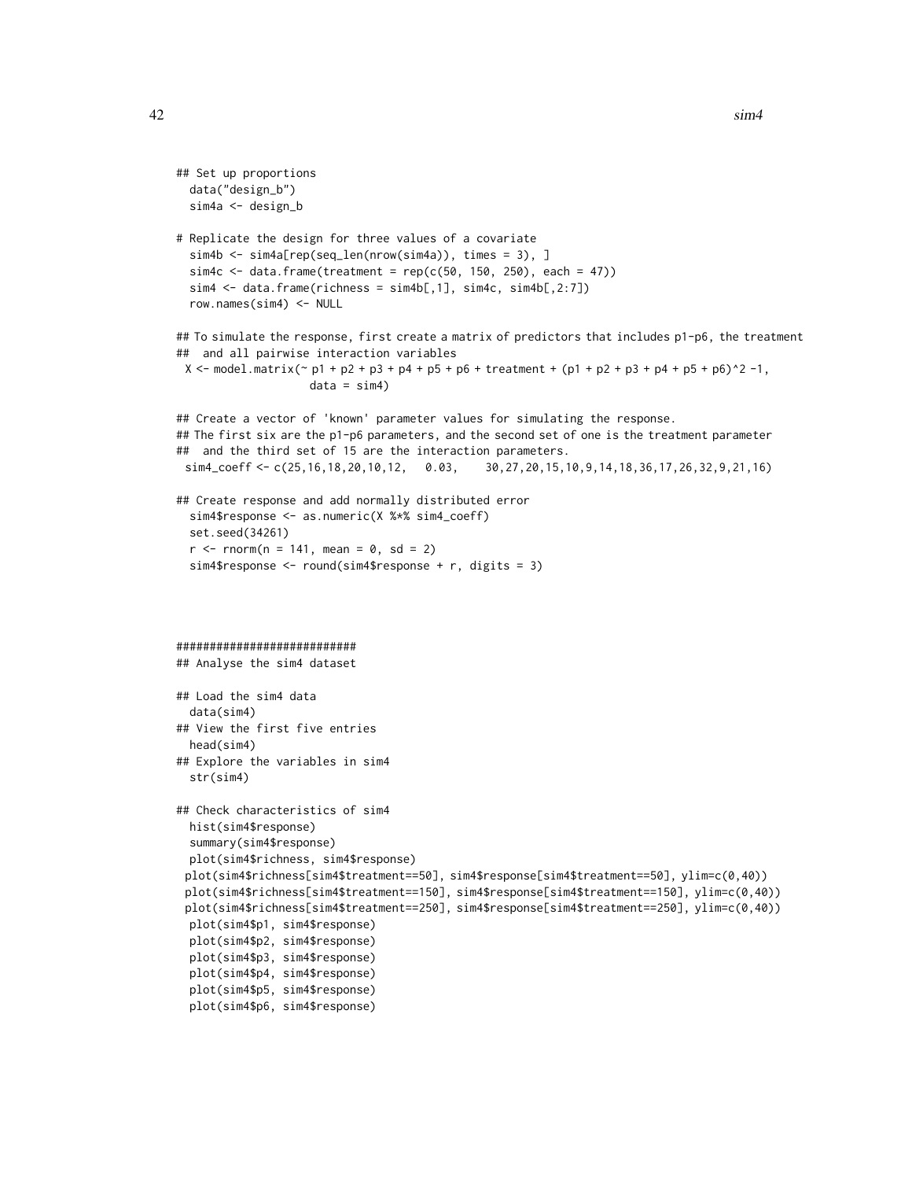```
## Set up proportions
  data("design_b")
  sim4a <- design_b

# Replicate the design for three values of a covariate
  sim4b <- sim4a[rep(seq_len(nrow(sim4a)), times = 3), ]
  sim4c <- data.frame(treatment = rep(c(50, 150, 250), each = 47))
  sim4 <- data.frame(richness = sim4b[,1], sim4c, sim4b[,2:7])
  row.names(sim4) <- NULL

## To simulate the response, first create a matrix of predictors that includes p1-p6, the treatment
##  and all pairwise interaction variables
 X <- model.matrix(~ p1 + p2 + p3 + p4 + p5 + p6 + treatment + (p1 + p2 + p3 + p4 + p5 + p6)^2 -1,
                   data = sim4)

## Create a vector of 'known' parameter values for simulating the response.
## The first six are the p1-p6 parameters, and the second set of one is the treatment parameter
##  and the third set of 15 are the interaction parameters.
 sim4_coeff <- c(25,16,18,20,10,12,   0.03,    30,27,20,15,10,9,14,18,36,17,26,32,9,21,16)

## Create response and add normally distributed error
  sim4$response <- as.numeric(X %*% sim4_coeff)
  set.seed(34261)
  r <- rnorm(n = 141, mean = 0, sd = 2)
  sim4$response <- round(sim4$response + r, digits = 3)



###########################
## Analyse the sim4 dataset

## Load the sim4 data
  data(sim4)
## View the first five entries
  head(sim4)
## Explore the variables in sim4
  str(sim4)

## Check characteristics of sim4
  hist(sim4$response)
  summary(sim4$response)
  plot(sim4$richness, sim4$response)
 plot(sim4$richness[sim4$treatment==50], sim4$response[sim4$treatment==50], ylim=c(0,40))
 plot(sim4$richness[sim4$treatment==150], sim4$response[sim4$treatment==150], ylim=c(0,40))
 plot(sim4$richness[sim4$treatment==250], sim4$response[sim4$treatment==250], ylim=c(0,40))
  plot(sim4$p1, sim4$response)
  plot(sim4$p2, sim4$response)
  plot(sim4$p3, sim4$response)
  plot(sim4$p4, sim4$response)
  plot(sim4$p5, sim4$response)
  plot(sim4$p6, sim4$response)
```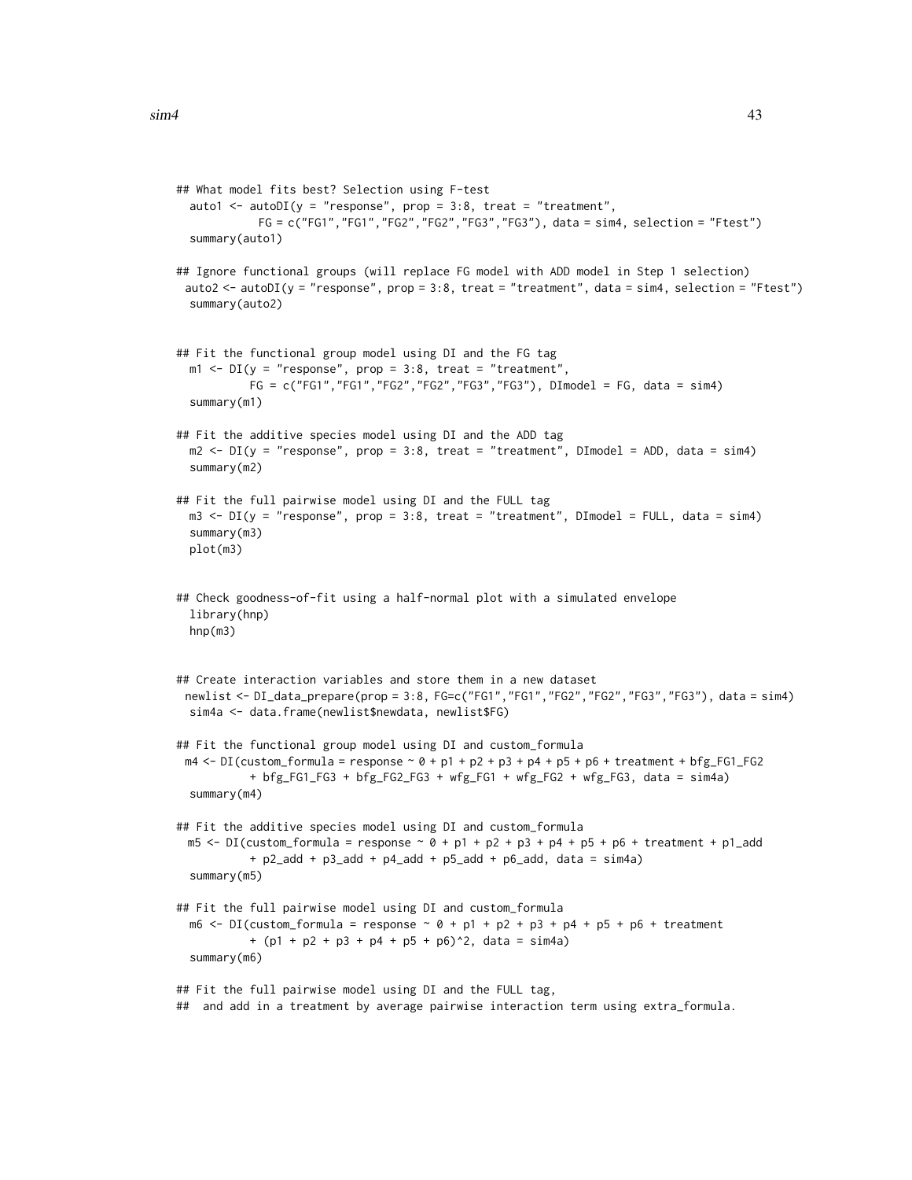```
## What model fits best? Selection using F-test
  auto1 <- autoDI(y = "response", prop = 3:8, treat = "treatment",
             FG = c("FG1","FG1","FG2","FG2","FG3","FG3"), data = sim4, selection = "Ftest")
  summary(auto1)

## Ignore functional groups (will replace FG model with ADD model in Step 1 selection)
 auto2 <- autoDI(y = "response", prop = 3:8, treat = "treatment", data = sim4, selection = "Ftest")
  summary(auto2)


## Fit the functional group model using DI and the FG tag
  m1 <- DI(y = "response", prop = 3:8, treat = "treatment",
           FG = c("FG1","FG1","FG2","FG2","FG3","FG3"), DImodel = FG, data = sim4)
  summary(m1)

## Fit the additive species model using DI and the ADD tag
  m2 <- DI(y = "response", prop = 3:8, treat = "treatment", DImodel = ADD, data = sim4)
  summary(m2)

## Fit the full pairwise model using DI and the FULL tag
  m3 <- DI(y = "response", prop = 3:8, treat = "treatment", DImodel = FULL, data = sim4)
  summary(m3)
  plot(m3)


## Check goodness-of-fit using a half-normal plot with a simulated envelope
  library(hnp)
  hnp(m3)


## Create interaction variables and store them in a new dataset
 newlist <- DI_data_prepare(prop = 3:8, FG=c("FG1","FG1","FG2","FG2","FG3","FG3"), data = sim4)
  sim4a <- data.frame(newlist$newdata, newlist$FG)

## Fit the functional group model using DI and custom_formula
 m4 <- DI(custom_formula = response ~ 0 + p1 + p2 + p3 + p4 + p5 + p6 + treatment + bfg_FG1_FG2
           + bfg_FG1_FG3 + bfg_FG2_FG3 + wfg_FG1 + wfg_FG2 + wfg_FG3, data = sim4a)
  summary(m4)

## Fit the additive species model using DI and custom_formula
  m5 <- DI(custom_formula = response ~ 0 + p1 + p2 + p3 + p4 + p5 + p6 + treatment + p1_add
           + p2_add + p3_add + p4_add + p5_add + p6_add, data = sim4a)
  summary(m5)

## Fit the full pairwise model using DI and custom_formula
  m6 <- DI(custom_formula = response ~ 0 + p1 + p2 + p3 + p4 + p5 + p6 + treatment
           + (p1 + p2 + p3 + p4 + p5 + p6)^2, data = sim4a)
  summary(m6)

## Fit the full pairwise model using DI and the FULL tag,
##  and add in a treatment by average pairwise interaction term using extra_formula.
```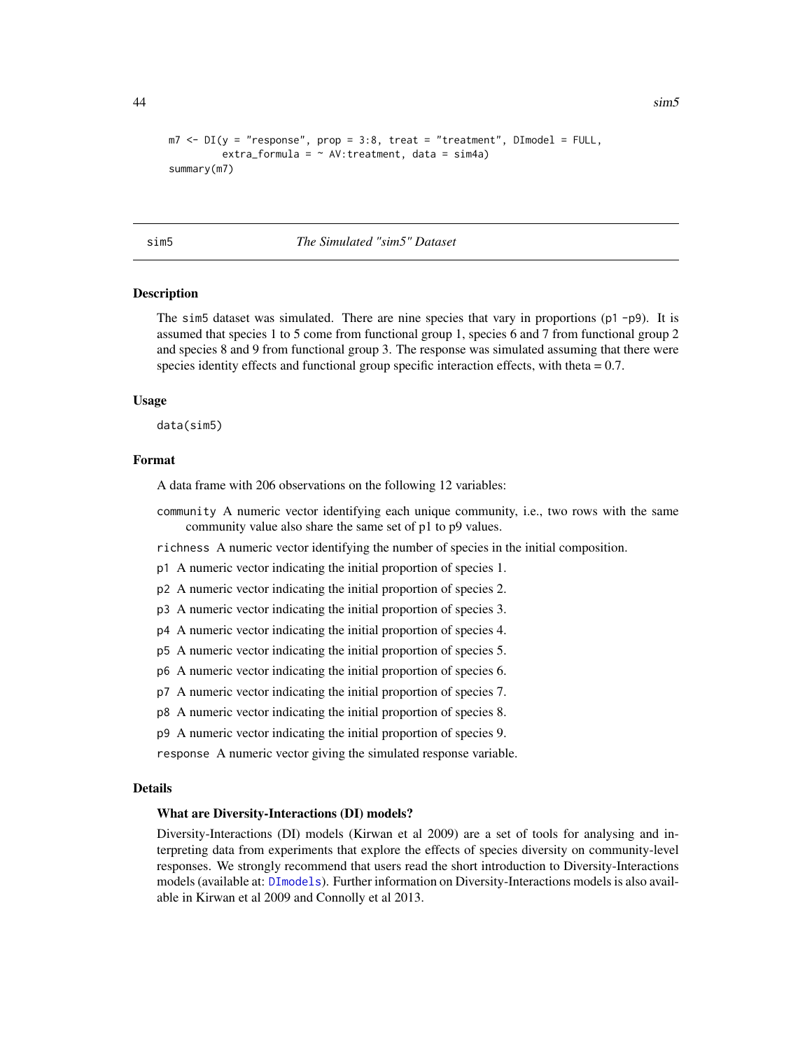```
m7 <- DI(y = "response", prop = 3:8, treat = "treatment", DImodel = FULL,
         extra_formula = ~ AV:treatment, data = sim4a)
summary(m7)
```

---

sim5 *The Simulated "sim5" Dataset*

---

## Description

The sim5 dataset was simulated. There are nine species that vary in proportions (p1 -p9). It is assumed that species 1 to 5 come from functional group 1, species 6 and 7 from functional group 2 and species 8 and 9 from functional group 3. The response was simulated assuming that there were species identity effects and functional group specific interaction effects, with theta = 0.7.

## Usage

```
data(sim5)
```

## Format

A data frame with 206 observations on the following 12 variables:

- `community` A numeric vector identifying each unique community, i.e., two rows with the same community value also share the same set of p1 to p9 values.
- `richness` A numeric vector identifying the number of species in the initial composition.
- `p1` A numeric vector indicating the initial proportion of species 1.
- `p2` A numeric vector indicating the initial proportion of species 2.
- `p3` A numeric vector indicating the initial proportion of species 3.
- `p4` A numeric vector indicating the initial proportion of species 4.
- `p5` A numeric vector indicating the initial proportion of species 5.
- `p6` A numeric vector indicating the initial proportion of species 6.
- `p7` A numeric vector indicating the initial proportion of species 7.
- `p8` A numeric vector indicating the initial proportion of species 8.
- `p9` A numeric vector indicating the initial proportion of species 9.
- `response` A numeric vector giving the simulated response variable.

## Details

### What are Diversity-Interactions (DI) models?

Diversity-Interactions (DI) models (Kirwan et al 2009) are a set of tools for analysing and interpreting data from experiments that explore the effects of species diversity on community-level responses. We strongly recommend that users read the short introduction to Diversity-Interactions models (available at: DImodels). Further information on Diversity-Interactions models is also available in Kirwan et al 2009 and Connolly et al 2013.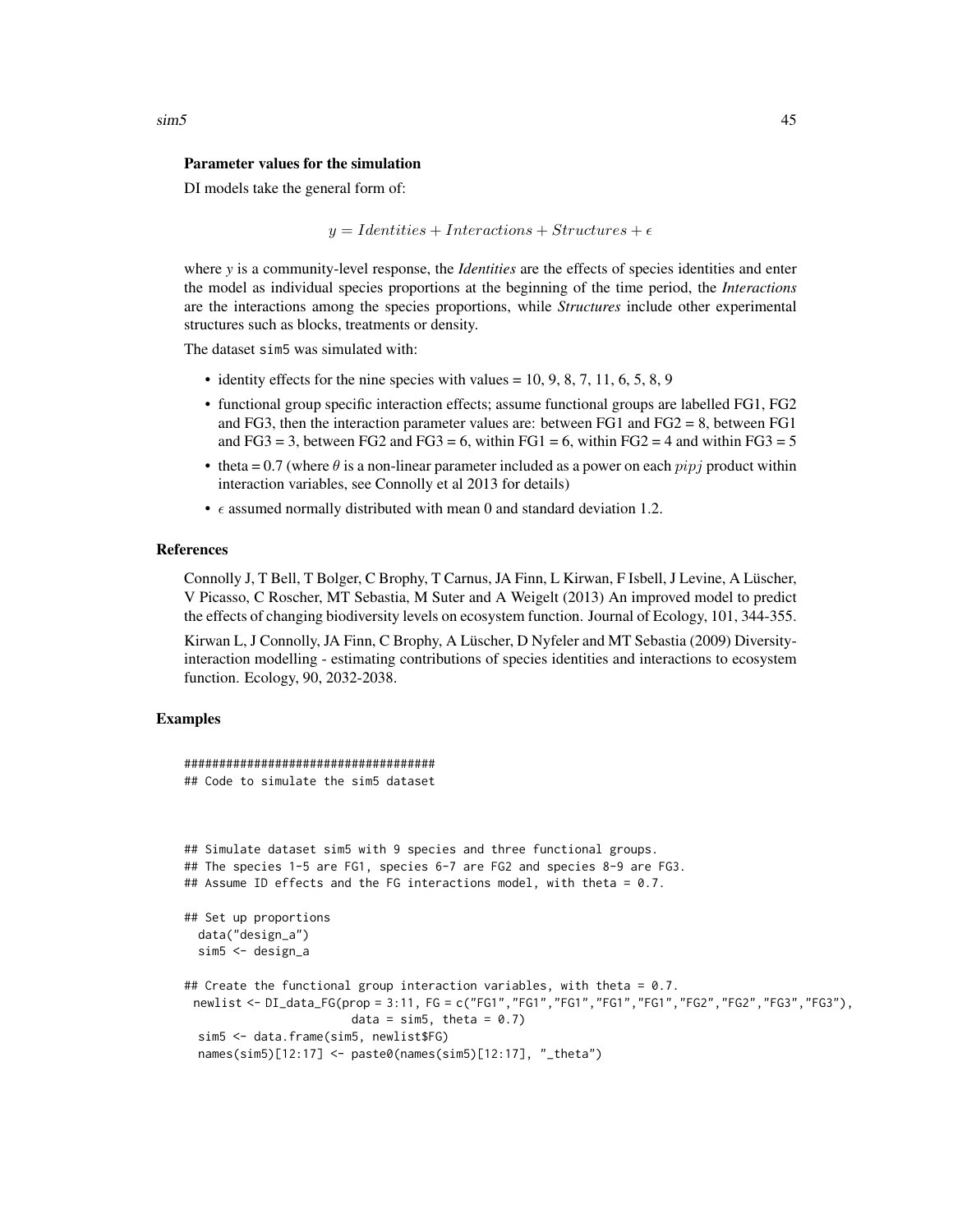### Parameter values for the simulation

DI models take the general form of:

$$y = Identities + Interactions + Structures + \epsilon$$

where *y* is a community-level response, the *Identities* are the effects of species identities and enter the model as individual species proportions at the beginning of the time period, the *Interactions* are the interactions among the species proportions, while *Structures* include other experimental structures such as blocks, treatments or density.

The dataset sim5 was simulated with:

- identity effects for the nine species with values = 10, 9, 8, 7, 11, 6, 5, 8, 9
- functional group specific interaction effects; assume functional groups are labelled FG1, FG2 and FG3, then the interaction parameter values are: between FG1 and FG2 = 8, between FG1 and FG3 = 3, between FG2 and FG3 = 6, within FG1 = 6, within FG2 = 4 and within FG3 = 5
- theta = 0.7 (where $\theta$ is a non-linear parameter included as a power on each $pipj$ product within interaction variables, see Connolly et al 2013 for details)
- $\epsilon$ assumed normally distributed with mean 0 and standard deviation 1.2.

### References

Connolly J, T Bell, T Bolger, C Brophy, T Carnus, JA Finn, L Kirwan, F Isbell, J Levine, A Lüscher, V Picasso, C Roscher, MT Sebastia, M Suter and A Weigelt (2013) An improved model to predict the effects of changing biodiversity levels on ecosystem function. Journal of Ecology, 101, 344-355.

Kirwan L, J Connolly, JA Finn, C Brophy, A Lüscher, D Nyfeler and MT Sebastia (2009) Diversity-interaction modelling - estimating contributions of species identities and interactions to ecosystem function. Ecology, 90, 2032-2038.

### Examples

```
####################################
## Code to simulate the sim5 dataset



## Simulate dataset sim5 with 9 species and three functional groups.
## The species 1-5 are FG1, species 6-7 are FG2 and species 8-9 are FG3.
## Assume ID effects and the FG interactions model, with theta = 0.7.

## Set up proportions
  data("design_a")
  sim5 <- design_a

## Create the functional group interaction variables, with theta = 0.7.
 newlist <- DI_data_FG(prop = 3:11, FG = c("FG1","FG1","FG1","FG1","FG1","FG2","FG2","FG3","FG3"),
                       data = sim5, theta = 0.7)
  sim5 <- data.frame(sim5, newlist$FG)
  names(sim5)[12:17] <- paste0(names(sim5)[12:17], "_theta")
```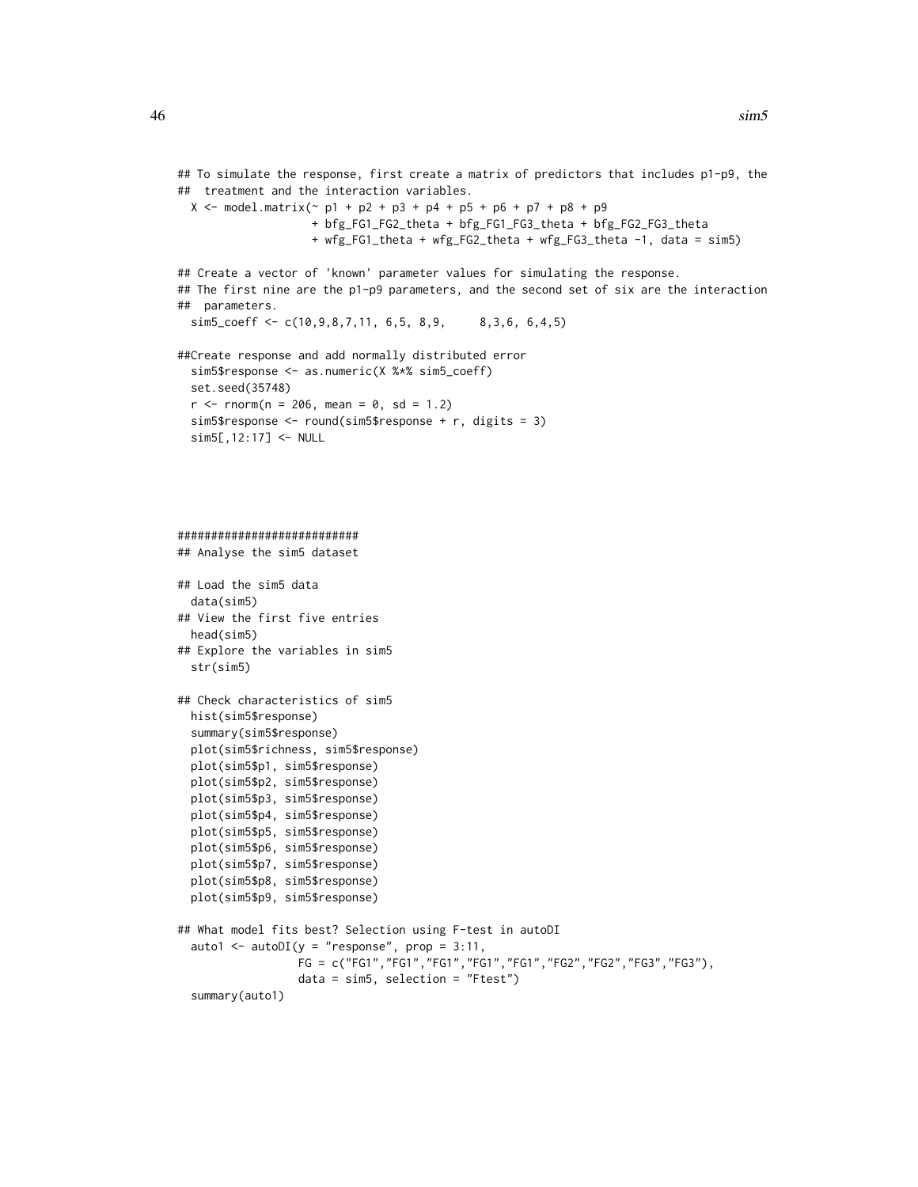```
## To simulate the response, first create a matrix of predictors that includes p1-p9, the
##  treatment and the interaction variables.
  X <- model.matrix(~ p1 + p2 + p3 + p4 + p5 + p6 + p7 + p8 + p9
                    + bfg_FG1_FG2_theta + bfg_FG1_FG3_theta + bfg_FG2_FG3_theta
                    + wfg_FG1_theta + wfg_FG2_theta + wfg_FG3_theta -1, data = sim5)

## Create a vector of 'known' parameter values for simulating the response.
## The first nine are the p1-p9 parameters, and the second set of six are the interaction
##  parameters.
  sim5_coeff <- c(10,9,8,7,11, 6,5, 8,9,     8,3,6, 6,4,5)

##Create response and add normally distributed error
  sim5$response <- as.numeric(X %*% sim5_coeff)
  set.seed(35748)
  r <- rnorm(n = 206, mean = 0, sd = 1.2)
  sim5$response <- round(sim5$response + r, digits = 3)
  sim5[,12:17] <- NULL




###########################
## Analyse the sim5 dataset

## Load the sim5 data
  data(sim5)
## View the first five entries
  head(sim5)
## Explore the variables in sim5
  str(sim5)

## Check characteristics of sim5
  hist(sim5$response)
  summary(sim5$response)
  plot(sim5$richness, sim5$response)
  plot(sim5$p1, sim5$response)
  plot(sim5$p2, sim5$response)
  plot(sim5$p3, sim5$response)
  plot(sim5$p4, sim5$response)
  plot(sim5$p5, sim5$response)
  plot(sim5$p6, sim5$response)
  plot(sim5$p7, sim5$response)
  plot(sim5$p8, sim5$response)
  plot(sim5$p9, sim5$response)

## What model fits best? Selection using F-test in autoDI
  auto1 <- autoDI(y = "response", prop = 3:11,
                  FG = c("FG1","FG1","FG1","FG1","FG1","FG2","FG2","FG3","FG3"),
                  data = sim5, selection = "Ftest")
  summary(auto1)
```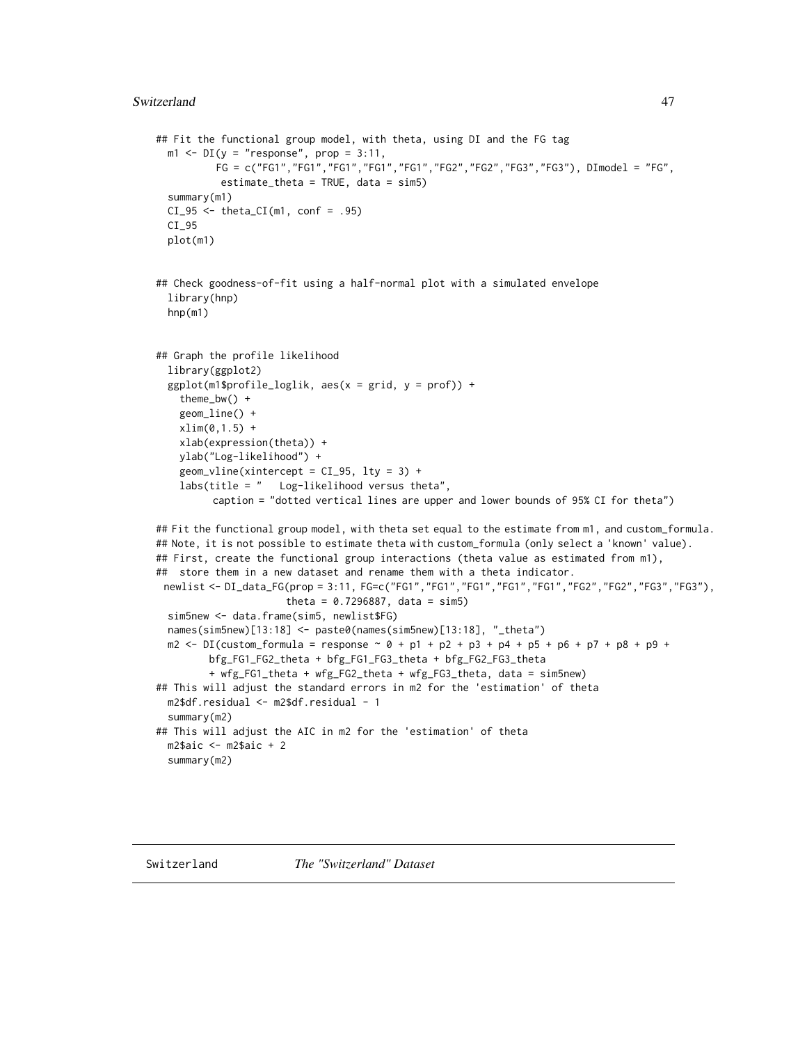```
## Fit the functional group model, with theta, using DI and the FG tag
  m1 <- DI(y = "response", prop = 3:11,
          FG = c("FG1","FG1","FG1","FG1","FG1","FG2","FG2","FG3","FG3"), DImodel = "FG",
           estimate_theta = TRUE, data = sim5)
  summary(m1)
  CI_95 <- theta_CI(m1, conf = .95)
  CI_95
  plot(m1)


## Check goodness-of-fit using a half-normal plot with a simulated envelope
  library(hnp)
  hnp(m1)


## Graph the profile likelihood
  library(ggplot2)
  ggplot(m1$profile_loglik, aes(x = grid, y = prof)) +
    theme_bw() +
    geom_line() +
    xlim(0,1.5) +
    xlab(expression(theta)) +
    ylab("Log-likelihood") +
    geom_vline(xintercept = CI_95, lty = 3) +
    labs(title = "   Log-likelihood versus theta",
         caption = "dotted vertical lines are upper and lower bounds of 95% CI for theta")

## Fit the functional group model, with theta set equal to the estimate from m1, and custom_formula.
## Note, it is not possible to estimate theta with custom_formula (only select a 'known' value).
## First, create the functional group interactions (theta value as estimated from m1),
##  store them in a new dataset and rename them with a theta indicator.
 newlist <- DI_data_FG(prop = 3:11, FG=c("FG1","FG1","FG1","FG1","FG1","FG2","FG2","FG3","FG3"),
                      theta = 0.7296887, data = sim5)
  sim5new <- data.frame(sim5, newlist$FG)
  names(sim5new)[13:18] <- paste0(names(sim5new)[13:18], "_theta")
  m2 <- DI(custom_formula = response ~ 0 + p1 + p2 + p3 + p4 + p5 + p6 + p7 + p8 + p9 +
         bfg_FG1_FG2_theta + bfg_FG1_FG3_theta + bfg_FG2_FG3_theta
         + wfg_FG1_theta + wfg_FG2_theta + wfg_FG3_theta, data = sim5new)
## This will adjust the standard errors in m2 for the 'estimation' of theta
  m2$df.residual <- m2$df.residual - 1
  summary(m2)
## This will adjust the AIC in m2 for the 'estimation' of theta
  m2$aic <- m2$aic + 2
  summary(m2)
```

## Switzerland *The "Switzerland" Dataset*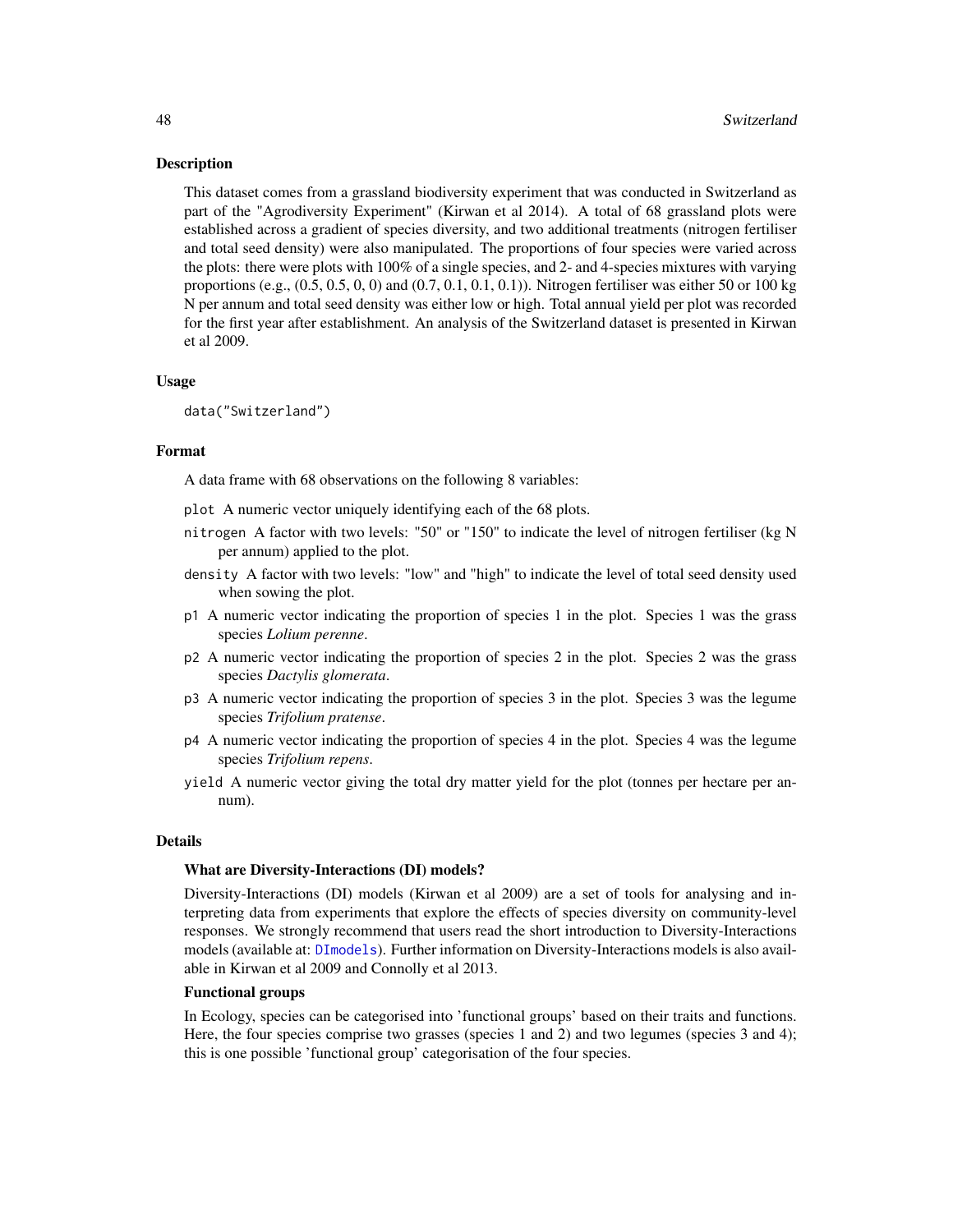## Description

This dataset comes from a grassland biodiversity experiment that was conducted in Switzerland as part of the "Agrodiversity Experiment" (Kirwan et al 2014). A total of 68 grassland plots were established across a gradient of species diversity, and two additional treatments (nitrogen fertiliser and total seed density) were also manipulated. The proportions of four species were varied across the plots: there were plots with 100% of a single species, and 2- and 4-species mixtures with varying proportions (e.g., (0.5, 0.5, 0, 0) and (0.7, 0.1, 0.1, 0.1)). Nitrogen fertiliser was either 50 or 100 kg N per annum and total seed density was either low or high. Total annual yield per plot was recorded for the first year after establishment. An analysis of the Switzerland dataset is presented in Kirwan et al 2009.

## Usage

```
data("Switzerland")
```

## Format

A data frame with 68 observations on the following 8 variables:

- `plot` A numeric vector uniquely identifying each of the 68 plots.
- `nitrogen` A factor with two levels: "50" or "150" to indicate the level of nitrogen fertiliser (kg N per annum) applied to the plot.
- `density` A factor with two levels: "low" and "high" to indicate the level of total seed density used when sowing the plot.
- `p1` A numeric vector indicating the proportion of species 1 in the plot. Species 1 was the grass species *Lolium perenne*.
- `p2` A numeric vector indicating the proportion of species 2 in the plot. Species 2 was the grass species *Dactylis glomerata*.
- `p3` A numeric vector indicating the proportion of species 3 in the plot. Species 3 was the legume species *Trifolium pratense*.
- `p4` A numeric vector indicating the proportion of species 4 in the plot. Species 4 was the legume species *Trifolium repens*.
- `yield` A numeric vector giving the total dry matter yield for the plot (tonnes per hectare per annum).

## Details

### What are Diversity-Interactions (DI) models?

Diversity-Interactions (DI) models (Kirwan et al 2009) are a set of tools for analysing and interpreting data from experiments that explore the effects of species diversity on community-level responses. We strongly recommend that users read the short introduction to Diversity-Interactions models (available at: `DImodels`). Further information on Diversity-Interactions models is also available in Kirwan et al 2009 and Connolly et al 2013.

### Functional groups

In Ecology, species can be categorised into 'functional groups' based on their traits and functions. Here, the four species comprise two grasses (species 1 and 2) and two legumes (species 3 and 4); this is one possible 'functional group' categorisation of the four species.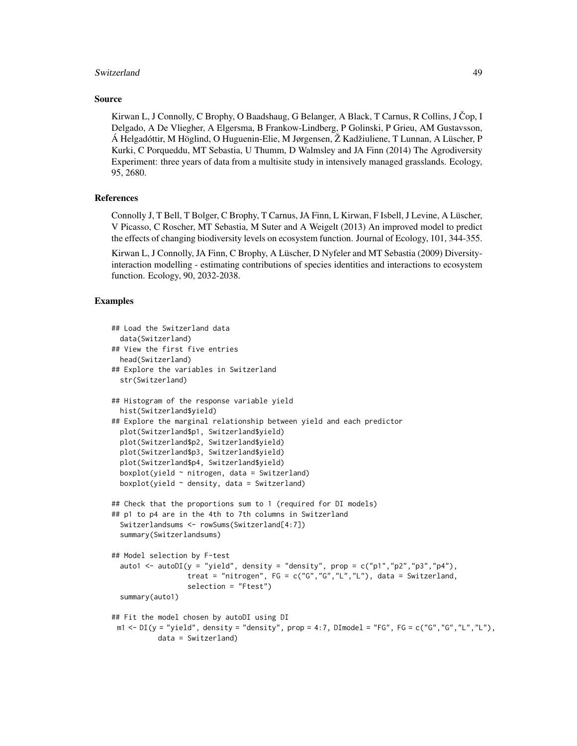### Source

Kirwan L, J Connolly, C Brophy, O Baadshaug, G Belanger, A Black, T Carnus, R Collins, J Čop, I Delgado, A De Vliegher, A Elgersma, B Frankow-Lindberg, P Golinski, P Grieu, AM Gustavsson, Á Helgadóttir, M Höglind, O Huguenin-Elie, M Jørgensen, Ž Kadžiuliene, T Lunnan, A Lüscher, P Kurki, C Porqueddu, MT Sebastia, U Thumm, D Walmsley and JA Finn (2014) The Agrodiversity Experiment: three years of data from a multisite study in intensively managed grasslands. Ecology, 95, 2680.

### References

Connolly J, T Bell, T Bolger, C Brophy, T Carnus, JA Finn, L Kirwan, F Isbell, J Levine, A Lüscher, V Picasso, C Roscher, MT Sebastia, M Suter and A Weigelt (2013) An improved model to predict the effects of changing biodiversity levels on ecosystem function. Journal of Ecology, 101, 344-355.

Kirwan L, J Connolly, JA Finn, C Brophy, A Lüscher, D Nyfeler and MT Sebastia (2009) Diversity-interaction modelling - estimating contributions of species identities and interactions to ecosystem function. Ecology, 90, 2032-2038.

### Examples

```
## Load the Switzerland data
  data(Switzerland)
## View the first five entries
  head(Switzerland)
## Explore the variables in Switzerland
  str(Switzerland)

## Histogram of the response variable yield
  hist(Switzerland$yield)
## Explore the marginal relationship between yield and each predictor
  plot(Switzerland$p1, Switzerland$yield)
  plot(Switzerland$p2, Switzerland$yield)
  plot(Switzerland$p3, Switzerland$yield)
  plot(Switzerland$p4, Switzerland$yield)
  boxplot(yield ~ nitrogen, data = Switzerland)
  boxplot(yield ~ density, data = Switzerland)

## Check that the proportions sum to 1 (required for DI models)
## p1 to p4 are in the 4th to 7th columns in Switzerland
  Switzerlandsums <- rowSums(Switzerland[4:7])
  summary(Switzerlandsums)

## Model selection by F-test
  auto1 <- autoDI(y = "yield", density = "density", prop = c("p1","p2","p3","p4"),
                  treat = "nitrogen", FG = c("G","G","L","L"), data = Switzerland,
                  selection = "Ftest")
  summary(auto1)

## Fit the model chosen by autoDI using DI
 m1 <- DI(y = "yield", density = "density", prop = 4:7, DImodel = "FG", FG = c("G","G","L","L"),
          data = Switzerland)
```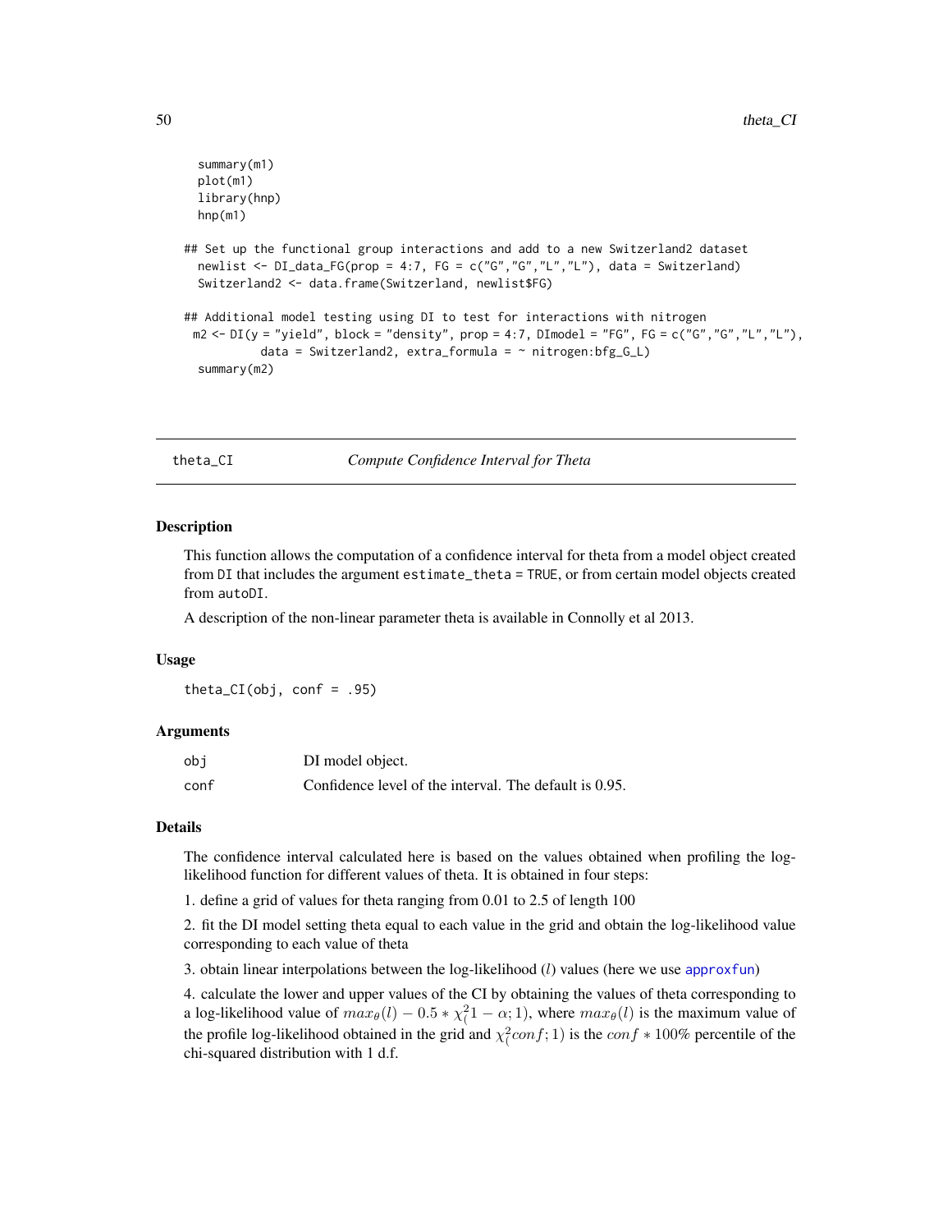```
  summary(m1)
  plot(m1)
  library(hnp)
  hnp(m1)

## Set up the functional group interactions and add to a new Switzerland2 dataset
  newlist <- DI_data_FG(prop = 4:7, FG = c("G","G","L","L"), data = Switzerland)
  Switzerland2 <- data.frame(Switzerland, newlist$FG)

## Additional model testing using DI to test for interactions with nitrogen
 m2 <- DI(y = "yield", block = "density", prop = 4:7, DImodel = "FG", FG = c("G","G","L","L"),
          data = Switzerland2, extra_formula = ~ nitrogen:bfg_G_L)
  summary(m2)
```

## theta_CI — *Compute Confidence Interval for Theta*

### Description

This function allows the computation of a confidence interval for theta from a model object created from `DI` that includes the argument `estimate_theta = TRUE`, or from certain model objects created from `autoDI`.

A description of the non-linear parameter theta is available in Connolly et al 2013.

### Usage

```
theta_CI(obj, conf = .95)
```

### Arguments

| | |
|---|---|
| `obj` | DI model object. |
| `conf` | Confidence level of the interval. The default is 0.95. |

### Details

The confidence interval calculated here is based on the values obtained when profiling the log-likelihood function for different values of theta. It is obtained in four steps:

1. define a grid of values for theta ranging from 0.01 to 2.5 of length 100

2. fit the DI model setting theta equal to each value in the grid and obtain the log-likelihood value corresponding to each value of theta

3. obtain linear interpolations between the log-likelihood ($l$) values (here we use `approxfun`)

4. calculate the lower and upper values of the CI by obtaining the values of theta corresponding to a log-likelihood value of $max_\theta(l) - 0.5 * \chi^2_(1 - \alpha; 1)$, where $max_\theta(l)$ is the maximum value of the profile log-likelihood obtained in the grid and $\chi^2_(conf; 1)$ is the $conf * 100\%$ percentile of the chi-squared distribution with 1 d.f.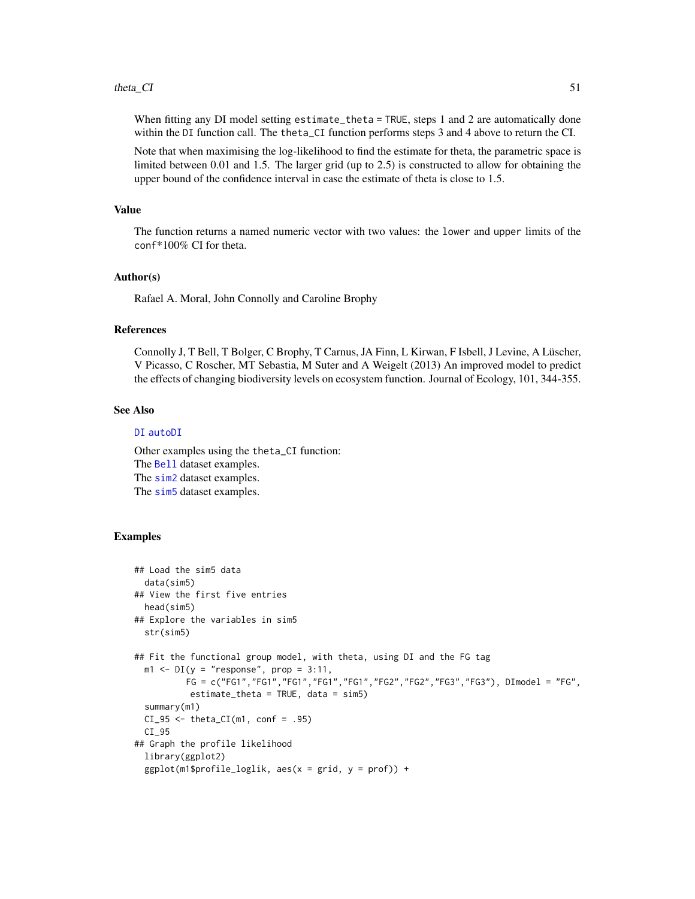When fitting any DI model setting `estimate_theta = TRUE`, steps 1 and 2 are automatically done within the `DI` function call. The `theta_CI` function performs steps 3 and 4 above to return the CI.

Note that when maximising the log-likelihood to find the estimate for theta, the parametric space is limited between 0.01 and 1.5. The larger grid (up to 2.5) is constructed to allow for obtaining the upper bound of the confidence interval in case the estimate of theta is close to 1.5.

### Value

The function returns a named numeric vector with two values: the `lower` and `upper` limits of the `conf`*100% CI for theta.

### Author(s)

Rafael A. Moral, John Connolly and Caroline Brophy

### References

Connolly J, T Bell, T Bolger, C Brophy, T Carnus, JA Finn, L Kirwan, F Isbell, J Levine, A Lüscher, V Picasso, C Roscher, MT Sebastia, M Suter and A Weigelt (2013) An improved model to predict the effects of changing biodiversity levels on ecosystem function. Journal of Ecology, 101, 344-355.

### See Also

`DI` `autoDI`

Other examples using the `theta_CI` function:
The `Bell` dataset examples.
The `sim2` dataset examples.
The `sim5` dataset examples.

### Examples

```
## Load the sim5 data
  data(sim5)
## View the first five entries
  head(sim5)
## Explore the variables in sim5
  str(sim5)

## Fit the functional group model, with theta, using DI and the FG tag
  m1 <- DI(y = "response", prop = 3:11,
          FG = c("FG1","FG1","FG1","FG1","FG1","FG2","FG2","FG3","FG3"), DImodel = "FG",
           estimate_theta = TRUE, data = sim5)
  summary(m1)
  CI_95 <- theta_CI(m1, conf = .95)
  CI_95
## Graph the profile likelihood
  library(ggplot2)
  ggplot(m1$profile_loglik, aes(x = grid, y = prof)) +
```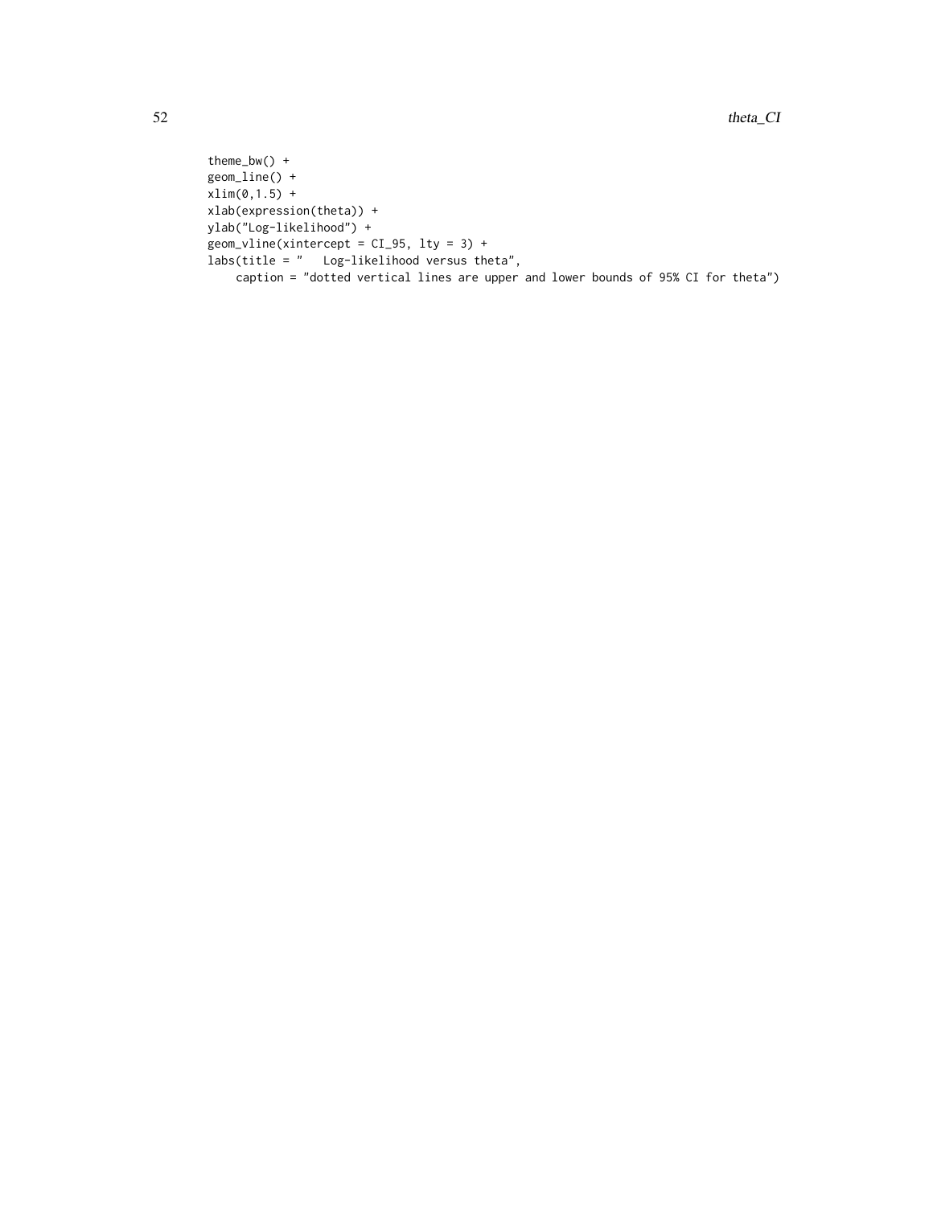```
theme_bw() +
geom_line() +
xlim(0,1.5) +
xlab(expression(theta)) +
ylab("Log-likelihood") +
geom_vline(xintercept = CI_95, lty = 3) +
labs(title = "   Log-likelihood versus theta",
    caption = "dotted vertical lines are upper and lower bounds of 95% CI for theta")
```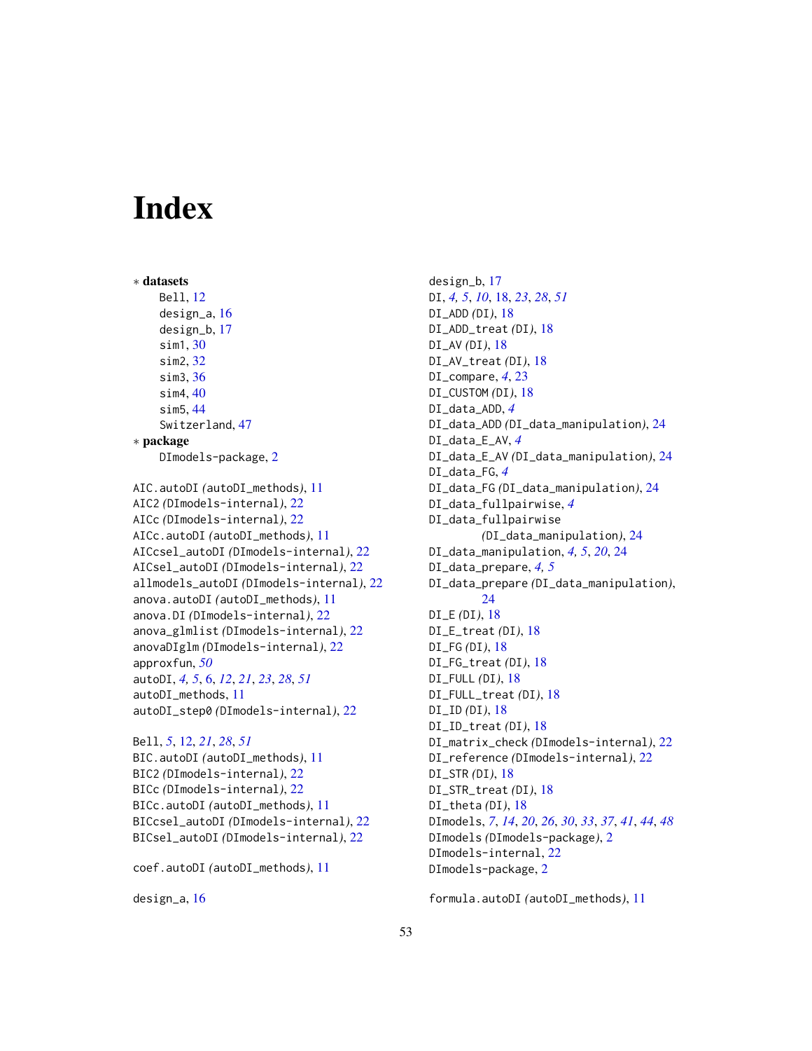# Index

∗ **datasets**

- Bell, 12
- design_a, 16
- design_b, 17
- sim1, 30
- sim2, 32
- sim3, 36
- sim4, 40
- sim5, 44
- Switzerland, 47

∗ **package**

- DImodels-package, 2

AIC.autoDI *(autoDI_methods)*, 11
AIC2 *(DImodels-internal)*, 22
AICc *(DImodels-internal)*, 22
AICc.autoDI *(autoDI_methods)*, 11
AICcsel_autoDI *(DImodels-internal)*, 22
AICsel_autoDI *(DImodels-internal)*, 22
allmodels_autoDI *(DImodels-internal)*, 22
anova.autoDI *(autoDI_methods)*, 11
anova.DI *(DImodels-internal)*, 22
anova_glmlist *(DImodels-internal)*, 22
anovaDIglm *(DImodels-internal)*, 22
approxfun, *50*
autoDI, *4, 5*, 6, *12*, *21*, *23*, *28*, *51*
autoDI_methods, 11
autoDI_step0 *(DImodels-internal)*, 22

Bell, *5*, 12, *21*, *28*, *51*
BIC.autoDI *(autoDI_methods)*, 11
BIC2 *(DImodels-internal)*, 22
BICc *(DImodels-internal)*, 22
BICc.autoDI *(autoDI_methods)*, 11
BICcsel_autoDI *(DImodels-internal)*, 22
BICsel_autoDI *(DImodels-internal)*, 22

coef.autoDI *(autoDI_methods)*, 11

design_a, 16
design_b, 17
DI, *4, 5*, *10*, 18, *23*, *28*, *51*
DI_ADD *(DI)*, 18
DI_ADD_treat *(DI)*, 18
DI_AV *(DI)*, 18
DI_AV_treat *(DI)*, 18
DI_compare, *4*, 23
DI_CUSTOM *(DI)*, 18
DI_data_ADD, *4*
DI_data_ADD *(DI_data_manipulation)*, 24
DI_data_E_AV, *4*
DI_data_E_AV *(DI_data_manipulation)*, 24
DI_data_FG, *4*
DI_data_FG *(DI_data_manipulation)*, 24
DI_data_fullpairwise, *4*
DI_data_fullpairwise *(DI_data_manipulation)*, 24
DI_data_manipulation, *4, 5*, *20*, 24
DI_data_prepare, *4, 5*
DI_data_prepare *(DI_data_manipulation)*, 24
DI_E *(DI)*, 18
DI_E_treat *(DI)*, 18
DI_FG *(DI)*, 18
DI_FG_treat *(DI)*, 18
DI_FULL *(DI)*, 18
DI_FULL_treat *(DI)*, 18
DI_ID *(DI)*, 18
DI_ID_treat *(DI)*, 18
DI_matrix_check *(DImodels-internal)*, 22
DI_reference *(DImodels-internal)*, 22
DI_STR *(DI)*, 18
DI_STR_treat *(DI)*, 18
DI_theta *(DI)*, 18
DImodels, *7*, *14*, *20*, *26*, *30*, *33*, *37*, *41*, *44*, *48*
DImodels *(DImodels-package)*, 2
DImodels-internal, 22
DImodels-package, 2

formula.autoDI *(autoDI_methods)*, 11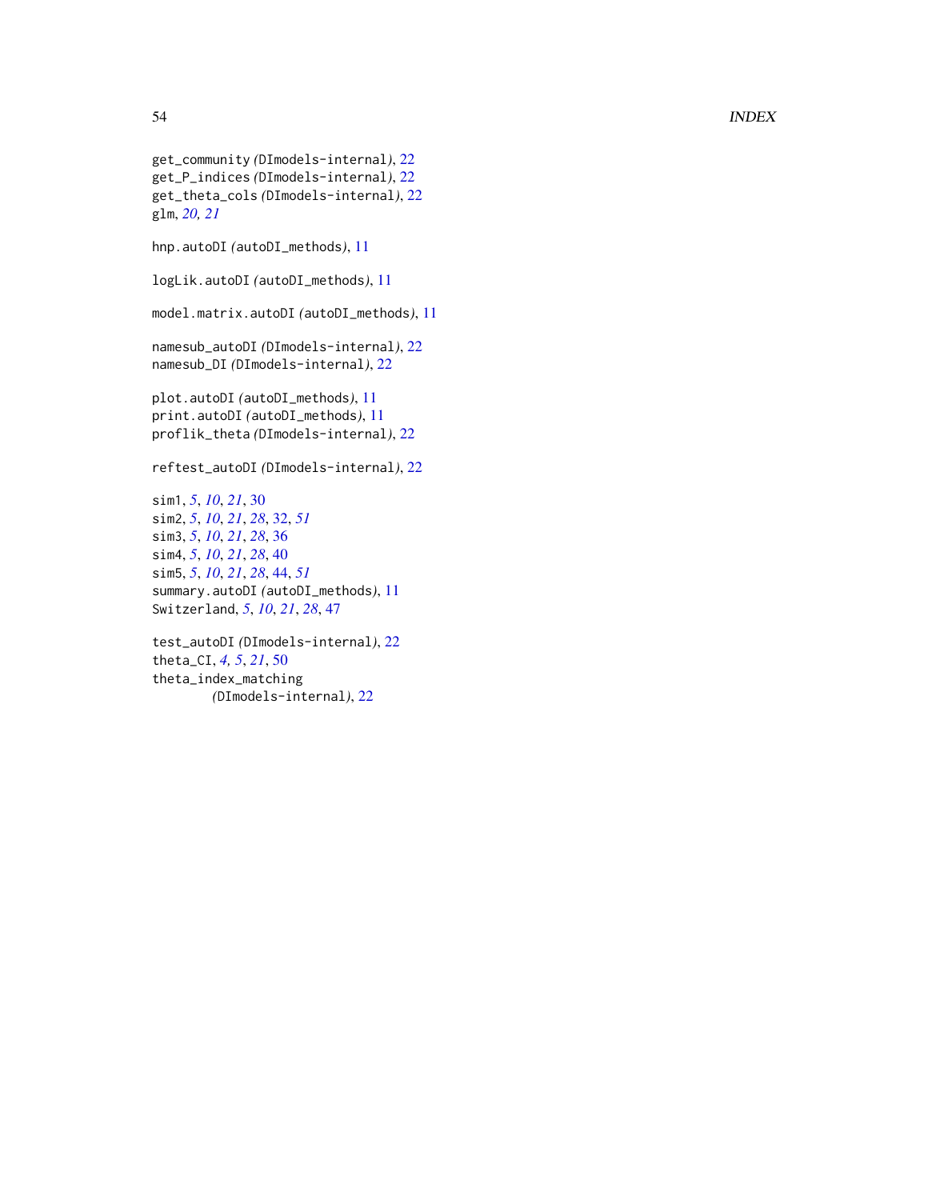get_community *(*DImodels-internal*)*, 22
get_P_indices *(*DImodels-internal*)*, 22
get_theta_cols *(*DImodels-internal*)*, 22
glm, *20, 21*

hnp.autoDI *(*autoDI_methods*)*, 11

logLik.autoDI *(*autoDI_methods*)*, 11

model.matrix.autoDI *(*autoDI_methods*)*, 11

namesub_autoDI *(*DImodels-internal*)*, 22
namesub_DI *(*DImodels-internal*)*, 22

plot.autoDI *(*autoDI_methods*)*, 11
print.autoDI *(*autoDI_methods*)*, 11
proflik_theta *(*DImodels-internal*)*, 22

reftest_autoDI *(*DImodels-internal*)*, 22

sim1, *5*, *10*, *21*, 30
sim2, *5*, *10*, *21*, *28*, 32, *51*
sim3, *5*, *10*, *21*, *28*, 36
sim4, *5*, *10*, *21*, *28*, 40
sim5, *5*, *10*, *21*, *28*, 44, *51*
summary.autoDI *(*autoDI_methods*)*, 11
Switzerland, *5*, *10*, *21*, *28*, 47

test_autoDI *(*DImodels-internal*)*, 22
theta_CI, *4, 5*, *21*, 50
theta_index_matching
*(*DImodels-internal*)*, 22